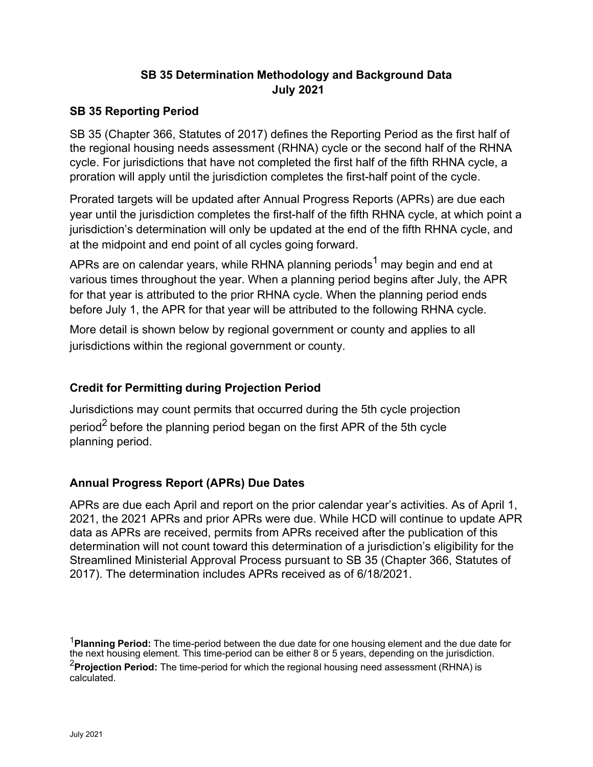# SB 35 Determination Methodology and Background Data
# July 2021

## SB 35 Reporting Period

SB 35 (Chapter 366, Statutes of 2017) defines the Reporting Period as the first half of the regional housing needs assessment (RHNA) cycle or the second half of the RHNA cycle. For jurisdictions that have not completed the first half of the fifth RHNA cycle, a proration will apply until the jurisdiction completes the first-half point of the cycle.

Prorated targets will be updated after Annual Progress Reports (APRs) are due each year until the jurisdiction completes the first-half of the fifth RHNA cycle, at which point a jurisdiction's determination will only be updated at the end of the fifth RHNA cycle, and at the midpoint and end point of all cycles going forward.

APRs are on calendar years, while RHNA planning periods[1] may begin and end at various times throughout the year. When a planning period begins after July, the APR for that year is attributed to the prior RHNA cycle. When the planning period ends before July 1, the APR for that year will be attributed to the following RHNA cycle.

More detail is shown below by regional government or county and applies to all jurisdictions within the regional government or county.

## Credit for Permitting during Projection Period

Jurisdictions may count permits that occurred during the 5th cycle projection period[2] before the planning period began on the first APR of the 5th cycle planning period.

## Annual Progress Report (APRs) Due Dates

APRs are due each April and report on the prior calendar year's activities. As of April 1, 2021, the 2021 APRs and prior APRs were due. While HCD will continue to update APR data as APRs are received, permits from APRs received after the publication of this determination will not count toward this determination of a jurisdiction's eligibility for the Streamlined Ministerial Approval Process pursuant to SB 35 (Chapter 366, Statutes of 2017). The determination includes APRs received as of 6/18/2021.

---

[1] **Planning Period:** The time-period between the due date for one housing element and the due date for the next housing element. This time-period can be either 8 or 5 years, depending on the jurisdiction.

[2] **Projection Period:** The time-period for which the regional housing need assessment (RHNA) is calculated.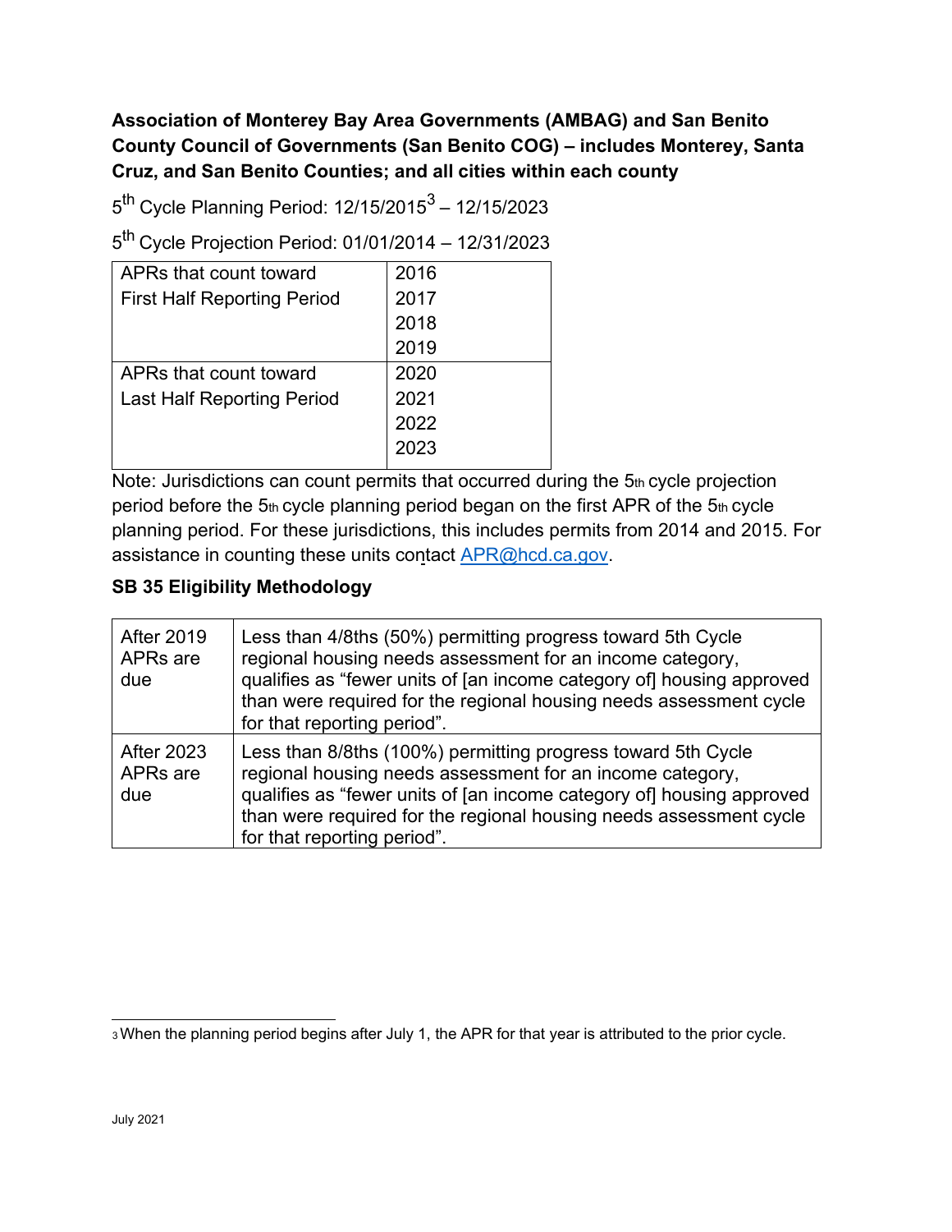**Association of Monterey Bay Area Governments (AMBAG) and San Benito County Council of Governments (San Benito COG) – includes Monterey, Santa Cruz, and San Benito Counties; and all cities within each county**

5th Cycle Planning Period: 12/15/2015[3] – 12/15/2023

5th Cycle Projection Period: 01/01/2014 – 12/31/2023

| APRs that count toward | Years |
|---|---|
| First Half Reporting Period | 2016<br>2017<br>2018<br>2019 |
| Last Half Reporting Period | 2020<br>2021<br>2022<br>2023 |

Note: Jurisdictions can count permits that occurred during the 5th cycle projection period before the 5th cycle planning period began on the first APR of the 5th cycle planning period. For these jurisdictions, this includes permits from 2014 and 2015. For assistance in counting these units contact APR@hcd.ca.gov.

**SB 35 Eligibility Methodology**

| | |
|---|---|
| After 2019 APRs are due | Less than 4/8ths (50%) permitting progress toward 5th Cycle regional housing needs assessment for an income category, qualifies as "fewer units of [an income category of] housing approved than were required for the regional housing needs assessment cycle for that reporting period". |
| After 2023 APRs are due | Less than 8/8ths (100%) permitting progress toward 5th Cycle regional housing needs assessment for an income category, qualifies as "fewer units of [an income category of] housing approved than were required for the regional housing needs assessment cycle for that reporting period". |

[3] When the planning period begins after July 1, the APR for that year is attributed to the prior cycle.

July 2021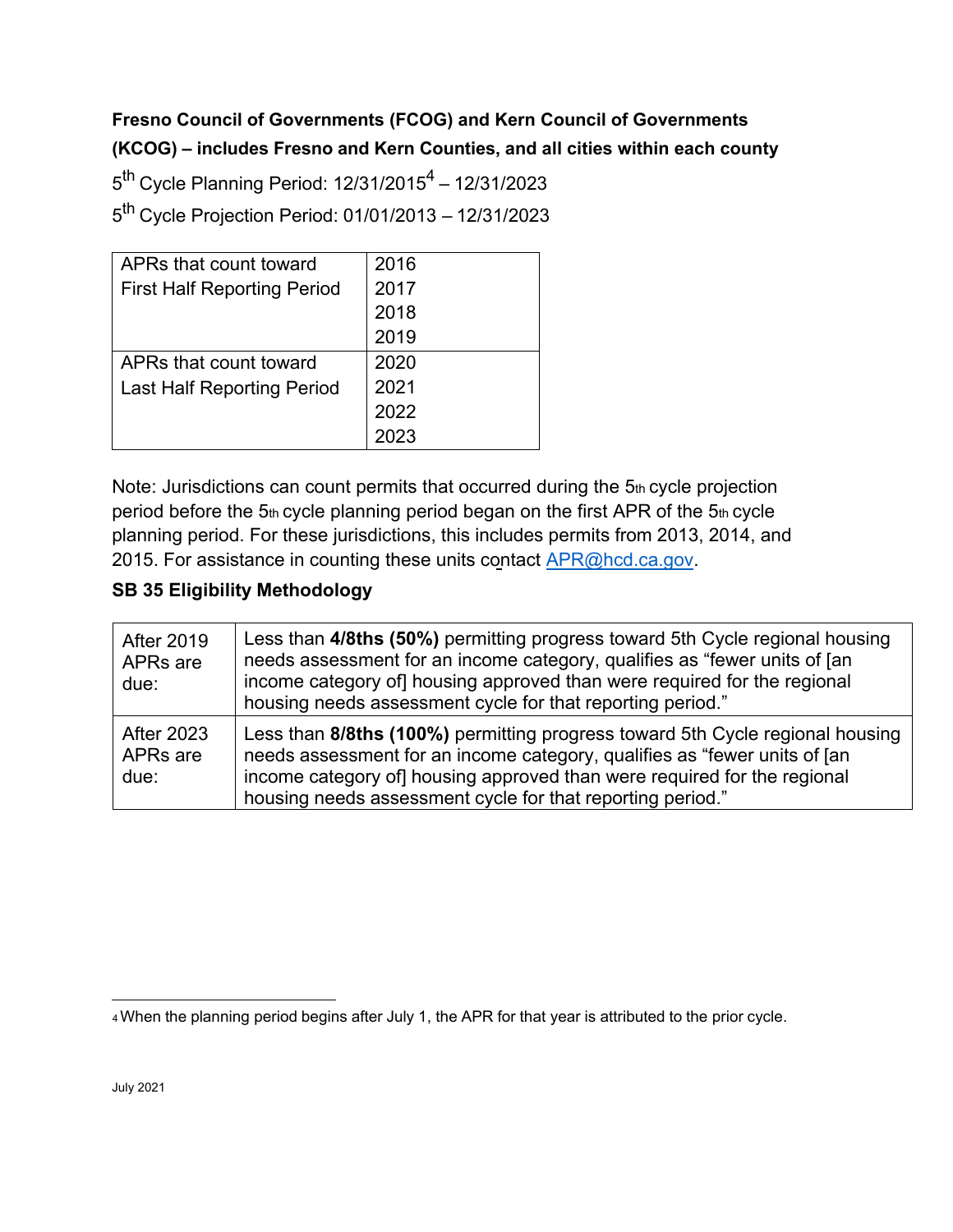**Fresno Council of Governments (FCOG) and Kern Council of Governments (KCOG) – includes Fresno and Kern Counties, and all cities within each county**

5th Cycle Planning Period: 12/31/2015[4] – 12/31/2023

5th Cycle Projection Period: 01/01/2013 – 12/31/2023

| | |
|---|---|
| APRs that count toward First Half Reporting Period | 2016<br>2017<br>2018<br>2019 |
| APRs that count toward Last Half Reporting Period | 2020<br>2021<br>2022<br>2023 |

Note: Jurisdictions can count permits that occurred during the 5th cycle projection period before the 5th cycle planning period began on the first APR of the 5th cycle planning period. For these jurisdictions, this includes permits from 2013, 2014, and 2015. For assistance in counting these units contact APR@hcd.ca.gov.

**SB 35 Eligibility Methodology**

| | |
|---|---|
| After 2019 APRs are due: | Less than **4/8ths (50%)** permitting progress toward 5th Cycle regional housing needs assessment for an income category, qualifies as "fewer units of [an income category of] housing approved than were required for the regional housing needs assessment cycle for that reporting period." |
| After 2023 APRs are due: | Less than **8/8ths (100%)** permitting progress toward 5th Cycle regional housing needs assessment for an income category, qualifies as "fewer units of [an income category of] housing approved than were required for the regional housing needs assessment cycle for that reporting period." |

[4] When the planning period begins after July 1, the APR for that year is attributed to the prior cycle.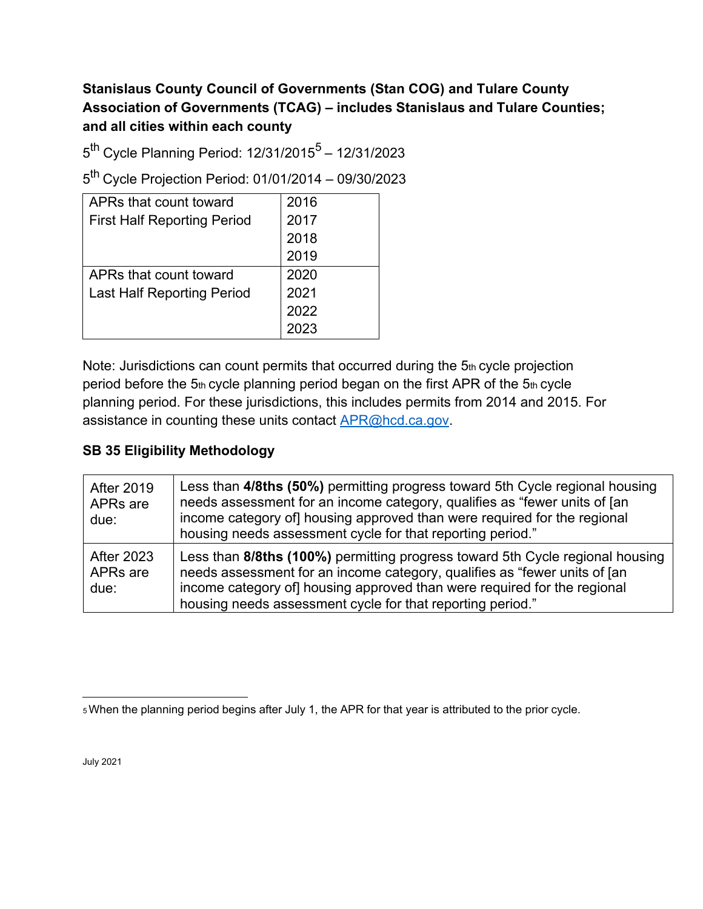**Stanislaus County Council of Governments (Stan COG) and Tulare County Association of Governments (TCAG) – includes Stanislaus and Tulare Counties; and all cities within each county**

5th Cycle Planning Period: 12/31/2015[5] – 12/31/2023

5th Cycle Projection Period: 01/01/2014 – 09/30/2023

| | |
|---|---|
| APRs that count toward First Half Reporting Period | 2016<br>2017<br>2018<br>2019 |
| APRs that count toward Last Half Reporting Period | 2020<br>2021<br>2022<br>2023 |

Note: Jurisdictions can count permits that occurred during the 5th cycle projection period before the 5th cycle planning period began on the first APR of the 5th cycle planning period. For these jurisdictions, this includes permits from 2014 and 2015. For assistance in counting these units contact APR@hcd.ca.gov.

**SB 35 Eligibility Methodology**

| | |
|---|---|
| After 2019 APRs are due: | Less than **4/8ths (50%)** permitting progress toward 5th Cycle regional housing needs assessment for an income category, qualifies as "fewer units of [an income category of] housing approved than were required for the regional housing needs assessment cycle for that reporting period." |
| After 2023 APRs are due: | Less than **8/8ths (100%)** permitting progress toward 5th Cycle regional housing needs assessment for an income category, qualifies as "fewer units of [an income category of] housing approved than were required for the regional housing needs assessment cycle for that reporting period." |

[5] When the planning period begins after July 1, the APR for that year is attributed to the prior cycle.

July 2021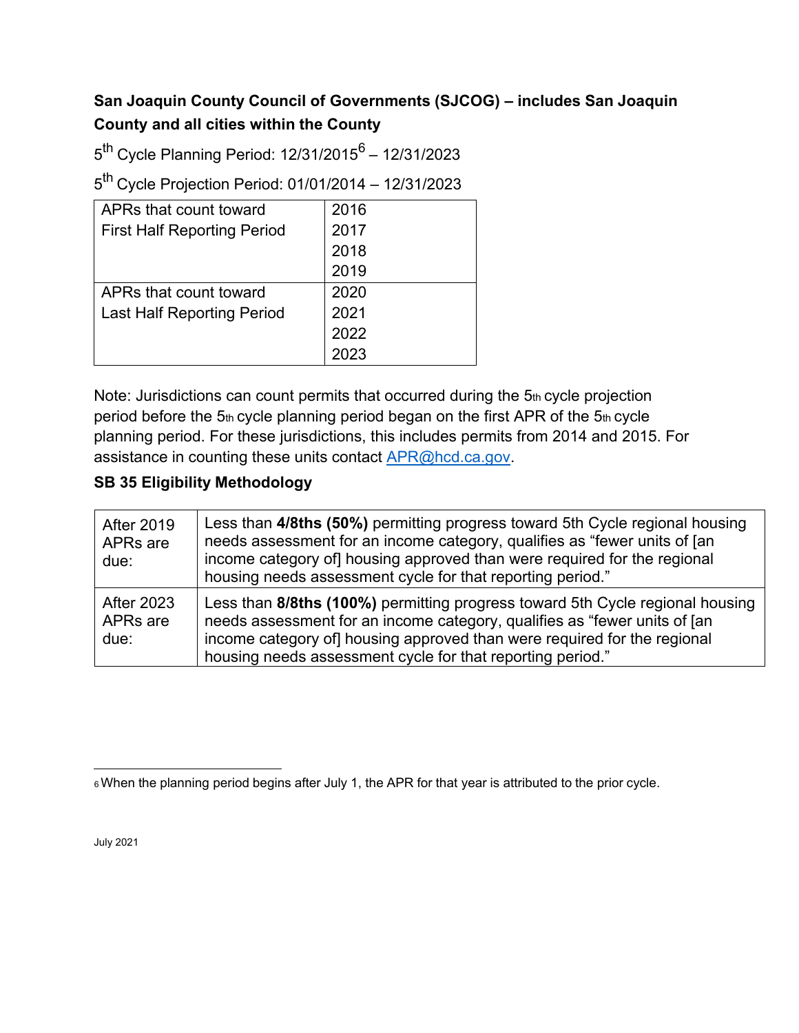**San Joaquin County Council of Governments (SJCOG) – includes San Joaquin County and all cities within the County**

$5^{th}$ Cycle Planning Period: 12/31/2015[6] – 12/31/2023

$5^{th}$ Cycle Projection Period: 01/01/2014 – 12/31/2023

| | |
|---|---|
| APRs that count toward First Half Reporting Period | 2016<br>2017<br>2018<br>2019 |
| APRs that count toward Last Half Reporting Period | 2020<br>2021<br>2022<br>2023 |

Note: Jurisdictions can count permits that occurred during the 5th cycle projection period before the 5th cycle planning period began on the first APR of the 5th cycle planning period. For these jurisdictions, this includes permits from 2014 and 2015. For assistance in counting these units contact APR@hcd.ca.gov.

**SB 35 Eligibility Methodology**

| | |
|---|---|
| After 2019 APRs are due: | Less than **4/8ths (50%)** permitting progress toward 5th Cycle regional housing needs assessment for an income category, qualifies as "fewer units of [an income category of] housing approved than were required for the regional housing needs assessment cycle for that reporting period." |
| After 2023 APRs are due: | Less than **8/8ths (100%)** permitting progress toward 5th Cycle regional housing needs assessment for an income category, qualifies as "fewer units of [an income category of] housing approved than were required for the regional housing needs assessment cycle for that reporting period." |

[6] When the planning period begins after July 1, the APR for that year is attributed to the prior cycle.

July 2021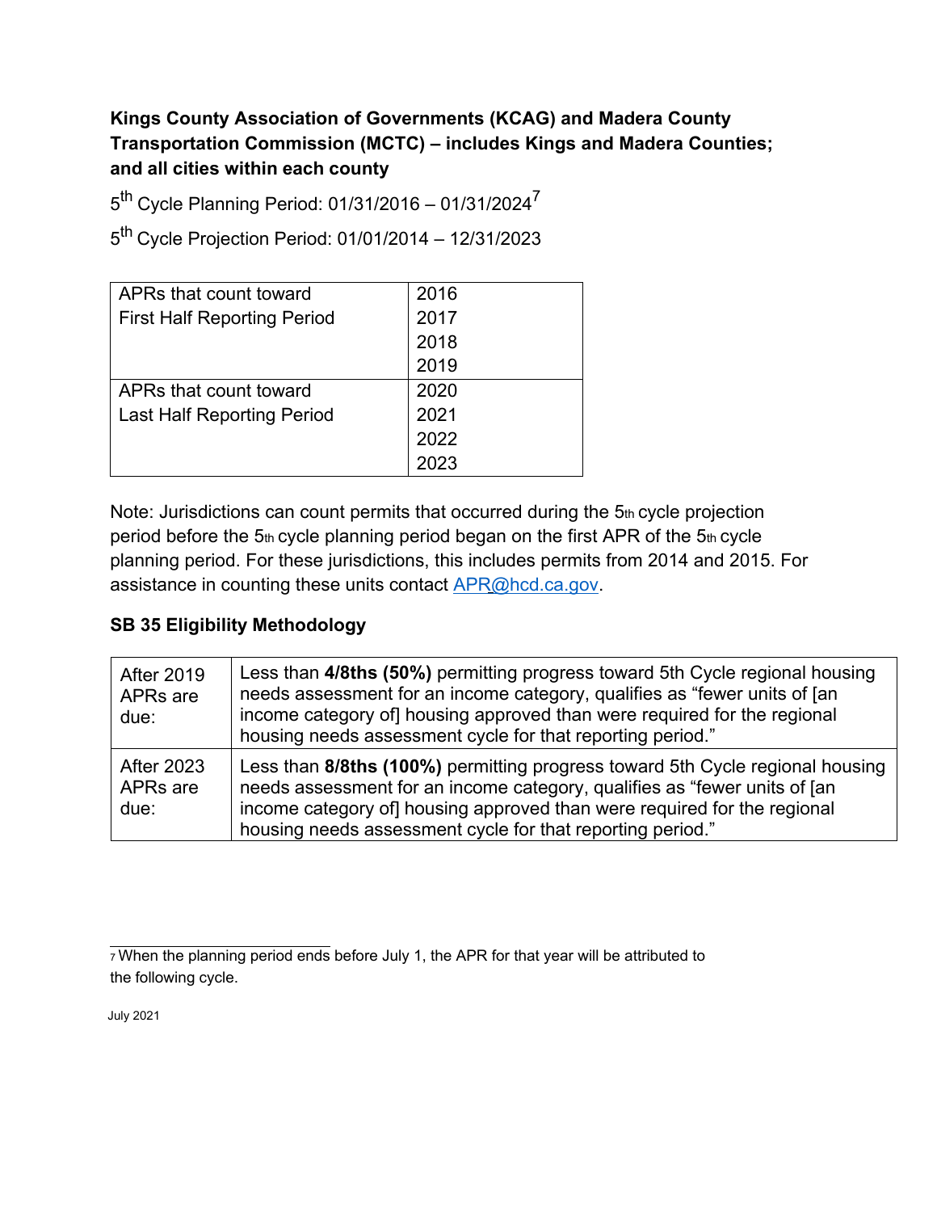**Kings County Association of Governments (KCAG) and Madera County Transportation Commission (MCTC) – includes Kings and Madera Counties; and all cities within each county**

5th Cycle Planning Period: 01/31/2016 – 01/31/2024[7]

5th Cycle Projection Period: 01/01/2014 – 12/31/2023

| APRs that count toward First Half Reporting Period | 2016 |
|---|---|
| | 2017 |
| | 2018 |
| | 2019 |
| APRs that count toward Last Half Reporting Period | 2020 |
| | 2021 |
| | 2022 |
| | 2023 |

Note: Jurisdictions can count permits that occurred during the 5th cycle projection period before the 5th cycle planning period began on the first APR of the 5th cycle planning period. For these jurisdictions, this includes permits from 2014 and 2015. For assistance in counting these units contact APR@hcd.ca.gov.

**SB 35 Eligibility Methodology**

| After 2019 APRs are due: | Less than **4/8ths (50%)** permitting progress toward 5th Cycle regional housing needs assessment for an income category, qualifies as "fewer units of [an income category of] housing approved than were required for the regional housing needs assessment cycle for that reporting period." |
|---|---|
| After 2023 APRs are due: | Less than **8/8ths (100%)** permitting progress toward 5th Cycle regional housing needs assessment for an income category, qualifies as "fewer units of [an income category of] housing approved than were required for the regional housing needs assessment cycle for that reporting period." |

[7] When the planning period ends before July 1, the APR for that year will be attributed to the following cycle.

July 2021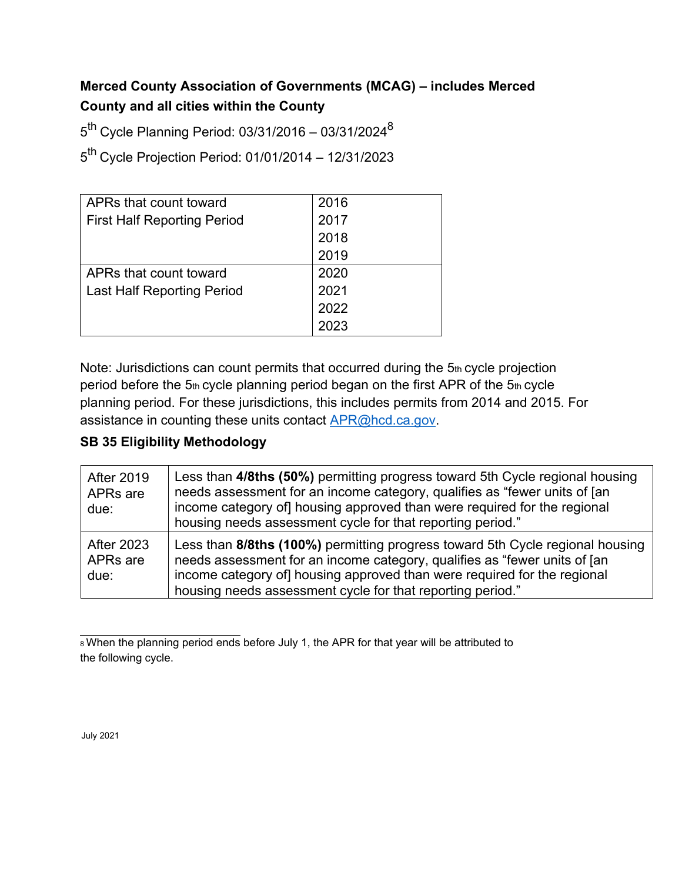**Merced County Association of Governments (MCAG) – includes Merced County and all cities within the County**

5th Cycle Planning Period: 03/31/2016 – 03/31/2024[8]

5th Cycle Projection Period: 01/01/2014 – 12/31/2023

| | |
|---|---|
| APRs that count toward First Half Reporting Period | 2016<br>2017<br>2018<br>2019 |
| APRs that count toward Last Half Reporting Period | 2020<br>2021<br>2022<br>2023 |

Note: Jurisdictions can count permits that occurred during the 5th cycle projection period before the 5th cycle planning period began on the first APR of the 5th cycle planning period. For these jurisdictions, this includes permits from 2014 and 2015. For assistance in counting these units contact APR@hcd.ca.gov.

**SB 35 Eligibility Methodology**

| | |
|---|---|
| After 2019 APRs are due: | Less than **4/8ths (50%)** permitting progress toward 5th Cycle regional housing needs assessment for an income category, qualifies as "fewer units of [an income category of] housing approved than were required for the regional housing needs assessment cycle for that reporting period." |
| After 2023 APRs are due: | Less than **8/8ths (100%)** permitting progress toward 5th Cycle regional housing needs assessment for an income category, qualifies as "fewer units of [an income category of] housing approved than were required for the regional housing needs assessment cycle for that reporting period." |

[8] When the planning period ends before July 1, the APR for that year will be attributed to the following cycle.

July 2021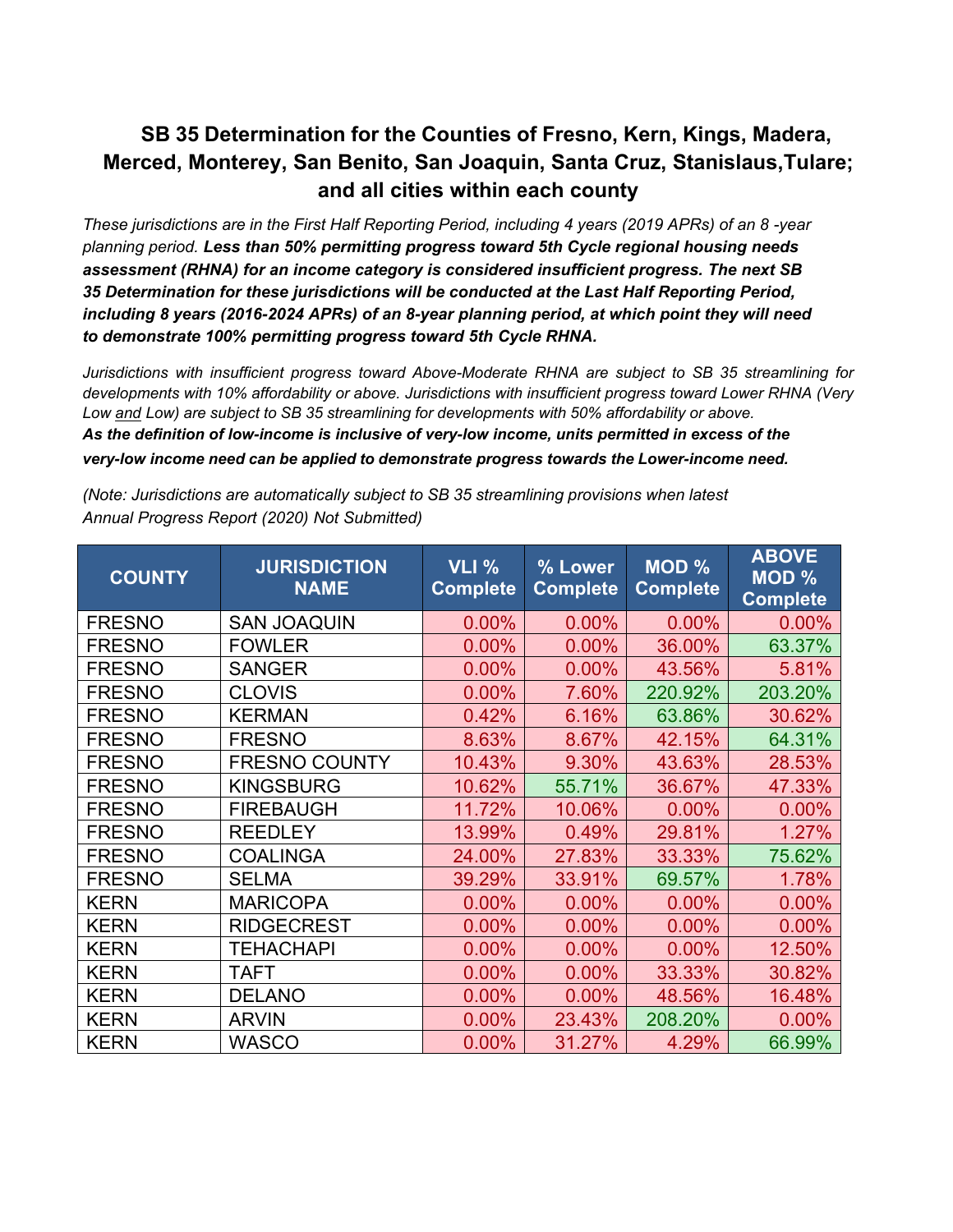## SB 35 Determination for the Counties of Fresno, Kern, Kings, Madera, Merced, Monterey, San Benito, San Joaquin, Santa Cruz, Stanislaus,Tulare; and all cities within each county

*These jurisdictions are in the First Half Reporting Period, including 4 years (2019 APRs) of an 8 -year planning period.* ***Less than 50% permitting progress toward 5th Cycle regional housing needs assessment (RHNA) for an income category is considered insufficient progress. The next SB 35 Determination for these jurisdictions will be conducted at the Last Half Reporting Period, including 8 years (2016-2024 APRs) of an 8-year planning period, at which point they will need to demonstrate 100% permitting progress toward 5th Cycle RHNA.***

*Jurisdictions with insufficient progress toward Above-Moderate RHNA are subject to SB 35 streamlining for developments with 10% affordability or above. Jurisdictions with insufficient progress toward Lower RHNA (Very Low and Low) are subject to SB 35 streamlining for developments with 50% affordability or above.*
***As the definition of low-income is inclusive of very-low income, units permitted in excess of the very-low income need can be applied to demonstrate progress towards the Lower-income need.***

*(Note: Jurisdictions are automatically subject to SB 35 streamlining provisions when latest Annual Progress Report (2020) Not Submitted)*

| COUNTY | JURISDICTION NAME | VLI % Complete | % Lower Complete | MOD % Complete | ABOVE MOD % Complete |
|---|---|---|---|---|---|
| FRESNO | SAN JOAQUIN | 0.00% | 0.00% | 0.00% | 0.00% |
| FRESNO | FOWLER | 0.00% | 0.00% | 36.00% | 63.37% |
| FRESNO | SANGER | 0.00% | 0.00% | 43.56% | 5.81% |
| FRESNO | CLOVIS | 0.00% | 7.60% | 220.92% | 203.20% |
| FRESNO | KERMAN | 0.42% | 6.16% | 63.86% | 30.62% |
| FRESNO | FRESNO | 8.63% | 8.67% | 42.15% | 64.31% |
| FRESNO | FRESNO COUNTY | 10.43% | 9.30% | 43.63% | 28.53% |
| FRESNO | KINGSBURG | 10.62% | 55.71% | 36.67% | 47.33% |
| FRESNO | FIREBAUGH | 11.72% | 10.06% | 0.00% | 0.00% |
| FRESNO | REEDLEY | 13.99% | 0.49% | 29.81% | 1.27% |
| FRESNO | COALINGA | 24.00% | 27.83% | 33.33% | 75.62% |
| FRESNO | SELMA | 39.29% | 33.91% | 69.57% | 1.78% |
| KERN | MARICOPA | 0.00% | 0.00% | 0.00% | 0.00% |
| KERN | RIDGECREST | 0.00% | 0.00% | 0.00% | 0.00% |
| KERN | TEHACHAPI | 0.00% | 0.00% | 0.00% | 12.50% |
| KERN | TAFT | 0.00% | 0.00% | 33.33% | 30.82% |
| KERN | DELANO | 0.00% | 0.00% | 48.56% | 16.48% |
| KERN | ARVIN | 0.00% | 23.43% | 208.20% | 0.00% |
| KERN | WASCO | 0.00% | 31.27% | 4.29% | 66.99% |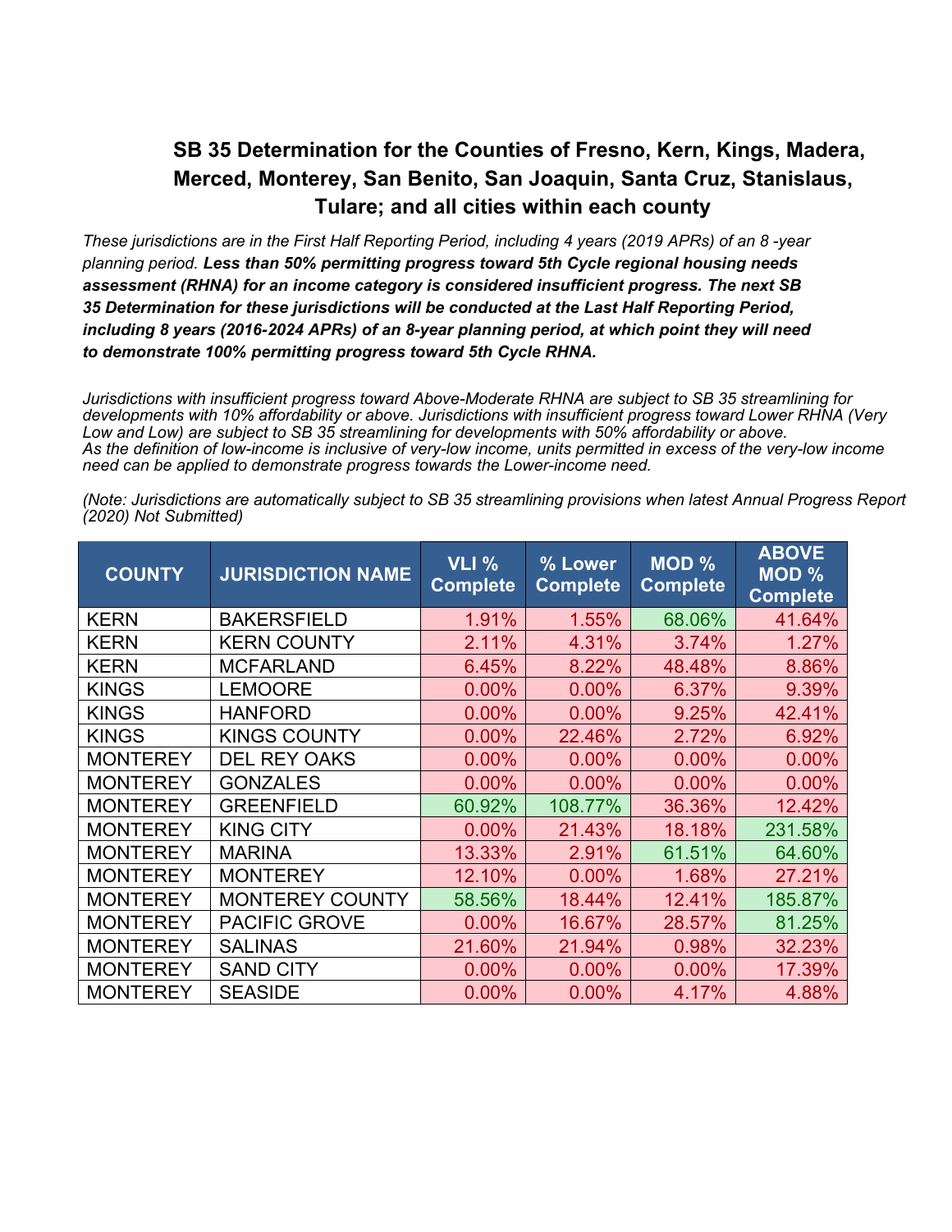## SB 35 Determination for the Counties of Fresno, Kern, Kings, Madera, Merced, Monterey, San Benito, San Joaquin, Santa Cruz, Stanislaus, Tulare; and all cities within each county

*These jurisdictions are in the First Half Reporting Period, including 4 years (2019 APRs) of an 8 -year planning period.* ***Less than 50% permitting progress toward 5th Cycle regional housing needs assessment (RHNA) for an income category is considered insufficient progress. The next SB 35 Determination for these jurisdictions will be conducted at the Last Half Reporting Period, including 8 years (2016-2024 APRs) of an 8-year planning period, at which point they will need to demonstrate 100% permitting progress toward 5th Cycle RHNA.***

*Jurisdictions with insufficient progress toward Above-Moderate RHNA are subject to SB 35 streamlining for developments with 10% affordability or above. Jurisdictions with insufficient progress toward Lower RHNA (Very Low and Low) are subject to SB 35 streamlining for developments with 50% affordability or above. As the definition of low-income is inclusive of very-low income, units permitted in excess of the very-low income need can be applied to demonstrate progress towards the Lower-income need.*

*(Note: Jurisdictions are automatically subject to SB 35 streamlining provisions when latest Annual Progress Report (2020) Not Submitted)*

| COUNTY | JURISDICTION NAME | VLI % Complete | % Lower Complete | MOD % Complete | ABOVE MOD % Complete |
|---|---|---|---|---|---|
| KERN | BAKERSFIELD | 1.91% | 1.55% | 68.06% | 41.64% |
| KERN | KERN COUNTY | 2.11% | 4.31% | 3.74% | 1.27% |
| KERN | MCFARLAND | 6.45% | 8.22% | 48.48% | 8.86% |
| KINGS | LEMOORE | 0.00% | 0.00% | 6.37% | 9.39% |
| KINGS | HANFORD | 0.00% | 0.00% | 9.25% | 42.41% |
| KINGS | KINGS COUNTY | 0.00% | 22.46% | 2.72% | 6.92% |
| MONTEREY | DEL REY OAKS | 0.00% | 0.00% | 0.00% | 0.00% |
| MONTEREY | GONZALES | 0.00% | 0.00% | 0.00% | 0.00% |
| MONTEREY | GREENFIELD | 60.92% | 108.77% | 36.36% | 12.42% |
| MONTEREY | KING CITY | 0.00% | 21.43% | 18.18% | 231.58% |
| MONTEREY | MARINA | 13.33% | 2.91% | 61.51% | 64.60% |
| MONTEREY | MONTEREY | 12.10% | 0.00% | 1.68% | 27.21% |
| MONTEREY | MONTEREY COUNTY | 58.56% | 18.44% | 12.41% | 185.87% |
| MONTEREY | PACIFIC GROVE | 0.00% | 16.67% | 28.57% | 81.25% |
| MONTEREY | SALINAS | 21.60% | 21.94% | 0.98% | 32.23% |
| MONTEREY | SAND CITY | 0.00% | 0.00% | 0.00% | 17.39% |
| MONTEREY | SEASIDE | 0.00% | 0.00% | 4.17% | 4.88% |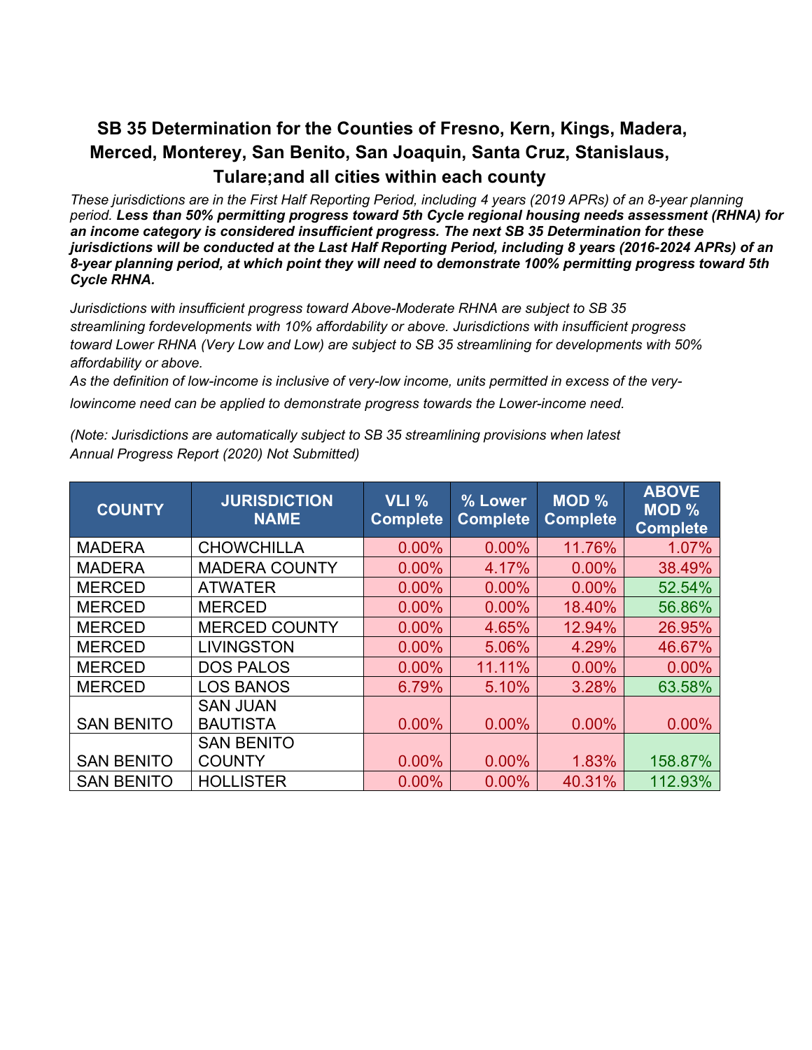## SB 35 Determination for the Counties of Fresno, Kern, Kings, Madera, Merced, Monterey, San Benito, San Joaquin, Santa Cruz, Stanislaus, Tulare;and all cities within each county

*These jurisdictions are in the First Half Reporting Period, including 4 years (2019 APRs) of an 8-year planning period.* ***Less than 50% permitting progress toward 5th Cycle regional housing needs assessment (RHNA) for an income category is considered insufficient progress. The next SB 35 Determination for these jurisdictions will be conducted at the Last Half Reporting Period, including 8 years (2016-2024 APRs) of an 8-year planning period, at which point they will need to demonstrate 100% permitting progress toward 5th Cycle RHNA.***

*Jurisdictions with insufficient progress toward Above-Moderate RHNA are subject to SB 35 streamlining fordevelopments with 10% affordability or above. Jurisdictions with insufficient progress toward Lower RHNA (Very Low and Low) are subject to SB 35 streamlining for developments with 50% affordability or above.*
*As the definition of low-income is inclusive of very-low income, units permitted in excess of the very-lowincome need can be applied to demonstrate progress towards the Lower-income need.*

*(Note: Jurisdictions are automatically subject to SB 35 streamlining provisions when latest Annual Progress Report (2020) Not Submitted)*

| COUNTY | JURISDICTION NAME | VLI % Complete | % Lower Complete | MOD % Complete | ABOVE MOD % Complete |
|---|---|---|---|---|---|
| MADERA | CHOWCHILLA | 0.00% | 0.00% | 11.76% | 1.07% |
| MADERA | MADERA COUNTY | 0.00% | 4.17% | 0.00% | 38.49% |
| MERCED | ATWATER | 0.00% | 0.00% | 0.00% | 52.54% |
| MERCED | MERCED | 0.00% | 0.00% | 18.40% | 56.86% |
| MERCED | MERCED COUNTY | 0.00% | 4.65% | 12.94% | 26.95% |
| MERCED | LIVINGSTON | 0.00% | 5.06% | 4.29% | 46.67% |
| MERCED | DOS PALOS | 0.00% | 11.11% | 0.00% | 0.00% |
| MERCED | LOS BANOS | 6.79% | 5.10% | 3.28% | 63.58% |
| SAN BENITO | SAN JUAN BAUTISTA | 0.00% | 0.00% | 0.00% | 0.00% |
| SAN BENITO | SAN BENITO COUNTY | 0.00% | 0.00% | 1.83% | 158.87% |
| SAN BENITO | HOLLISTER | 0.00% | 0.00% | 40.31% | 112.93% |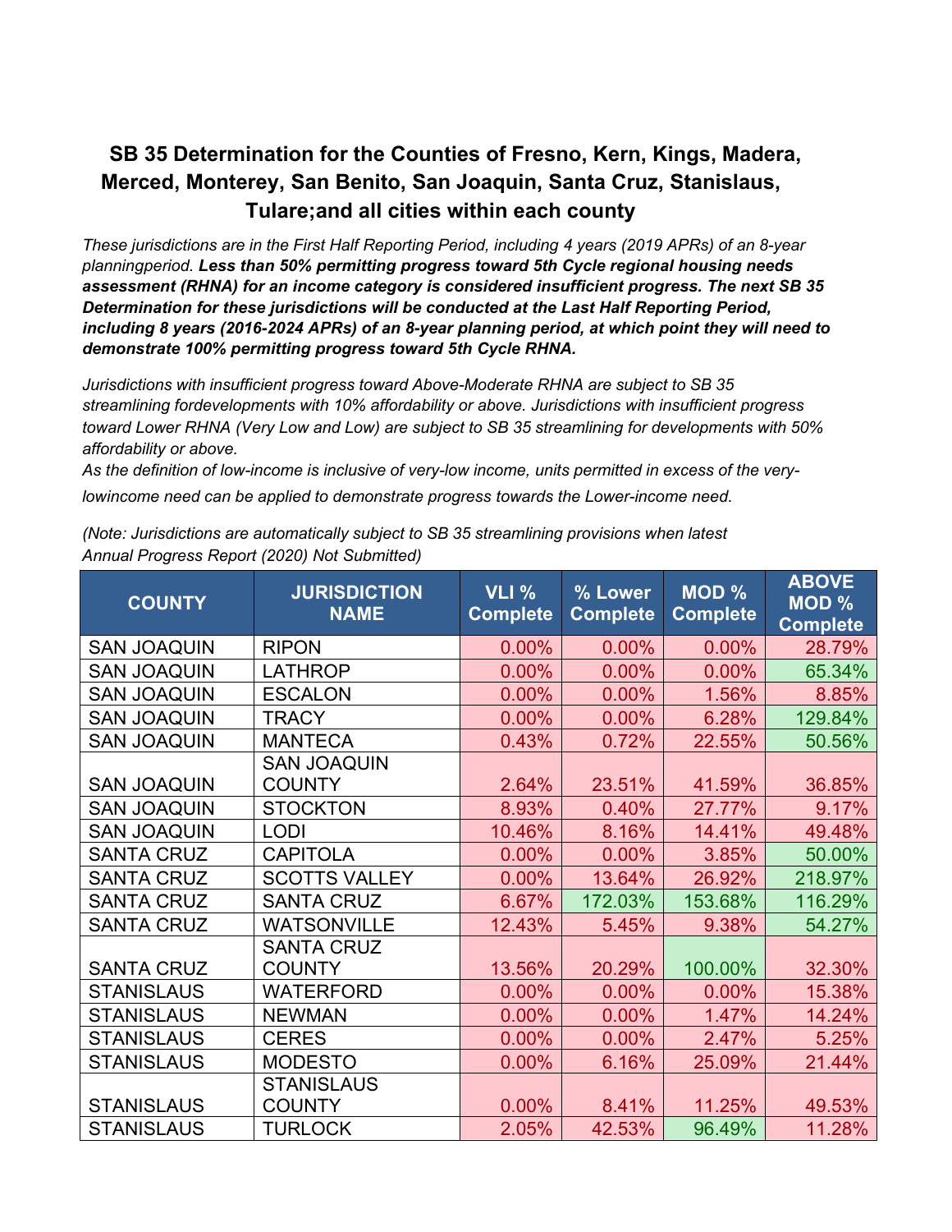## SB 35 Determination for the Counties of Fresno, Kern, Kings, Madera, Merced, Monterey, San Benito, San Joaquin, Santa Cruz, Stanislaus, Tulare;and all cities within each county

*These jurisdictions are in the First Half Reporting Period, including 4 years (2019 APRs) of an 8-year planningperiod.* ***Less than 50% permitting progress toward 5th Cycle regional housing needs assessment (RHNA) for an income category is considered insufficient progress. The next SB 35 Determination for these jurisdictions will be conducted at the Last Half Reporting Period, including 8 years (2016-2024 APRs) of an 8-year planning period, at which point they will need to demonstrate 100% permitting progress toward 5th Cycle RHNA.***

*Jurisdictions with insufficient progress toward Above-Moderate RHNA are subject to SB 35 streamlining fordevelopments with 10% affordability or above. Jurisdictions with insufficient progress toward Lower RHNA (Very Low and Low) are subject to SB 35 streamlining for developments with 50% affordability or above.*
*As the definition of low-income is inclusive of very-low income, units permitted in excess of the very-lowincome need can be applied to demonstrate progress towards the Lower-income need.*

*(Note: Jurisdictions are automatically subject to SB 35 streamlining provisions when latest Annual Progress Report (2020) Not Submitted)*

| COUNTY | JURISDICTION NAME | VLI % Complete | % Lower Complete | MOD % Complete | ABOVE MOD % Complete |
|---|---|---|---|---|---|
| SAN JOAQUIN | RIPON | 0.00% | 0.00% | 0.00% | 28.79% |
| SAN JOAQUIN | LATHROP | 0.00% | 0.00% | 0.00% | 65.34% |
| SAN JOAQUIN | ESCALON | 0.00% | 0.00% | 1.56% | 8.85% |
| SAN JOAQUIN | TRACY | 0.00% | 0.00% | 6.28% | 129.84% |
| SAN JOAQUIN | MANTECA | 0.43% | 0.72% | 22.55% | 50.56% |
| SAN JOAQUIN | SAN JOAQUIN COUNTY | 2.64% | 23.51% | 41.59% | 36.85% |
| SAN JOAQUIN | STOCKTON | 8.93% | 0.40% | 27.77% | 9.17% |
| SAN JOAQUIN | LODI | 10.46% | 8.16% | 14.41% | 49.48% |
| SANTA CRUZ | CAPITOLA | 0.00% | 0.00% | 3.85% | 50.00% |
| SANTA CRUZ | SCOTTS VALLEY | 0.00% | 13.64% | 26.92% | 218.97% |
| SANTA CRUZ | SANTA CRUZ | 6.67% | 172.03% | 153.68% | 116.29% |
| SANTA CRUZ | WATSONVILLE | 12.43% | 5.45% | 9.38% | 54.27% |
| SANTA CRUZ | SANTA CRUZ COUNTY | 13.56% | 20.29% | 100.00% | 32.30% |
| STANISLAUS | WATERFORD | 0.00% | 0.00% | 0.00% | 15.38% |
| STANISLAUS | NEWMAN | 0.00% | 0.00% | 1.47% | 14.24% |
| STANISLAUS | CERES | 0.00% | 0.00% | 2.47% | 5.25% |
| STANISLAUS | MODESTO | 0.00% | 6.16% | 25.09% | 21.44% |
| STANISLAUS | STANISLAUS COUNTY | 0.00% | 8.41% | 11.25% | 49.53% |
| STANISLAUS | TURLOCK | 2.05% | 42.53% | 96.49% | 11.28% |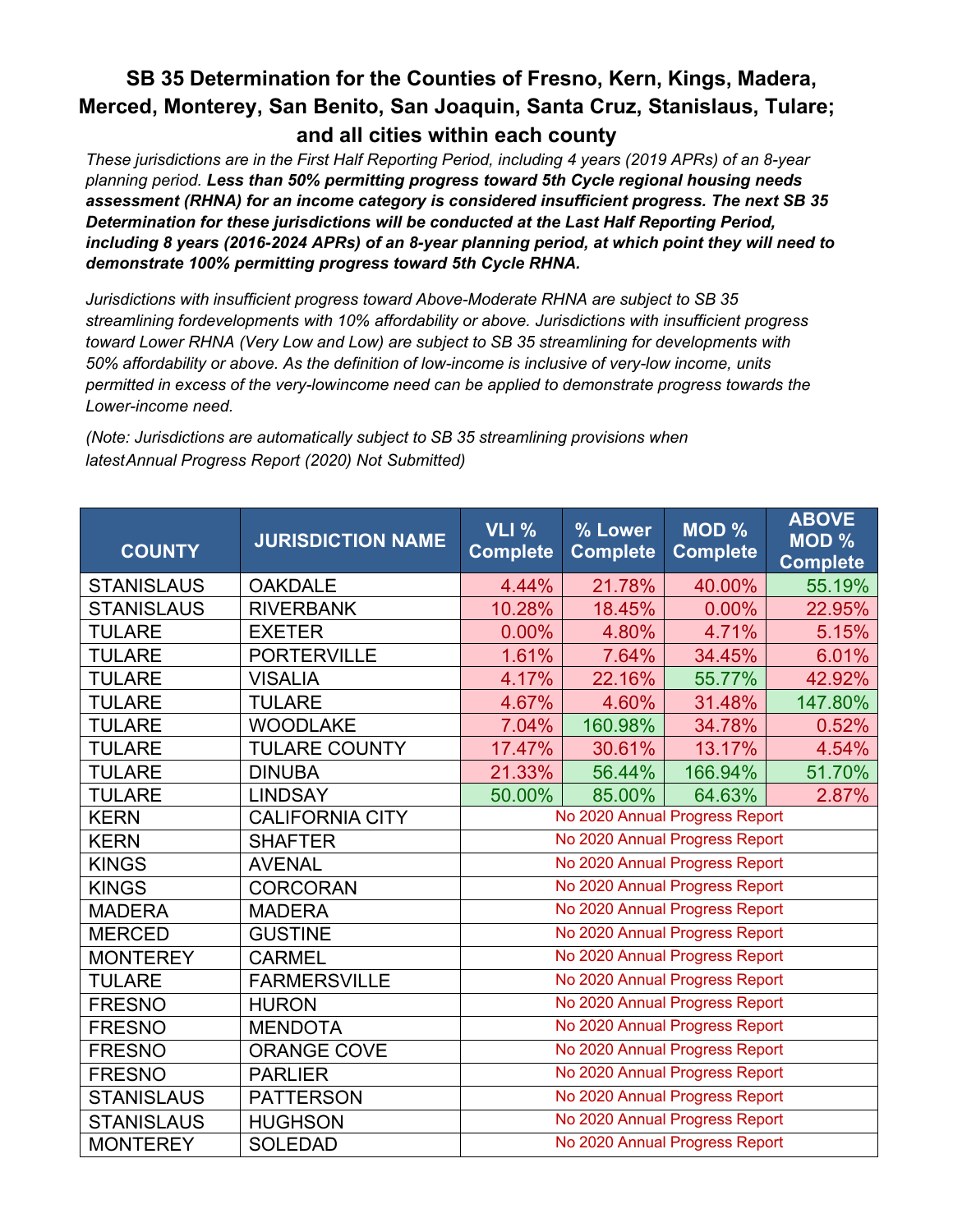# SB 35 Determination for the Counties of Fresno, Kern, Kings, Madera, Merced, Monterey, San Benito, San Joaquin, Santa Cruz, Stanislaus, Tulare; and all cities within each county

*These jurisdictions are in the First Half Reporting Period, including 4 years (2019 APRs) of an 8-year planning period.* ***Less than 50% permitting progress toward 5th Cycle regional housing needs assessment (RHNA) for an income category is considered insufficient progress. The next SB 35 Determination for these jurisdictions will be conducted at the Last Half Reporting Period, including 8 years (2016-2024 APRs) of an 8-year planning period, at which point they will need to demonstrate 100% permitting progress toward 5th Cycle RHNA.***

*Jurisdictions with insufficient progress toward Above-Moderate RHNA are subject to SB 35 streamlining fordevelopments with 10% affordability or above. Jurisdictions with insufficient progress toward Lower RHNA (Very Low and Low) are subject to SB 35 streamlining for developments with 50% affordability or above. As the definition of low-income is inclusive of very-low income, units permitted in excess of the very-lowincome need can be applied to demonstrate progress towards the Lower-income need.*

*(Note: Jurisdictions are automatically subject to SB 35 streamlining provisions when latestAnnual Progress Report (2020) Not Submitted)*

| COUNTY | JURISDICTION NAME | VLI % Complete | % Lower Complete | MOD % Complete | ABOVE MOD % Complete |
|---|---|---|---|---|---|
| STANISLAUS | OAKDALE | 4.44% | 21.78% | 40.00% | 55.19% |
| STANISLAUS | RIVERBANK | 10.28% | 18.45% | 0.00% | 22.95% |
| TULARE | EXETER | 0.00% | 4.80% | 4.71% | 5.15% |
| TULARE | PORTERVILLE | 1.61% | 7.64% | 34.45% | 6.01% |
| TULARE | VISALIA | 4.17% | 22.16% | 55.77% | 42.92% |
| TULARE | TULARE | 4.67% | 4.60% | 31.48% | 147.80% |
| TULARE | WOODLAKE | 7.04% | 160.98% | 34.78% | 0.52% |
| TULARE | TULARE COUNTY | 17.47% | 30.61% | 13.17% | 4.54% |
| TULARE | DINUBA | 21.33% | 56.44% | 166.94% | 51.70% |
| TULARE | LINDSAY | 50.00% | 85.00% | 64.63% | 2.87% |
| KERN | CALIFORNIA CITY | No 2020 Annual Progress Report | | | |
| KERN | SHAFTER | No 2020 Annual Progress Report | | | |
| KINGS | AVENAL | No 2020 Annual Progress Report | | | |
| KINGS | CORCORAN | No 2020 Annual Progress Report | | | |
| MADERA | MADERA | No 2020 Annual Progress Report | | | |
| MERCED | GUSTINE | No 2020 Annual Progress Report | | | |
| MONTEREY | CARMEL | No 2020 Annual Progress Report | | | |
| TULARE | FARMERSVILLE | No 2020 Annual Progress Report | | | |
| FRESNO | HURON | No 2020 Annual Progress Report | | | |
| FRESNO | MENDOTA | No 2020 Annual Progress Report | | | |
| FRESNO | ORANGE COVE | No 2020 Annual Progress Report | | | |
| FRESNO | PARLIER | No 2020 Annual Progress Report | | | |
| STANISLAUS | PATTERSON | No 2020 Annual Progress Report | | | |
| STANISLAUS | HUGHSON | No 2020 Annual Progress Report | | | |
| MONTEREY | SOLEDAD | No 2020 Annual Progress Report | | | |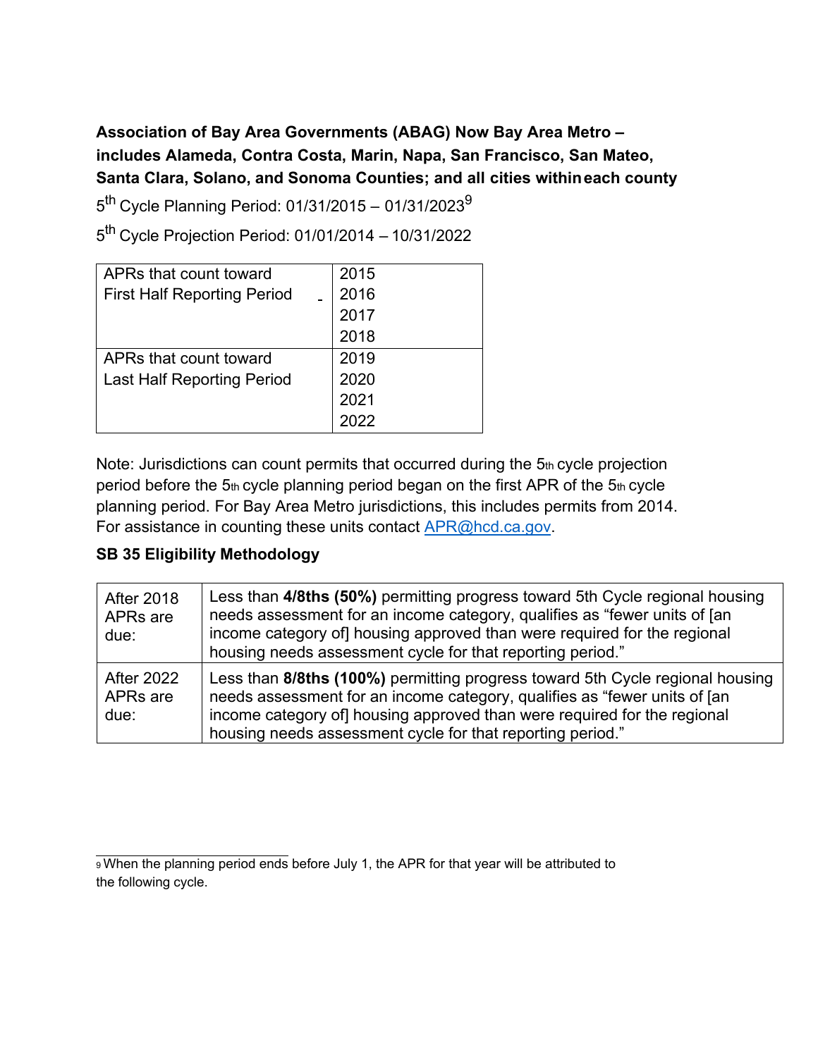**Association of Bay Area Governments (ABAG) Now Bay Area Metro – includes Alameda, Contra Costa, Marin, Napa, San Francisco, San Mateo, Santa Clara, Solano, and Sonoma Counties; and all cities within each county**

5th Cycle Planning Period: 01/31/2015 – 01/31/2023[9]

5th Cycle Projection Period: 01/01/2014 – 10/31/2022

| APRs that count toward First Half Reporting Period | 2015<br>2016<br>2017<br>2018 |
|---|---|
| APRs that count toward Last Half Reporting Period | 2019<br>2020<br>2021<br>2022 |

Note: Jurisdictions can count permits that occurred during the 5th cycle projection period before the 5th cycle planning period began on the first APR of the 5th cycle planning period. For Bay Area Metro jurisdictions, this includes permits from 2014. For assistance in counting these units contact APR@hcd.ca.gov.

**SB 35 Eligibility Methodology**

| After 2018 APRs are due: | Less than **4/8ths (50%)** permitting progress toward 5th Cycle regional housing needs assessment for an income category, qualifies as "fewer units of [an income category of] housing approved than were required for the regional housing needs assessment cycle for that reporting period." |
|---|---|
| After 2022 APRs are due: | Less than **8/8ths (100%)** permitting progress toward 5th Cycle regional housing needs assessment for an income category, qualifies as "fewer units of [an income category of] housing approved than were required for the regional housing needs assessment cycle for that reporting period." |

[9] When the planning period ends before July 1, the APR for that year will be attributed to the following cycle.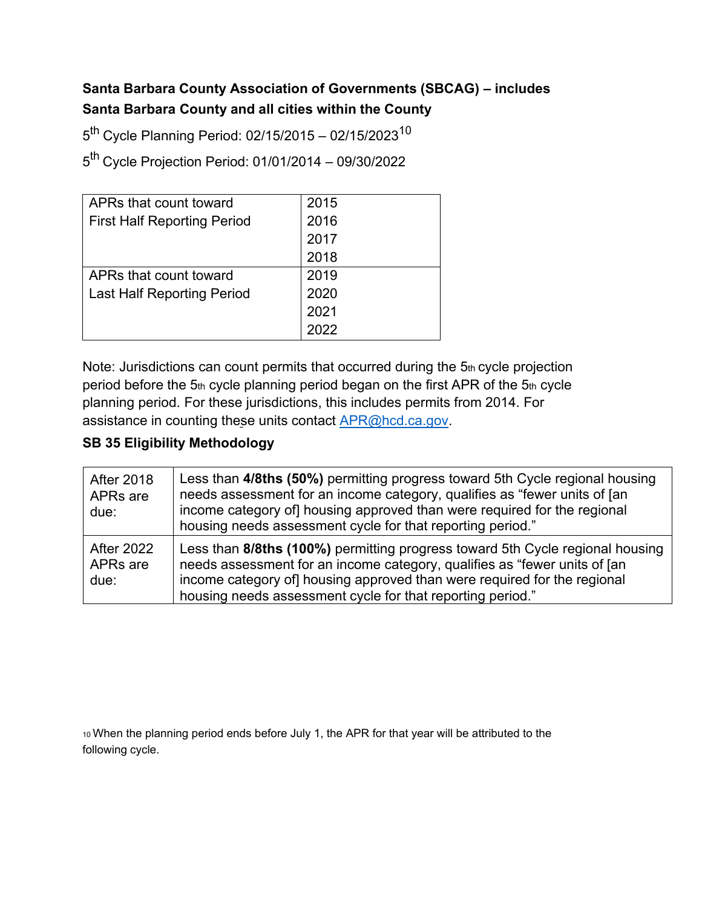**Santa Barbara County Association of Governments (SBCAG) – includes Santa Barbara County and all cities within the County**

5th Cycle Planning Period: 02/15/2015 – 02/15/2023[10]

5th Cycle Projection Period: 01/01/2014 – 09/30/2022

| | |
|---|---|
| APRs that count toward First Half Reporting Period | 2015<br>2016<br>2017<br>2018 |
| APRs that count toward Last Half Reporting Period | 2019<br>2020<br>2021<br>2022 |

Note: Jurisdictions can count permits that occurred during the 5th cycle projection period before the 5th cycle planning period began on the first APR of the 5th cycle planning period. For these jurisdictions, this includes permits from 2014. For assistance in counting these units contact APR@hcd.ca.gov.

**SB 35 Eligibility Methodology**

| | |
|---|---|
| After 2018 APRs are due: | Less than **4/8ths (50%)** permitting progress toward 5th Cycle regional housing needs assessment for an income category, qualifies as "fewer units of [an income category of] housing approved than were required for the regional housing needs assessment cycle for that reporting period." |
| After 2022 APRs are due: | Less than **8/8ths (100%)** permitting progress toward 5th Cycle regional housing needs assessment for an income category, qualifies as "fewer units of [an income category of] housing approved than were required for the regional housing needs assessment cycle for that reporting period." |

[10] When the planning period ends before July 1, the APR for that year will be attributed to the following cycle.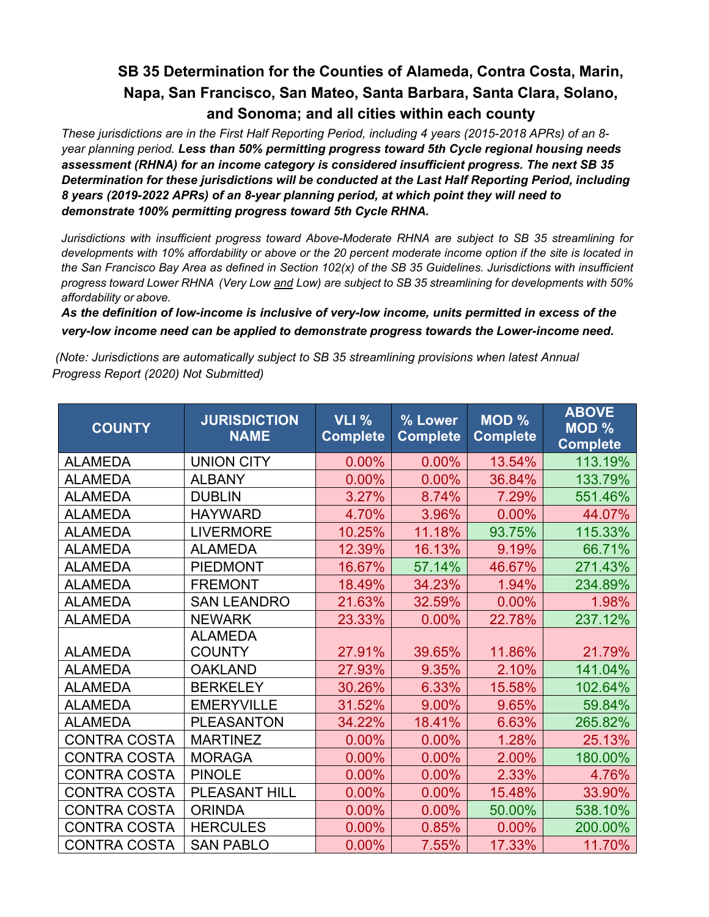## SB 35 Determination for the Counties of Alameda, Contra Costa, Marin, Napa, San Francisco, San Mateo, Santa Barbara, Santa Clara, Solano, and Sonoma; and all cities within each county

*These jurisdictions are in the First Half Reporting Period, including 4 years (2015-2018 APRs) of an 8-year planning period.* ***Less than 50% permitting progress toward 5th Cycle regional housing needs assessment (RHNA) for an income category is considered insufficient progress. The next SB 35 Determination for these jurisdictions will be conducted at the Last Half Reporting Period, including 8 years (2019-2022 APRs) of an 8-year planning period, at which point they will need to demonstrate 100% permitting progress toward 5th Cycle RHNA.***

*Jurisdictions with insufficient progress toward Above-Moderate RHNA are subject to SB 35 streamlining for developments with 10% affordability or above or the 20 percent moderate income option if the site is located in the San Francisco Bay Area as defined in Section 102(x) of the SB 35 Guidelines. Jurisdictions with insufficient progress toward Lower RHNA (Very Low and Low) are subject to SB 35 streamlining for developments with 50% affordability or above.*

***As the definition of low-income is inclusive of very-low income, units permitted in excess of the very-low income need can be applied to demonstrate progress towards the Lower-income need.***

*(Note: Jurisdictions are automatically subject to SB 35 streamlining provisions when latest Annual Progress Report (2020) Not Submitted)*

| COUNTY | JURISDICTION NAME | VLI % Complete | % Lower Complete | MOD % Complete | ABOVE MOD % Complete |
|---|---|---|---|---|---|
| ALAMEDA | UNION CITY | 0.00% | 0.00% | 13.54% | 113.19% |
| ALAMEDA | ALBANY | 0.00% | 0.00% | 36.84% | 133.79% |
| ALAMEDA | DUBLIN | 3.27% | 8.74% | 7.29% | 551.46% |
| ALAMEDA | HAYWARD | 4.70% | 3.96% | 0.00% | 44.07% |
| ALAMEDA | LIVERMORE | 10.25% | 11.18% | 93.75% | 115.33% |
| ALAMEDA | ALAMEDA | 12.39% | 16.13% | 9.19% | 66.71% |
| ALAMEDA | PIEDMONT | 16.67% | 57.14% | 46.67% | 271.43% |
| ALAMEDA | FREMONT | 18.49% | 34.23% | 1.94% | 234.89% |
| ALAMEDA | SAN LEANDRO | 21.63% | 32.59% | 0.00% | 1.98% |
| ALAMEDA | NEWARK | 23.33% | 0.00% | 22.78% | 237.12% |
| ALAMEDA | ALAMEDA COUNTY | 27.91% | 39.65% | 11.86% | 21.79% |
| ALAMEDA | OAKLAND | 27.93% | 9.35% | 2.10% | 141.04% |
| ALAMEDA | BERKELEY | 30.26% | 6.33% | 15.58% | 102.64% |
| ALAMEDA | EMERYVILLE | 31.52% | 9.00% | 9.65% | 59.84% |
| ALAMEDA | PLEASANTON | 34.22% | 18.41% | 6.63% | 265.82% |
| CONTRA COSTA | MARTINEZ | 0.00% | 0.00% | 1.28% | 25.13% |
| CONTRA COSTA | MORAGA | 0.00% | 0.00% | 2.00% | 180.00% |
| CONTRA COSTA | PINOLE | 0.00% | 0.00% | 2.33% | 4.76% |
| CONTRA COSTA | PLEASANT HILL | 0.00% | 0.00% | 15.48% | 33.90% |
| CONTRA COSTA | ORINDA | 0.00% | 0.00% | 50.00% | 538.10% |
| CONTRA COSTA | HERCULES | 0.00% | 0.85% | 0.00% | 200.00% |
| CONTRA COSTA | SAN PABLO | 0.00% | 7.55% | 17.33% | 11.70% |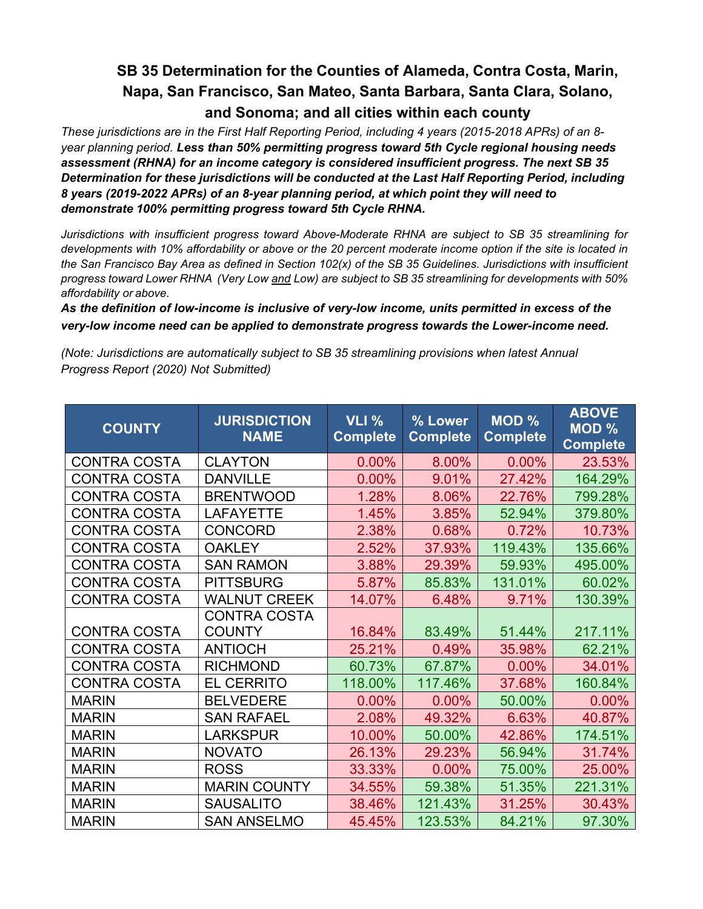# SB 35 Determination for the Counties of Alameda, Contra Costa, Marin, Napa, San Francisco, San Mateo, Santa Barbara, Santa Clara, Solano, and Sonoma; and all cities within each county

*These jurisdictions are in the First Half Reporting Period, including 4 years (2015-2018 APRs) of an 8-year planning period.* ***Less than 50% permitting progress toward 5th Cycle regional housing needs assessment (RHNA) for an income category is considered insufficient progress. The next SB 35 Determination for these jurisdictions will be conducted at the Last Half Reporting Period, including 8 years (2019-2022 APRs) of an 8-year planning period, at which point they will need to demonstrate 100% permitting progress toward 5th Cycle RHNA.***

*Jurisdictions with insufficient progress toward Above-Moderate RHNA are subject to SB 35 streamlining for developments with 10% affordability or above or the 20 percent moderate income option if the site is located in the San Francisco Bay Area as defined in Section 102(x) of the SB 35 Guidelines. Jurisdictions with insufficient progress toward Lower RHNA (Very Low and Low) are subject to SB 35 streamlining for developments with 50% affordability or above.*

***As the definition of low-income is inclusive of very-low income, units permitted in excess of the very-low income need can be applied to demonstrate progress towards the Lower-income need.***

*(Note: Jurisdictions are automatically subject to SB 35 streamlining provisions when latest Annual Progress Report (2020) Not Submitted)*

| COUNTY | JURISDICTION NAME | VLI % Complete | % Lower Complete | MOD % Complete | ABOVE MOD % Complete |
|---|---|---|---|---|---|
| CONTRA COSTA | CLAYTON | 0.00% | 8.00% | 0.00% | 23.53% |
| CONTRA COSTA | DANVILLE | 0.00% | 9.01% | 27.42% | 164.29% |
| CONTRA COSTA | BRENTWOOD | 1.28% | 8.06% | 22.76% | 799.28% |
| CONTRA COSTA | LAFAYETTE | 1.45% | 3.85% | 52.94% | 379.80% |
| CONTRA COSTA | CONCORD | 2.38% | 0.68% | 0.72% | 10.73% |
| CONTRA COSTA | OAKLEY | 2.52% | 37.93% | 119.43% | 135.66% |
| CONTRA COSTA | SAN RAMON | 3.88% | 29.39% | 59.93% | 495.00% |
| CONTRA COSTA | PITTSBURG | 5.87% | 85.83% | 131.01% | 60.02% |
| CONTRA COSTA | WALNUT CREEK | 14.07% | 6.48% | 9.71% | 130.39% |
| CONTRA COSTA | CONTRA COSTA COUNTY | 16.84% | 83.49% | 51.44% | 217.11% |
| CONTRA COSTA | ANTIOCH | 25.21% | 0.49% | 35.98% | 62.21% |
| CONTRA COSTA | RICHMOND | 60.73% | 67.87% | 0.00% | 34.01% |
| CONTRA COSTA | EL CERRITO | 118.00% | 117.46% | 37.68% | 160.84% |
| MARIN | BELVEDERE | 0.00% | 0.00% | 50.00% | 0.00% |
| MARIN | SAN RAFAEL | 2.08% | 49.32% | 6.63% | 40.87% |
| MARIN | LARKSPUR | 10.00% | 50.00% | 42.86% | 174.51% |
| MARIN | NOVATO | 26.13% | 29.23% | 56.94% | 31.74% |
| MARIN | ROSS | 33.33% | 0.00% | 75.00% | 25.00% |
| MARIN | MARIN COUNTY | 34.55% | 59.38% | 51.35% | 221.31% |
| MARIN | SAUSALITO | 38.46% | 121.43% | 31.25% | 30.43% |
| MARIN | SAN ANSELMO | 45.45% | 123.53% | 84.21% | 97.30% |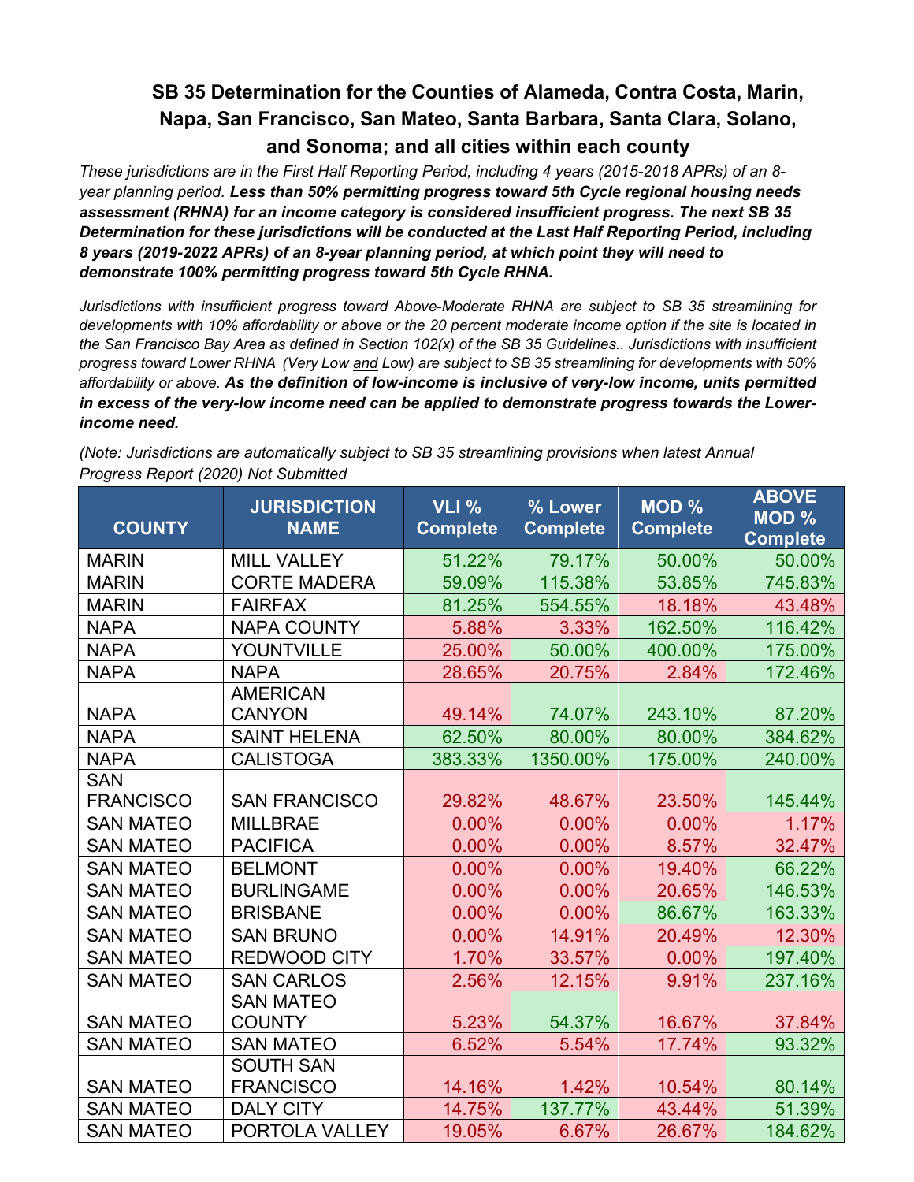# SB 35 Determination for the Counties of Alameda, Contra Costa, Marin, Napa, San Francisco, San Mateo, Santa Barbara, Santa Clara, Solano, and Sonoma; and all cities within each county

*These jurisdictions are in the First Half Reporting Period, including 4 years (2015-2018 APRs) of an 8-year planning period.* ***Less than 50% permitting progress toward 5th Cycle regional housing needs assessment (RHNA) for an income category is considered insufficient progress. The next SB 35 Determination for these jurisdictions will be conducted at the Last Half Reporting Period, including 8 years (2019-2022 APRs) of an 8-year planning period, at which point they will need to demonstrate 100% permitting progress toward 5th Cycle RHNA.***

*Jurisdictions with insufficient progress toward Above-Moderate RHNA are subject to SB 35 streamlining for developments with 10% affordability or above or the 20 percent moderate income option if the site is located in the San Francisco Bay Area as defined in Section 102(x) of the SB 35 Guidelines.. Jurisdictions with insufficient progress toward Lower RHNA (Very Low and Low) are subject to SB 35 streamlining for developments with 50% affordability or above.* ***As the definition of low-income is inclusive of very-low income, units permitted in excess of the very-low income need can be applied to demonstrate progress towards the Lower-income need.***

*(Note: Jurisdictions are automatically subject to SB 35 streamlining provisions when latest Annual Progress Report (2020) Not Submitted*

| COUNTY | JURISDICTION NAME | VLI % Complete | % Lower Complete | MOD % Complete | ABOVE MOD % Complete |
|---|---|---|---|---|---|
| MARIN | MILL VALLEY | 51.22% | 79.17% | 50.00% | 50.00% |
| MARIN | CORTE MADERA | 59.09% | 115.38% | 53.85% | 745.83% |
| MARIN | FAIRFAX | 81.25% | 554.55% | 18.18% | 43.48% |
| NAPA | NAPA COUNTY | 5.88% | 3.33% | 162.50% | 116.42% |
| NAPA | YOUNTVILLE | 25.00% | 50.00% | 400.00% | 175.00% |
| NAPA | NAPA | 28.65% | 20.75% | 2.84% | 172.46% |
| NAPA | AMERICAN CANYON | 49.14% | 74.07% | 243.10% | 87.20% |
| NAPA | SAINT HELENA | 62.50% | 80.00% | 80.00% | 384.62% |
| NAPA | CALISTOGA | 383.33% | 1350.00% | 175.00% | 240.00% |
| SAN FRANCISCO | SAN FRANCISCO | 29.82% | 48.67% | 23.50% | 145.44% |
| SAN MATEO | MILLBRAE | 0.00% | 0.00% | 0.00% | 1.17% |
| SAN MATEO | PACIFICA | 0.00% | 0.00% | 8.57% | 32.47% |
| SAN MATEO | BELMONT | 0.00% | 0.00% | 19.40% | 66.22% |
| SAN MATEO | BURLINGAME | 0.00% | 0.00% | 20.65% | 146.53% |
| SAN MATEO | BRISBANE | 0.00% | 0.00% | 86.67% | 163.33% |
| SAN MATEO | SAN BRUNO | 0.00% | 14.91% | 20.49% | 12.30% |
| SAN MATEO | REDWOOD CITY | 1.70% | 33.57% | 0.00% | 197.40% |
| SAN MATEO | SAN CARLOS | 2.56% | 12.15% | 9.91% | 237.16% |
| SAN MATEO | SAN MATEO COUNTY | 5.23% | 54.37% | 16.67% | 37.84% |
| SAN MATEO | SAN MATEO | 6.52% | 5.54% | 17.74% | 93.32% |
| SAN MATEO | SOUTH SAN FRANCISCO | 14.16% | 1.42% | 10.54% | 80.14% |
| SAN MATEO | DALY CITY | 14.75% | 137.77% | 43.44% | 51.39% |
| SAN MATEO | PORTOLA VALLEY | 19.05% | 6.67% | 26.67% | 184.62% |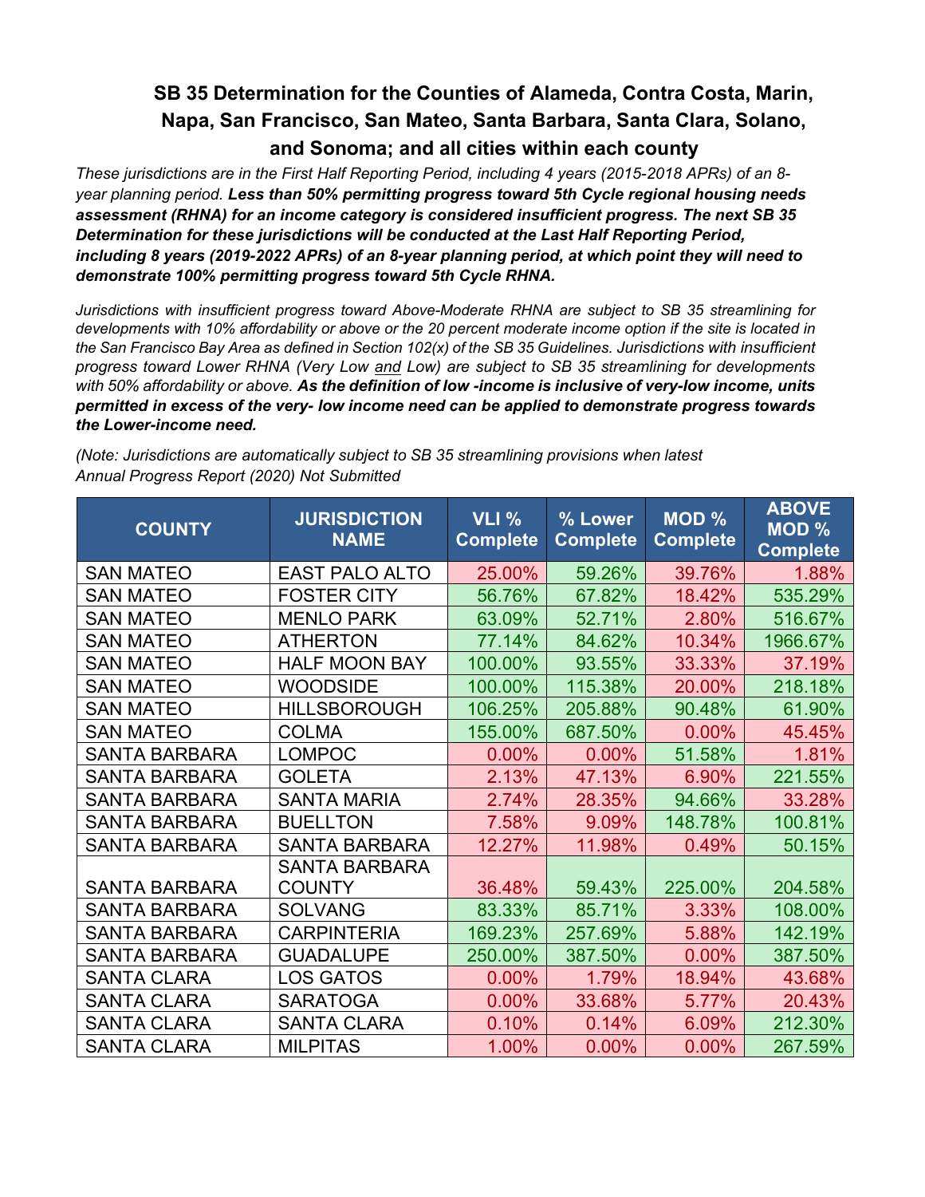## SB 35 Determination for the Counties of Alameda, Contra Costa, Marin, Napa, San Francisco, San Mateo, Santa Barbara, Santa Clara, Solano, and Sonoma; and all cities within each county

*These jurisdictions are in the First Half Reporting Period, including 4 years (2015-2018 APRs) of an 8-year planning period.* ***Less than 50% permitting progress toward 5th Cycle regional housing needs assessment (RHNA) for an income category is considered insufficient progress. The next SB 35 Determination for these jurisdictions will be conducted at the Last Half Reporting Period, including 8 years (2019-2022 APRs) of an 8-year planning period, at which point they will need to demonstrate 100% permitting progress toward 5th Cycle RHNA.***

*Jurisdictions with insufficient progress toward Above-Moderate RHNA are subject to SB 35 streamlining for developments with 10% affordability or above or the 20 percent moderate income option if the site is located in the San Francisco Bay Area as defined in Section 102(x) of the SB 35 Guidelines. Jurisdictions with insufficient progress toward Lower RHNA (Very Low and Low) are subject to SB 35 streamlining for developments with 50% affordability or above.* ***As the definition of low -income is inclusive of very-low income, units permitted in excess of the very- low income need can be applied to demonstrate progress towards the Lower-income need.***

*(Note: Jurisdictions are automatically subject to SB 35 streamlining provisions when latest Annual Progress Report (2020) Not Submitted*

| COUNTY | JURISDICTION NAME | VLI % Complete | % Lower Complete | MOD % Complete | ABOVE MOD % Complete |
|---|---|---|---|---|---|
| SAN MATEO | EAST PALO ALTO | 25.00% | 59.26% | 39.76% | 1.88% |
| SAN MATEO | FOSTER CITY | 56.76% | 67.82% | 18.42% | 535.29% |
| SAN MATEO | MENLO PARK | 63.09% | 52.71% | 2.80% | 516.67% |
| SAN MATEO | ATHERTON | 77.14% | 84.62% | 10.34% | 1966.67% |
| SAN MATEO | HALF MOON BAY | 100.00% | 93.55% | 33.33% | 37.19% |
| SAN MATEO | WOODSIDE | 100.00% | 115.38% | 20.00% | 218.18% |
| SAN MATEO | HILLSBOROUGH | 106.25% | 205.88% | 90.48% | 61.90% |
| SAN MATEO | COLMA | 155.00% | 687.50% | 0.00% | 45.45% |
| SANTA BARBARA | LOMPOC | 0.00% | 0.00% | 51.58% | 1.81% |
| SANTA BARBARA | GOLETA | 2.13% | 47.13% | 6.90% | 221.55% |
| SANTA BARBARA | SANTA MARIA | 2.74% | 28.35% | 94.66% | 33.28% |
| SANTA BARBARA | BUELLTON | 7.58% | 9.09% | 148.78% | 100.81% |
| SANTA BARBARA | SANTA BARBARA | 12.27% | 11.98% | 0.49% | 50.15% |
| SANTA BARBARA | SANTA BARBARA COUNTY | 36.48% | 59.43% | 225.00% | 204.58% |
| SANTA BARBARA | SOLVANG | 83.33% | 85.71% | 3.33% | 108.00% |
| SANTA BARBARA | CARPINTERIA | 169.23% | 257.69% | 5.88% | 142.19% |
| SANTA BARBARA | GUADALUPE | 250.00% | 387.50% | 0.00% | 387.50% |
| SANTA CLARA | LOS GATOS | 0.00% | 1.79% | 18.94% | 43.68% |
| SANTA CLARA | SARATOGA | 0.00% | 33.68% | 5.77% | 20.43% |
| SANTA CLARA | SANTA CLARA | 0.10% | 0.14% | 6.09% | 212.30% |
| SANTA CLARA | MILPITAS | 1.00% | 0.00% | 0.00% | 267.59% |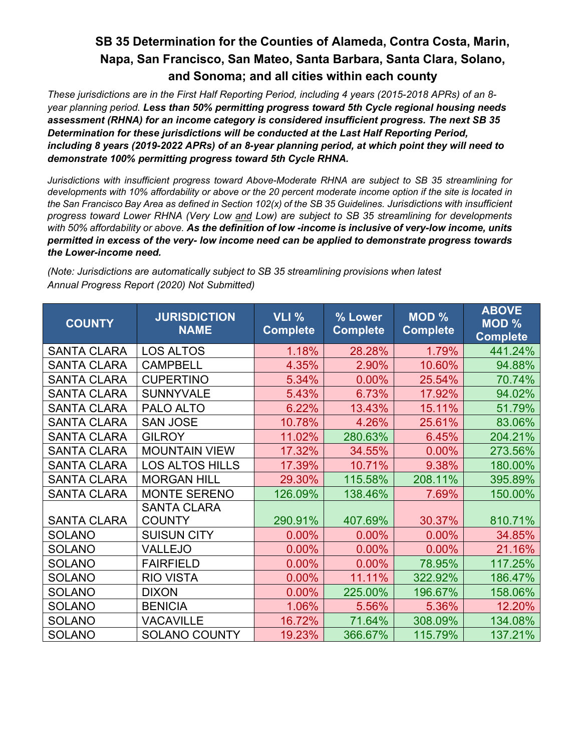# SB 35 Determination for the Counties of Alameda, Contra Costa, Marin, Napa, San Francisco, San Mateo, Santa Barbara, Santa Clara, Solano, and Sonoma; and all cities within each county

*These jurisdictions are in the First Half Reporting Period, including 4 years (2015-2018 APRs) of an 8-year planning period.* ***Less than 50% permitting progress toward 5th Cycle regional housing needs assessment (RHNA) for an income category is considered insufficient progress. The next SB 35 Determination for these jurisdictions will be conducted at the Last Half Reporting Period, including 8 years (2019-2022 APRs) of an 8-year planning period, at which point they will need to demonstrate 100% permitting progress toward 5th Cycle RHNA.***

*Jurisdictions with insufficient progress toward Above-Moderate RHNA are subject to SB 35 streamlining for developments with 10% affordability or above or the 20 percent moderate income option if the site is located in the San Francisco Bay Area as defined in Section 102(x) of the SB 35 Guidelines. Jurisdictions with insufficient progress toward Lower RHNA (Very Low and Low) are subject to SB 35 streamlining for developments with 50% affordability or above.* ***As the definition of low -income is inclusive of very-low income, units permitted in excess of the very- low income need can be applied to demonstrate progress towards the Lower-income need.***

*(Note: Jurisdictions are automatically subject to SB 35 streamlining provisions when latest Annual Progress Report (2020) Not Submitted)*

| COUNTY | JURISDICTION NAME | VLI % Complete | % Lower Complete | MOD % Complete | ABOVE MOD % Complete |
|---|---|---|---|---|---|
| SANTA CLARA | LOS ALTOS | 1.18% | 28.28% | 1.79% | 441.24% |
| SANTA CLARA | CAMPBELL | 4.35% | 2.90% | 10.60% | 94.88% |
| SANTA CLARA | CUPERTINO | 5.34% | 0.00% | 25.54% | 70.74% |
| SANTA CLARA | SUNNYVALE | 5.43% | 6.73% | 17.92% | 94.02% |
| SANTA CLARA | PALO ALTO | 6.22% | 13.43% | 15.11% | 51.79% |
| SANTA CLARA | SAN JOSE | 10.78% | 4.26% | 25.61% | 83.06% |
| SANTA CLARA | GILROY | 11.02% | 280.63% | 6.45% | 204.21% |
| SANTA CLARA | MOUNTAIN VIEW | 17.32% | 34.55% | 0.00% | 273.56% |
| SANTA CLARA | LOS ALTOS HILLS | 17.39% | 10.71% | 9.38% | 180.00% |
| SANTA CLARA | MORGAN HILL | 29.30% | 115.58% | 208.11% | 395.89% |
| SANTA CLARA | MONTE SERENO | 126.09% | 138.46% | 7.69% | 150.00% |
| SANTA CLARA | SANTA CLARA COUNTY | 290.91% | 407.69% | 30.37% | 810.71% |
| SOLANO | SUISUN CITY | 0.00% | 0.00% | 0.00% | 34.85% |
| SOLANO | VALLEJO | 0.00% | 0.00% | 0.00% | 21.16% |
| SOLANO | FAIRFIELD | 0.00% | 0.00% | 78.95% | 117.25% |
| SOLANO | RIO VISTA | 0.00% | 11.11% | 322.92% | 186.47% |
| SOLANO | DIXON | 0.00% | 225.00% | 196.67% | 158.06% |
| SOLANO | BENICIA | 1.06% | 5.56% | 5.36% | 12.20% |
| SOLANO | VACAVILLE | 16.72% | 71.64% | 308.09% | 134.08% |
| SOLANO | SOLANO COUNTY | 19.23% | 366.67% | 115.79% | 137.21% |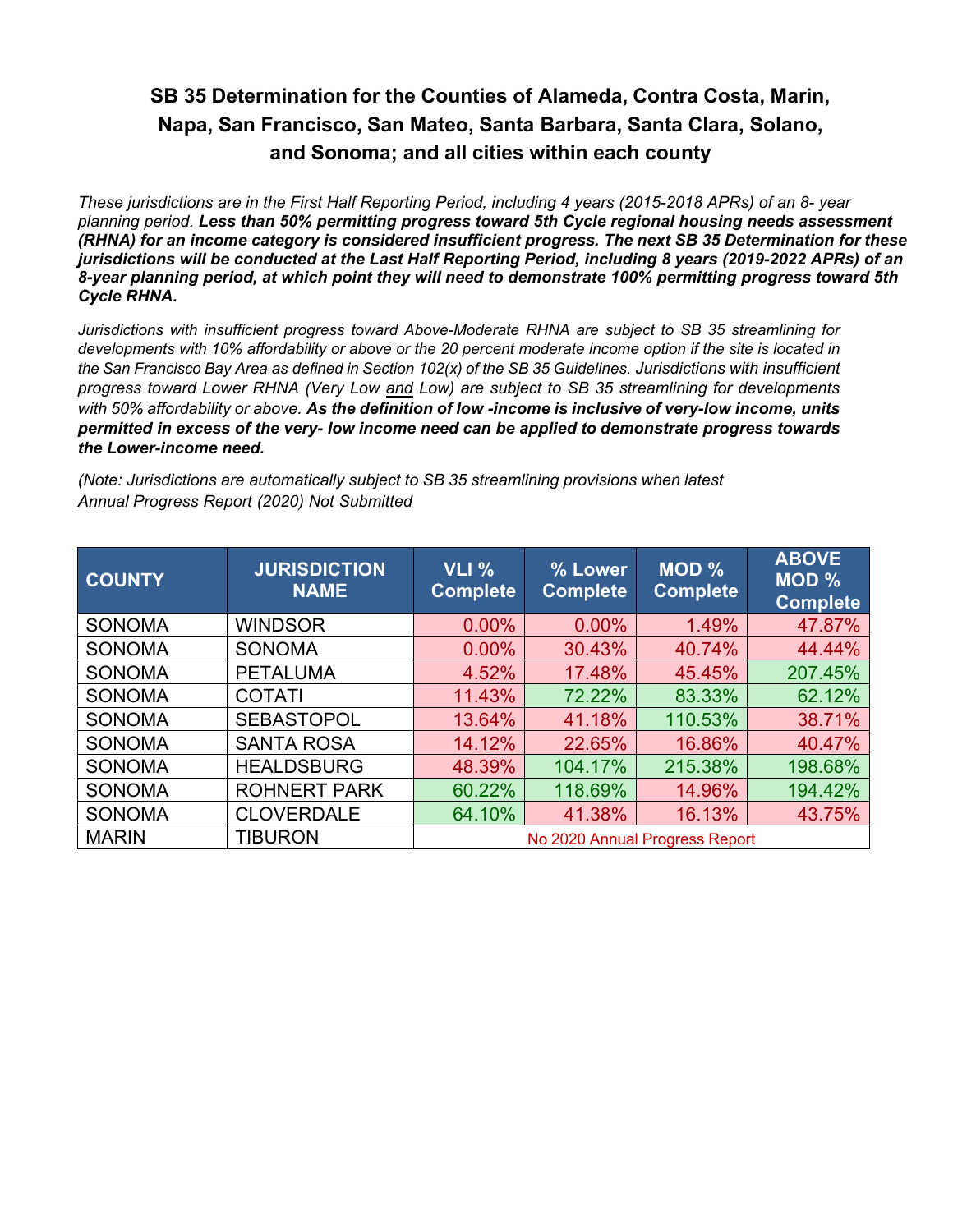# SB 35 Determination for the Counties of Alameda, Contra Costa, Marin, Napa, San Francisco, San Mateo, Santa Barbara, Santa Clara, Solano, and Sonoma; and all cities within each county

*These jurisdictions are in the First Half Reporting Period, including 4 years (2015-2018 APRs) of an 8- year planning period.* ***Less than 50% permitting progress toward 5th Cycle regional housing needs assessment (RHNA) for an income category is considered insufficient progress. The next SB 35 Determination for these jurisdictions will be conducted at the Last Half Reporting Period, including 8 years (2019-2022 APRs) of an 8-year planning period, at which point they will need to demonstrate 100% permitting progress toward 5th Cycle RHNA.***

*Jurisdictions with insufficient progress toward Above-Moderate RHNA are subject to SB 35 streamlining for developments with 10% affordability or above or the 20 percent moderate income option if the site is located in the San Francisco Bay Area as defined in Section 102(x) of the SB 35 Guidelines. Jurisdictions with insufficient progress toward Lower RHNA (Very Low and Low) are subject to SB 35 streamlining for developments with 50% affordability or above.* ***As the definition of low -income is inclusive of very-low income, units permitted in excess of the very- low income need can be applied to demonstrate progress towards the Lower-income need.***

*(Note: Jurisdictions are automatically subject to SB 35 streamlining provisions when latest Annual Progress Report (2020) Not Submitted*

| COUNTY | JURISDICTION NAME | VLI % Complete | % Lower Complete | MOD % Complete | ABOVE MOD % Complete |
|---|---|---|---|---|---|
| SONOMA | WINDSOR | 0.00% | 0.00% | 1.49% | 47.87% |
| SONOMA | SONOMA | 0.00% | 30.43% | 40.74% | 44.44% |
| SONOMA | PETALUMA | 4.52% | 17.48% | 45.45% | 207.45% |
| SONOMA | COTATI | 11.43% | 72.22% | 83.33% | 62.12% |
| SONOMA | SEBASTOPOL | 13.64% | 41.18% | 110.53% | 38.71% |
| SONOMA | SANTA ROSA | 14.12% | 22.65% | 16.86% | 40.47% |
| SONOMA | HEALDSBURG | 48.39% | 104.17% | 215.38% | 198.68% |
| SONOMA | ROHNERT PARK | 60.22% | 118.69% | 14.96% | 194.42% |
| SONOMA | CLOVERDALE | 64.10% | 41.38% | 16.13% | 43.75% |
| MARIN | TIBURON | No 2020 Annual Progress Report | | | |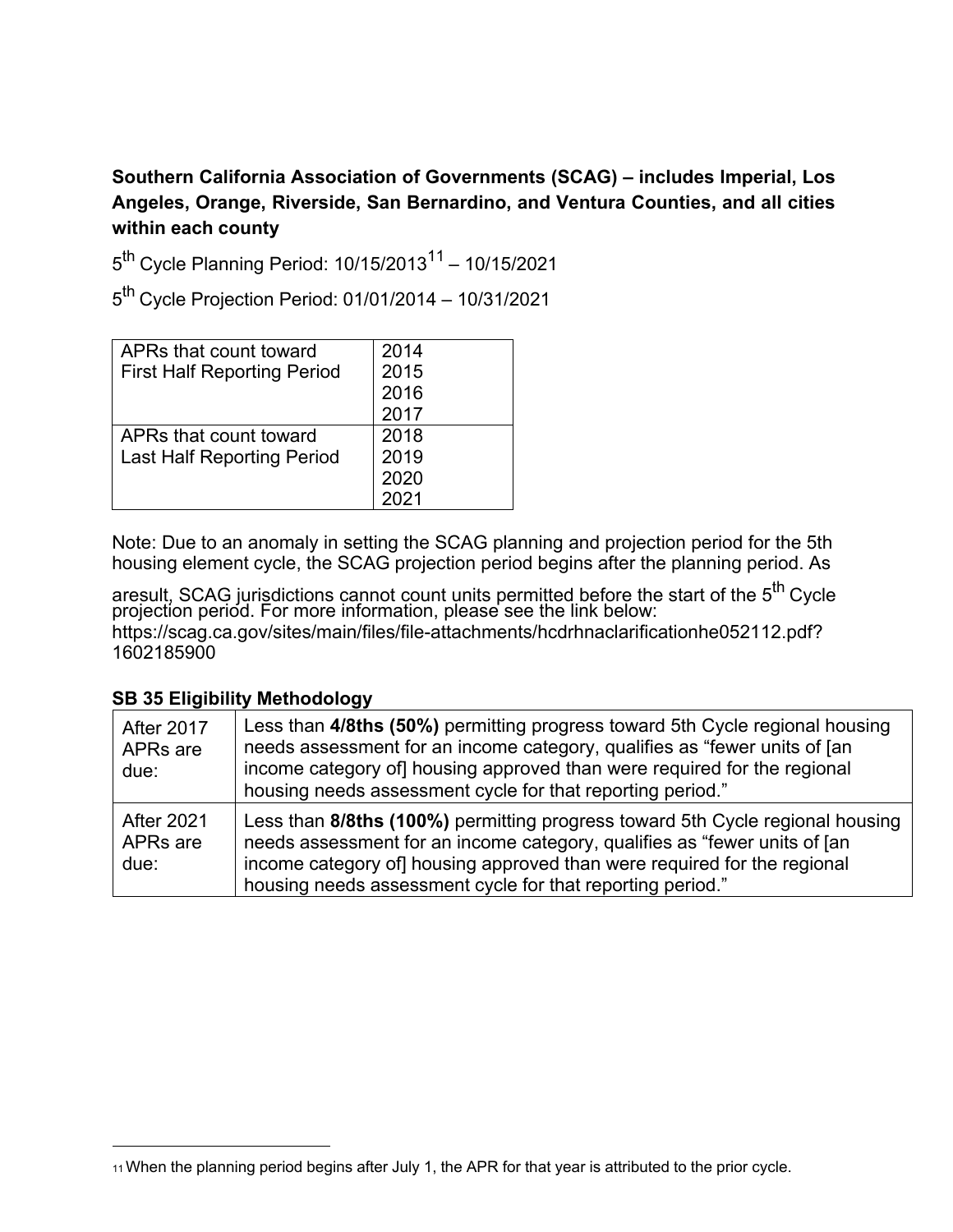**Southern California Association of Governments (SCAG) – includes Imperial, Los Angeles, Orange, Riverside, San Bernardino, and Ventura Counties, and all cities within each county**

5th Cycle Planning Period: 10/15/2013[11] – 10/15/2021

5th Cycle Projection Period: 01/01/2014 – 10/31/2021

| APRs that count toward First Half Reporting Period | 2014<br>2015<br>2016<br>2017 |
|---|---|
| APRs that count toward Last Half Reporting Period | 2018<br>2019<br>2020<br>2021 |

Note: Due to an anomaly in setting the SCAG planning and projection period for the 5th housing element cycle, the SCAG projection period begins after the planning period. As aresult, SCAG jurisdictions cannot count units permitted before the start of the 5th Cycle projection period. For more information, please see the link below:
https://scag.ca.gov/sites/main/files/file-attachments/hcdrhnaclarificationhe052112.pdf?1602185900

**SB 35 Eligibility Methodology**

| After 2017 APRs are due: | Less than **4/8ths (50%)** permitting progress toward 5th Cycle regional housing needs assessment for an income category, qualifies as "fewer units of [an income category of] housing approved than were required for the regional housing needs assessment cycle for that reporting period." |
|---|---|
| After 2021 APRs are due: | Less than **8/8ths (100%)** permitting progress toward 5th Cycle regional housing needs assessment for an income category, qualifies as "fewer units of [an income category of] housing approved than were required for the regional housing needs assessment cycle for that reporting period." |

[11] When the planning period begins after July 1, the APR for that year is attributed to the prior cycle.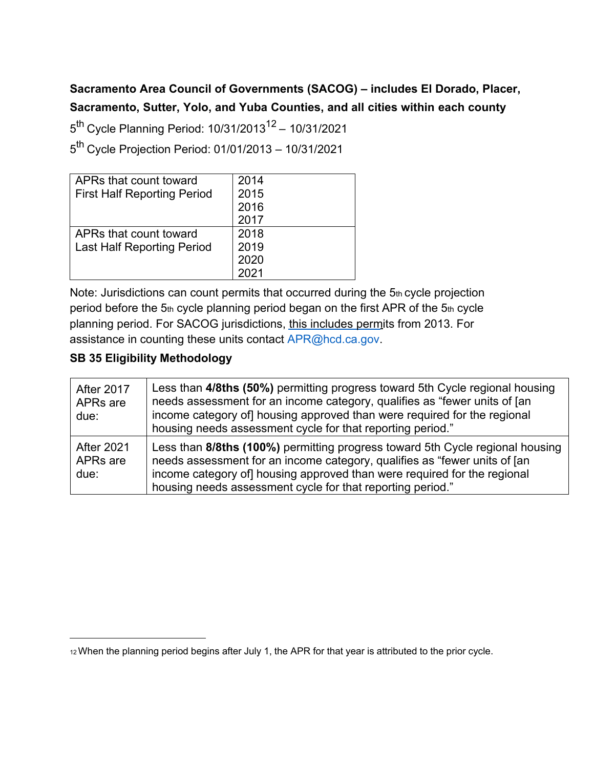**Sacramento Area Council of Governments (SACOG) – includes El Dorado, Placer, Sacramento, Sutter, Yolo, and Yuba Counties, and all cities within each county**

5th Cycle Planning Period: 10/31/2013[12] – 10/31/2021

5th Cycle Projection Period: 01/01/2013 – 10/31/2021

| APRs that count toward First Half Reporting Period | 2014<br>2015<br>2016<br>2017 |
|---|---|
| APRs that count toward Last Half Reporting Period | 2018<br>2019<br>2020<br>2021 |

Note: Jurisdictions can count permits that occurred during the 5th cycle projection period before the 5th cycle planning period began on the first APR of the 5th cycle planning period. For SACOG jurisdictions, this includes permits from 2013. For assistance in counting these units contact APR@hcd.ca.gov.

**SB 35 Eligibility Methodology**

| After 2017 APRs are due: | Less than **4/8ths (50%)** permitting progress toward 5th Cycle regional housing needs assessment for an income category, qualifies as "fewer units of [an income category of] housing approved than were required for the regional housing needs assessment cycle for that reporting period." |
|---|---|
| After 2021 APRs are due: | Less than **8/8ths (100%)** permitting progress toward 5th Cycle regional housing needs assessment for an income category, qualifies as "fewer units of [an income category of] housing approved than were required for the regional housing needs assessment cycle for that reporting period." |

[12] When the planning period begins after July 1, the APR for that year is attributed to the prior cycle.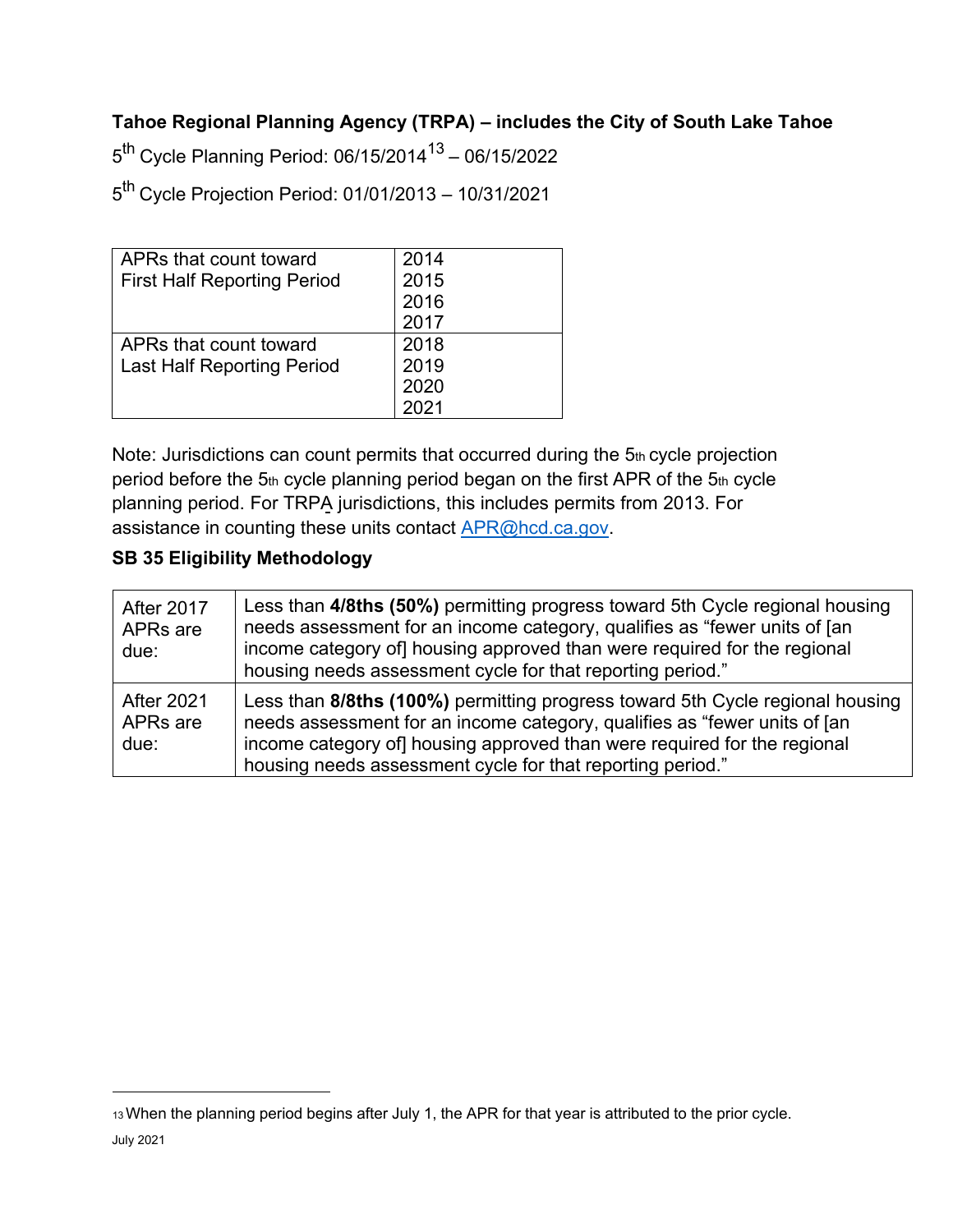**Tahoe Regional Planning Agency (TRPA) – includes the City of South Lake Tahoe**

5th Cycle Planning Period: 06/15/2014[13] – 06/15/2022

5th Cycle Projection Period: 01/01/2013 – 10/31/2021

| APRs that count toward First Half Reporting Period | 2014<br>2015<br>2016<br>2017 |
|---|---|
| APRs that count toward Last Half Reporting Period | 2018<br>2019<br>2020<br>2021 |

Note: Jurisdictions can count permits that occurred during the 5th cycle projection period before the 5th cycle planning period began on the first APR of the 5th cycle planning period. For TRPA jurisdictions, this includes permits from 2013. For assistance in counting these units contact APR@hcd.ca.gov.

**SB 35 Eligibility Methodology**

| After 2017 APRs are due: | Less than **4/8ths (50%)** permitting progress toward 5th Cycle regional housing needs assessment for an income category, qualifies as "fewer units of [an income category of] housing approved than were required for the regional housing needs assessment cycle for that reporting period." |
|---|---|
| After 2021 APRs are due: | Less than **8/8ths (100%)** permitting progress toward 5th Cycle regional housing needs assessment for an income category, qualifies as "fewer units of [an income category of] housing approved than were required for the regional housing needs assessment cycle for that reporting period." |

[13] When the planning period begins after July 1, the APR for that year is attributed to the prior cycle.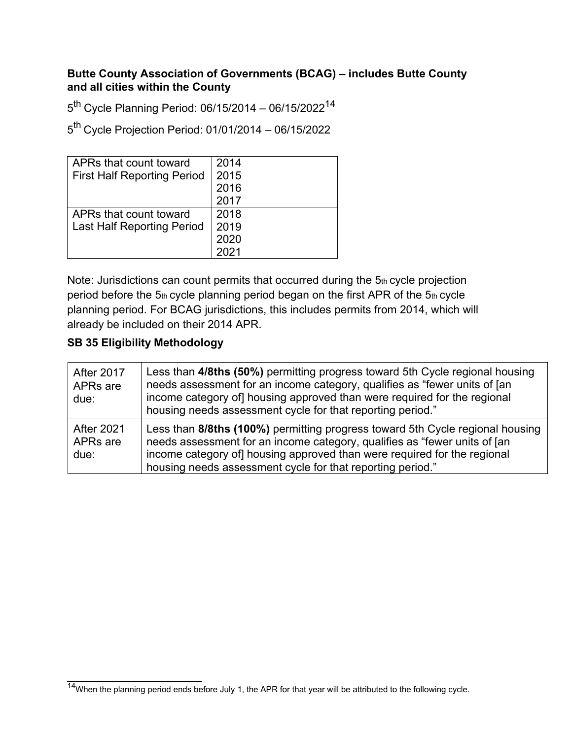**Butte County Association of Governments (BCAG) – includes Butte County and all cities within the County**

5th Cycle Planning Period: 06/15/2014 – 06/15/2022[14]

5th Cycle Projection Period: 01/01/2014 – 06/15/2022

| | |
|---|---|
| APRs that count toward First Half Reporting Period | 2014<br>2015<br>2016<br>2017 |
| APRs that count toward Last Half Reporting Period | 2018<br>2019<br>2020<br>2021 |

Note: Jurisdictions can count permits that occurred during the 5th cycle projection period before the 5th cycle planning period began on the first APR of the 5th cycle planning period. For BCAG jurisdictions, this includes permits from 2014, which will already be included on their 2014 APR.

**SB 35 Eligibility Methodology**

| | |
|---|---|
| After 2017 APRs are due: | Less than **4/8ths (50%)** permitting progress toward 5th Cycle regional housing needs assessment for an income category, qualifies as "fewer units of [an income category of] housing approved than were required for the regional housing needs assessment cycle for that reporting period." |
| After 2021 APRs are due: | Less than **8/8ths (100%)** permitting progress toward 5th Cycle regional housing needs assessment for an income category, qualifies as "fewer units of [an income category of] housing approved than were required for the regional housing needs assessment cycle for that reporting period." |

[14] When the planning period ends before July 1, the APR for that year will be attributed to the following cycle.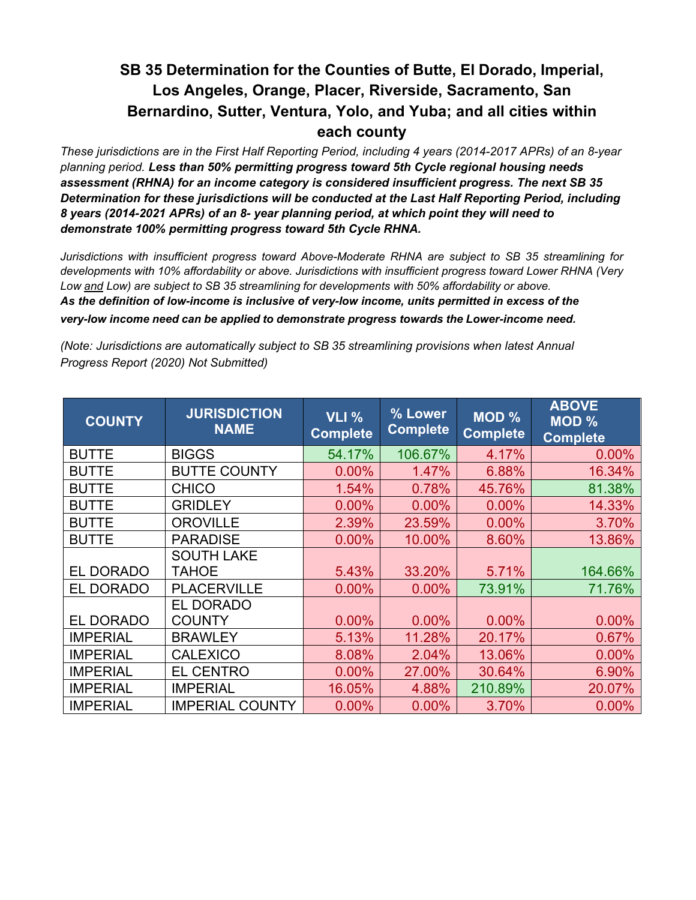# SB 35 Determination for the Counties of Butte, El Dorado, Imperial, Los Angeles, Orange, Placer, Riverside, Sacramento, San Bernardino, Sutter, Ventura, Yolo, and Yuba; and all cities within each county

*These jurisdictions are in the First Half Reporting Period, including 4 years (2014-2017 APRs) of an 8-year planning period.* ***Less than 50% permitting progress toward 5th Cycle regional housing needs assessment (RHNA) for an income category is considered insufficient progress. The next SB 35 Determination for these jurisdictions will be conducted at the Last Half Reporting Period, including 8 years (2014-2021 APRs) of an 8- year planning period, at which point they will need to demonstrate 100% permitting progress toward 5th Cycle RHNA.***

*Jurisdictions with insufficient progress toward Above-Moderate RHNA are subject to SB 35 streamlining for developments with 10% affordability or above. Jurisdictions with insufficient progress toward Lower RHNA (Very Low and Low) are subject to SB 35 streamlining for developments with 50% affordability or above.*
***As the definition of low-income is inclusive of very-low income, units permitted in excess of the very-low income need can be applied to demonstrate progress towards the Lower-income need.***

*(Note: Jurisdictions are automatically subject to SB 35 streamlining provisions when latest Annual Progress Report (2020) Not Submitted)*

| COUNTY | JURISDICTION NAME | VLI % Complete | % Lower Complete | MOD % Complete | ABOVE MOD % Complete |
|---|---|---|---|---|---|
| BUTTE | BIGGS | 54.17% | 106.67% | 4.17% | 0.00% |
| BUTTE | BUTTE COUNTY | 0.00% | 1.47% | 6.88% | 16.34% |
| BUTTE | CHICO | 1.54% | 0.78% | 45.76% | 81.38% |
| BUTTE | GRIDLEY | 0.00% | 0.00% | 0.00% | 14.33% |
| BUTTE | OROVILLE | 2.39% | 23.59% | 0.00% | 3.70% |
| BUTTE | PARADISE | 0.00% | 10.00% | 8.60% | 13.86% |
| EL DORADO | SOUTH LAKE TAHOE | 5.43% | 33.20% | 5.71% | 164.66% |
| EL DORADO | PLACERVILLE | 0.00% | 0.00% | 73.91% | 71.76% |
| EL DORADO | EL DORADO COUNTY | 0.00% | 0.00% | 0.00% | 0.00% |
| IMPERIAL | BRAWLEY | 5.13% | 11.28% | 20.17% | 0.67% |
| IMPERIAL | CALEXICO | 8.08% | 2.04% | 13.06% | 0.00% |
| IMPERIAL | EL CENTRO | 0.00% | 27.00% | 30.64% | 6.90% |
| IMPERIAL | IMPERIAL | 16.05% | 4.88% | 210.89% | 20.07% |
| IMPERIAL | IMPERIAL COUNTY | 0.00% | 0.00% | 3.70% | 0.00% |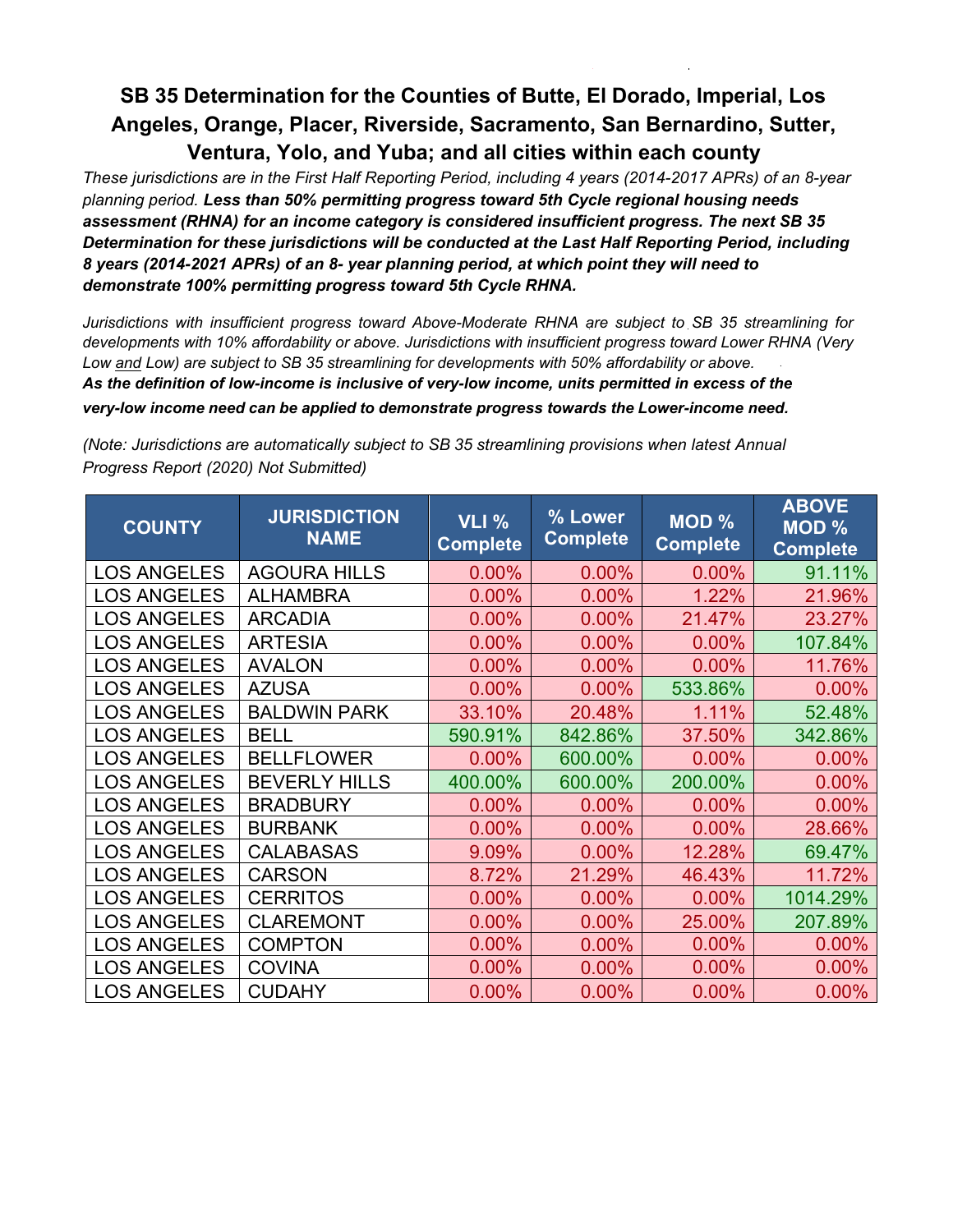# SB 35 Determination for the Counties of Butte, El Dorado, Imperial, Los Angeles, Orange, Placer, Riverside, Sacramento, San Bernardino, Sutter, Ventura, Yolo, and Yuba; and all cities within each county

*These jurisdictions are in the First Half Reporting Period, including 4 years (2014-2017 APRs) of an 8-year planning period.* ***Less than 50% permitting progress toward 5th Cycle regional housing needs assessment (RHNA) for an income category is considered insufficient progress. The next SB 35 Determination for these jurisdictions will be conducted at the Last Half Reporting Period, including 8 years (2014-2021 APRs) of an 8- year planning period, at which point they will need to demonstrate 100% permitting progress toward 5th Cycle RHNA.***

*Jurisdictions with insufficient progress toward Above-Moderate RHNA are subject to SB 35 streamlining for developments with 10% affordability or above. Jurisdictions with insufficient progress toward Lower RHNA (Very Low and Low) are subject to SB 35 streamlining for developments with 50% affordability or above.*
***As the definition of low-income is inclusive of very-low income, units permitted in excess of the very-low income need can be applied to demonstrate progress towards the Lower-income need.***

*(Note: Jurisdictions are automatically subject to SB 35 streamlining provisions when latest Annual Progress Report (2020) Not Submitted)*

| COUNTY | JURISDICTION NAME | VLI % Complete | % Lower Complete | MOD % Complete | ABOVE MOD % Complete |
|---|---|---|---|---|---|
| LOS ANGELES | AGOURA HILLS | 0.00% | 0.00% | 0.00% | 91.11% |
| LOS ANGELES | ALHAMBRA | 0.00% | 0.00% | 1.22% | 21.96% |
| LOS ANGELES | ARCADIA | 0.00% | 0.00% | 21.47% | 23.27% |
| LOS ANGELES | ARTESIA | 0.00% | 0.00% | 0.00% | 107.84% |
| LOS ANGELES | AVALON | 0.00% | 0.00% | 0.00% | 11.76% |
| LOS ANGELES | AZUSA | 0.00% | 0.00% | 533.86% | 0.00% |
| LOS ANGELES | BALDWIN PARK | 33.10% | 20.48% | 1.11% | 52.48% |
| LOS ANGELES | BELL | 590.91% | 842.86% | 37.50% | 342.86% |
| LOS ANGELES | BELLFLOWER | 0.00% | 600.00% | 0.00% | 0.00% |
| LOS ANGELES | BEVERLY HILLS | 400.00% | 600.00% | 200.00% | 0.00% |
| LOS ANGELES | BRADBURY | 0.00% | 0.00% | 0.00% | 0.00% |
| LOS ANGELES | BURBANK | 0.00% | 0.00% | 0.00% | 28.66% |
| LOS ANGELES | CALABASAS | 9.09% | 0.00% | 12.28% | 69.47% |
| LOS ANGELES | CARSON | 8.72% | 21.29% | 46.43% | 11.72% |
| LOS ANGELES | CERRITOS | 0.00% | 0.00% | 0.00% | 1014.29% |
| LOS ANGELES | CLAREMONT | 0.00% | 0.00% | 25.00% | 207.89% |
| LOS ANGELES | COMPTON | 0.00% | 0.00% | 0.00% | 0.00% |
| LOS ANGELES | COVINA | 0.00% | 0.00% | 0.00% | 0.00% |
| LOS ANGELES | CUDAHY | 0.00% | 0.00% | 0.00% | 0.00% |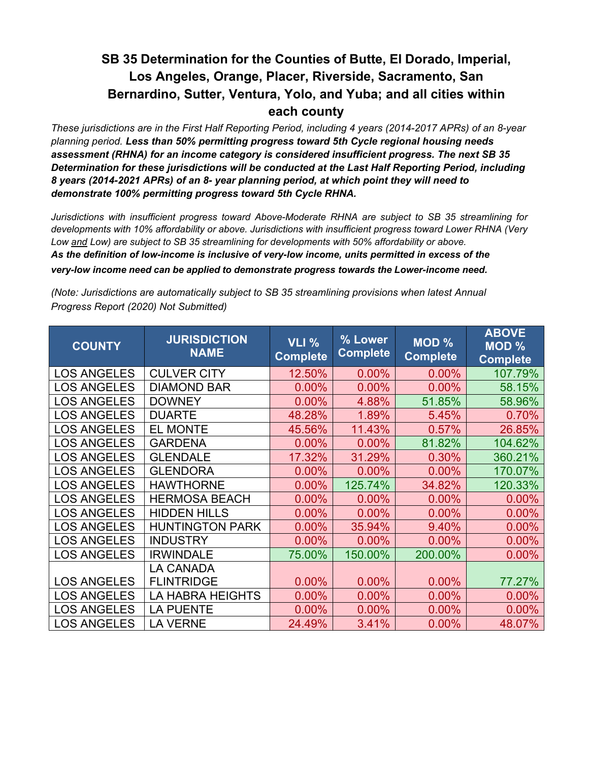# SB 35 Determination for the Counties of Butte, El Dorado, Imperial, Los Angeles, Orange, Placer, Riverside, Sacramento, San Bernardino, Sutter, Ventura, Yolo, and Yuba; and all cities within each county

*These jurisdictions are in the First Half Reporting Period, including 4 years (2014-2017 APRs) of an 8-year planning period.* ***Less than 50% permitting progress toward 5th Cycle regional housing needs assessment (RHNA) for an income category is considered insufficient progress. The next SB 35 Determination for these jurisdictions will be conducted at the Last Half Reporting Period, including 8 years (2014-2021 APRs) of an 8- year planning period, at which point they will need to demonstrate 100% permitting progress toward 5th Cycle RHNA.***

*Jurisdictions with insufficient progress toward Above-Moderate RHNA are subject to SB 35 streamlining for developments with 10% affordability or above. Jurisdictions with insufficient progress toward Lower RHNA (Very Low and Low) are subject to SB 35 streamlining for developments with 50% affordability or above.*
***As the definition of low-income is inclusive of very-low income, units permitted in excess of the very-low income need can be applied to demonstrate progress towards the Lower-income need.***

*(Note: Jurisdictions are automatically subject to SB 35 streamlining provisions when latest Annual Progress Report (2020) Not Submitted)*

| COUNTY | JURISDICTION NAME | VLI % Complete | % Lower Complete | MOD % Complete | ABOVE MOD % Complete |
|---|---|---|---|---|---|
| LOS ANGELES | CULVER CITY | 12.50% | 0.00% | 0.00% | 107.79% |
| LOS ANGELES | DIAMOND BAR | 0.00% | 0.00% | 0.00% | 58.15% |
| LOS ANGELES | DOWNEY | 0.00% | 4.88% | 51.85% | 58.96% |
| LOS ANGELES | DUARTE | 48.28% | 1.89% | 5.45% | 0.70% |
| LOS ANGELES | EL MONTE | 45.56% | 11.43% | 0.57% | 26.85% |
| LOS ANGELES | GARDENA | 0.00% | 0.00% | 81.82% | 104.62% |
| LOS ANGELES | GLENDALE | 17.32% | 31.29% | 0.30% | 360.21% |
| LOS ANGELES | GLENDORA | 0.00% | 0.00% | 0.00% | 170.07% |
| LOS ANGELES | HAWTHORNE | 0.00% | 125.74% | 34.82% | 120.33% |
| LOS ANGELES | HERMOSA BEACH | 0.00% | 0.00% | 0.00% | 0.00% |
| LOS ANGELES | HIDDEN HILLS | 0.00% | 0.00% | 0.00% | 0.00% |
| LOS ANGELES | HUNTINGTON PARK | 0.00% | 35.94% | 9.40% | 0.00% |
| LOS ANGELES | INDUSTRY | 0.00% | 0.00% | 0.00% | 0.00% |
| LOS ANGELES | IRWINDALE | 75.00% | 150.00% | 200.00% | 0.00% |
| LOS ANGELES | LA CANADA FLINTRIDGE | 0.00% | 0.00% | 0.00% | 77.27% |
| LOS ANGELES | LA HABRA HEIGHTS | 0.00% | 0.00% | 0.00% | 0.00% |
| LOS ANGELES | LA PUENTE | 0.00% | 0.00% | 0.00% | 0.00% |
| LOS ANGELES | LA VERNE | 24.49% | 3.41% | 0.00% | 48.07% |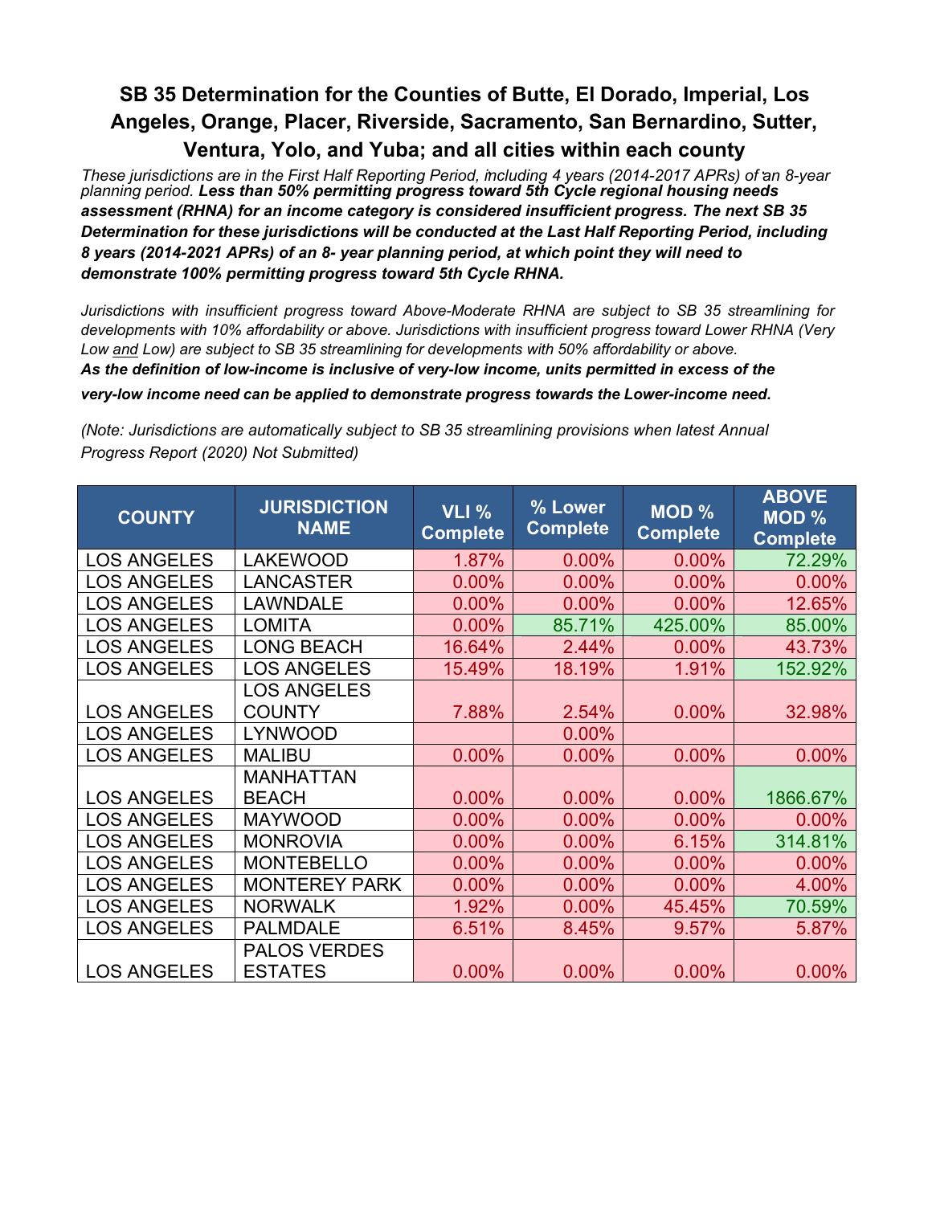# SB 35 Determination for the Counties of Butte, El Dorado, Imperial, Los Angeles, Orange, Placer, Riverside, Sacramento, San Bernardino, Sutter, Ventura, Yolo, and Yuba; and all cities within each county

*These jurisdictions are in the First Half Reporting Period, including 4 years (2014-2017 APRs) of an 8-year planning period.* ***Less than 50% permitting progress toward 5th Cycle regional housing needs assessment (RHNA) for an income category is considered insufficient progress. The next SB 35 Determination for these jurisdictions will be conducted at the Last Half Reporting Period, including 8 years (2014-2021 APRs) of an 8- year planning period, at which point they will need to demonstrate 100% permitting progress toward 5th Cycle RHNA.***

*Jurisdictions with insufficient progress toward Above-Moderate RHNA are subject to SB 35 streamlining for developments with 10% affordability or above. Jurisdictions with insufficient progress toward Lower RHNA (Very Low and Low) are subject to SB 35 streamlining for developments with 50% affordability or above.*

***As the definition of low-income is inclusive of very-low income, units permitted in excess of the very-low income need can be applied to demonstrate progress towards the Lower-income need.***

*(Note: Jurisdictions are automatically subject to SB 35 streamlining provisions when latest Annual Progress Report (2020) Not Submitted)*

| COUNTY | JURISDICTION NAME | VLI % Complete | % Lower Complete | MOD % Complete | ABOVE MOD % Complete |
|---|---|---|---|---|---|
| LOS ANGELES | LAKEWOOD | 1.87% | 0.00% | 0.00% | 72.29% |
| LOS ANGELES | LANCASTER | 0.00% | 0.00% | 0.00% | 0.00% |
| LOS ANGELES | LAWNDALE | 0.00% | 0.00% | 0.00% | 12.65% |
| LOS ANGELES | LOMITA | 0.00% | 85.71% | 425.00% | 85.00% |
| LOS ANGELES | LONG BEACH | 16.64% | 2.44% | 0.00% | 43.73% |
| LOS ANGELES | LOS ANGELES | 15.49% | 18.19% | 1.91% | 152.92% |
| LOS ANGELES | LOS ANGELES COUNTY | 7.88% | 2.54% | 0.00% | 32.98% |
| LOS ANGELES | LYNWOOD | | 0.00% | | |
| LOS ANGELES | MALIBU | 0.00% | 0.00% | 0.00% | 0.00% |
| LOS ANGELES | MANHATTAN BEACH | 0.00% | 0.00% | 0.00% | 1866.67% |
| LOS ANGELES | MAYWOOD | 0.00% | 0.00% | 0.00% | 0.00% |
| LOS ANGELES | MONROVIA | 0.00% | 0.00% | 6.15% | 314.81% |
| LOS ANGELES | MONTEBELLO | 0.00% | 0.00% | 0.00% | 0.00% |
| LOS ANGELES | MONTEREY PARK | 0.00% | 0.00% | 0.00% | 4.00% |
| LOS ANGELES | NORWALK | 1.92% | 0.00% | 45.45% | 70.59% |
| LOS ANGELES | PALMDALE | 6.51% | 8.45% | 9.57% | 5.87% |
| LOS ANGELES | PALOS VERDES ESTATES | 0.00% | 0.00% | 0.00% | 0.00% |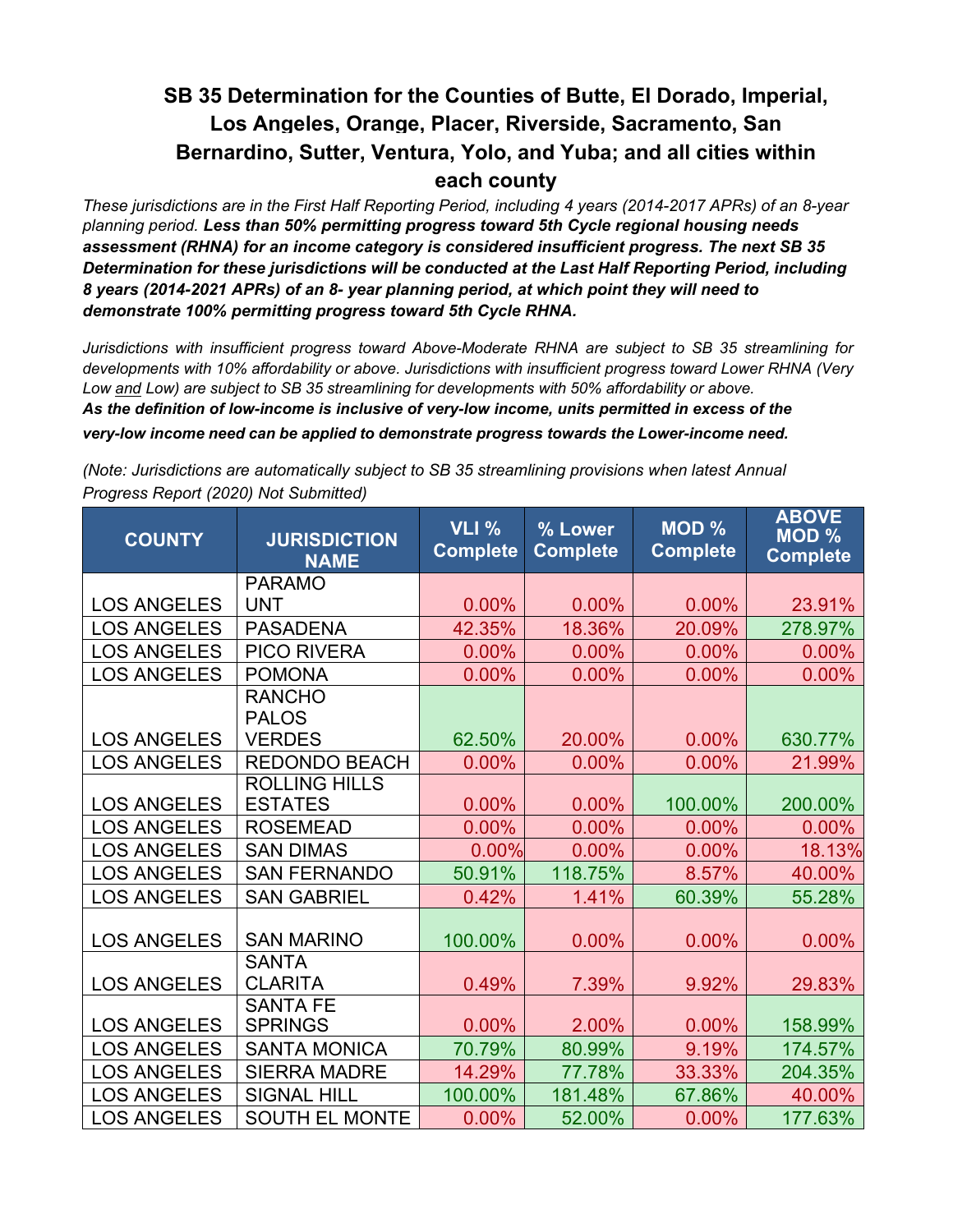# SB 35 Determination for the Counties of Butte, El Dorado, Imperial, Los Angeles, Orange, Placer, Riverside, Sacramento, San Bernardino, Sutter, Ventura, Yolo, and Yuba; and all cities within each county

*These jurisdictions are in the First Half Reporting Period, including 4 years (2014-2017 APRs) of an 8-year planning period.* ***Less than 50% permitting progress toward 5th Cycle regional housing needs assessment (RHNA) for an income category is considered insufficient progress. The next SB 35 Determination for these jurisdictions will be conducted at the Last Half Reporting Period, including 8 years (2014-2021 APRs) of an 8- year planning period, at which point they will need to demonstrate 100% permitting progress toward 5th Cycle RHNA.***

*Jurisdictions with insufficient progress toward Above-Moderate RHNA are subject to SB 35 streamlining for developments with 10% affordability or above. Jurisdictions with insufficient progress toward Lower RHNA (Very Low and Low) are subject to SB 35 streamlining for developments with 50% affordability or above.*
***As the definition of low-income is inclusive of very-low income, units permitted in excess of the very-low income need can be applied to demonstrate progress towards the Lower-income need.***

*(Note: Jurisdictions are automatically subject to SB 35 streamlining provisions when latest Annual Progress Report (2020) Not Submitted)*

| COUNTY | JURISDICTION NAME | VLI % Complete | % Lower Complete | MOD % Complete | ABOVE MOD % Complete |
|---|---|---|---|---|---|
| LOS ANGELES | PARAMOUNT | 0.00% | 0.00% | 0.00% | 23.91% |
| LOS ANGELES | PASADENA | 42.35% | 18.36% | 20.09% | 278.97% |
| LOS ANGELES | PICO RIVERA | 0.00% | 0.00% | 0.00% | 0.00% |
| LOS ANGELES | POMONA | 0.00% | 0.00% | 0.00% | 0.00% |
| LOS ANGELES | RANCHO PALOS VERDES | 62.50% | 20.00% | 0.00% | 630.77% |
| LOS ANGELES | REDONDO BEACH | 0.00% | 0.00% | 0.00% | 21.99% |
| LOS ANGELES | ROLLING HILLS ESTATES | 0.00% | 0.00% | 100.00% | 200.00% |
| LOS ANGELES | ROSEMEAD | 0.00% | 0.00% | 0.00% | 0.00% |
| LOS ANGELES | SAN DIMAS | 0.00% | 0.00% | 0.00% | 18.13% |
| LOS ANGELES | SAN FERNANDO | 50.91% | 118.75% | 8.57% | 40.00% |
| LOS ANGELES | SAN GABRIEL | 0.42% | 1.41% | 60.39% | 55.28% |
| LOS ANGELES | SAN MARINO | 100.00% | 0.00% | 0.00% | 0.00% |
| LOS ANGELES | SANTA CLARITA | 0.49% | 7.39% | 9.92% | 29.83% |
| LOS ANGELES | SANTA FE SPRINGS | 0.00% | 2.00% | 0.00% | 158.99% |
| LOS ANGELES | SANTA MONICA | 70.79% | 80.99% | 9.19% | 174.57% |
| LOS ANGELES | SIERRA MADRE | 14.29% | 77.78% | 33.33% | 204.35% |
| LOS ANGELES | SIGNAL HILL | 100.00% | 181.48% | 67.86% | 40.00% |
| LOS ANGELES | SOUTH EL MONTE | 0.00% | 52.00% | 0.00% | 177.63% |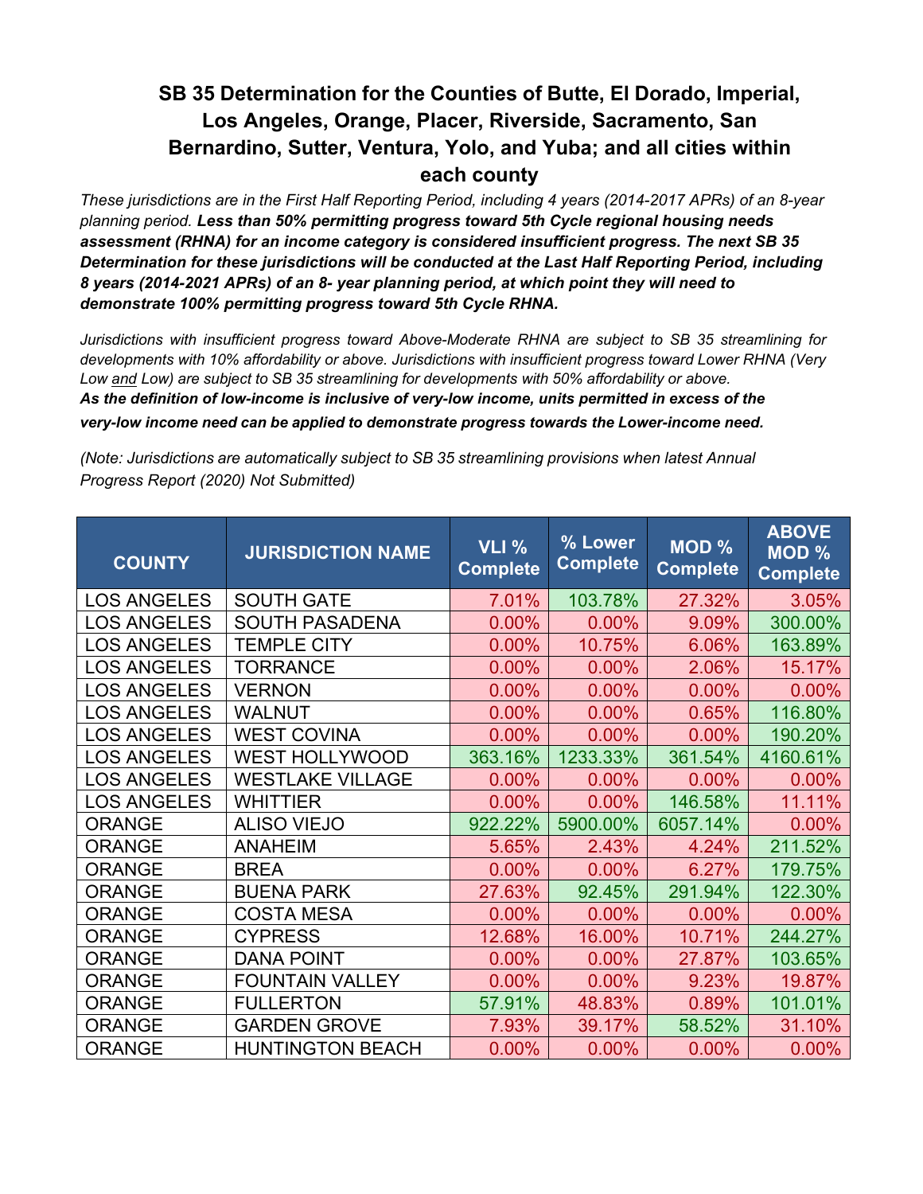# SB 35 Determination for the Counties of Butte, El Dorado, Imperial, Los Angeles, Orange, Placer, Riverside, Sacramento, San Bernardino, Sutter, Ventura, Yolo, and Yuba; and all cities within each county

*These jurisdictions are in the First Half Reporting Period, including 4 years (2014-2017 APRs) of an 8-year planning period.* ***Less than 50% permitting progress toward 5th Cycle regional housing needs assessment (RHNA) for an income category is considered insufficient progress. The next SB 35 Determination for these jurisdictions will be conducted at the Last Half Reporting Period, including 8 years (2014-2021 APRs) of an 8- year planning period, at which point they will need to demonstrate 100% permitting progress toward 5th Cycle RHNA.***

*Jurisdictions with insufficient progress toward Above-Moderate RHNA are subject to SB 35 streamlining for developments with 10% affordability or above. Jurisdictions with insufficient progress toward Lower RHNA (Very Low and Low) are subject to SB 35 streamlining for developments with 50% affordability or above.*
***As the definition of low-income is inclusive of very-low income, units permitted in excess of the very-low income need can be applied to demonstrate progress towards the Lower-income need.***

*(Note: Jurisdictions are automatically subject to SB 35 streamlining provisions when latest Annual Progress Report (2020) Not Submitted)*

| COUNTY | JURISDICTION NAME | VLI % Complete | % Lower Complete | MOD % Complete | ABOVE MOD % Complete |
|---|---|---|---|---|---|
| LOS ANGELES | SOUTH GATE | 7.01% | 103.78% | 27.32% | 3.05% |
| LOS ANGELES | SOUTH PASADENA | 0.00% | 0.00% | 9.09% | 300.00% |
| LOS ANGELES | TEMPLE CITY | 0.00% | 10.75% | 6.06% | 163.89% |
| LOS ANGELES | TORRANCE | 0.00% | 0.00% | 2.06% | 15.17% |
| LOS ANGELES | VERNON | 0.00% | 0.00% | 0.00% | 0.00% |
| LOS ANGELES | WALNUT | 0.00% | 0.00% | 0.65% | 116.80% |
| LOS ANGELES | WEST COVINA | 0.00% | 0.00% | 0.00% | 190.20% |
| LOS ANGELES | WEST HOLLYWOOD | 363.16% | 1233.33% | 361.54% | 4160.61% |
| LOS ANGELES | WESTLAKE VILLAGE | 0.00% | 0.00% | 0.00% | 0.00% |
| LOS ANGELES | WHITTIER | 0.00% | 0.00% | 146.58% | 11.11% |
| ORANGE | ALISO VIEJO | 922.22% | 5900.00% | 6057.14% | 0.00% |
| ORANGE | ANAHEIM | 5.65% | 2.43% | 4.24% | 211.52% |
| ORANGE | BREA | 0.00% | 0.00% | 6.27% | 179.75% |
| ORANGE | BUENA PARK | 27.63% | 92.45% | 291.94% | 122.30% |
| ORANGE | COSTA MESA | 0.00% | 0.00% | 0.00% | 0.00% |
| ORANGE | CYPRESS | 12.68% | 16.00% | 10.71% | 244.27% |
| ORANGE | DANA POINT | 0.00% | 0.00% | 27.87% | 103.65% |
| ORANGE | FOUNTAIN VALLEY | 0.00% | 0.00% | 9.23% | 19.87% |
| ORANGE | FULLERTON | 57.91% | 48.83% | 0.89% | 101.01% |
| ORANGE | GARDEN GROVE | 7.93% | 39.17% | 58.52% | 31.10% |
| ORANGE | HUNTINGTON BEACH | 0.00% | 0.00% | 0.00% | 0.00% |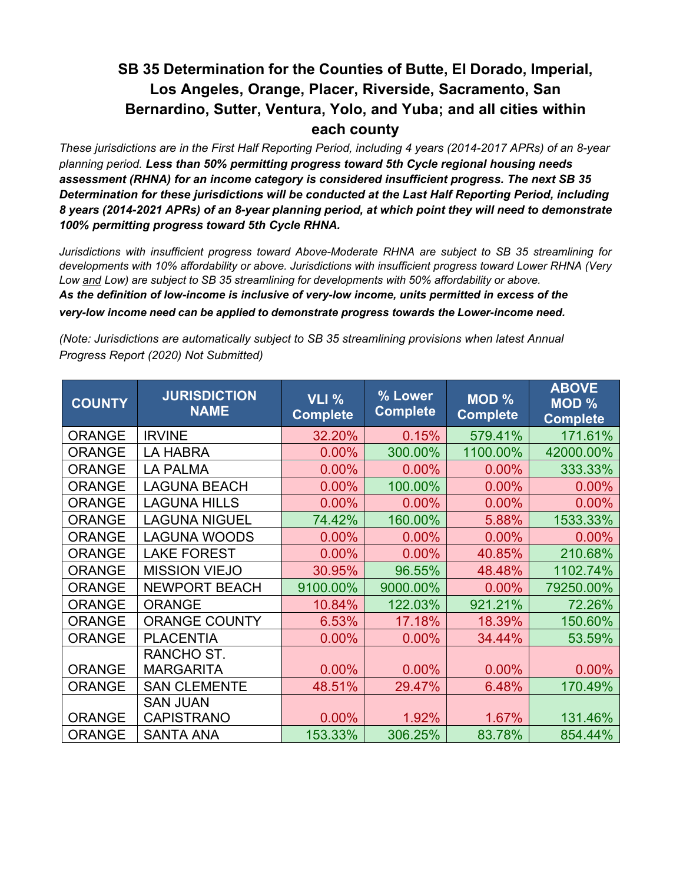# SB 35 Determination for the Counties of Butte, El Dorado, Imperial, Los Angeles, Orange, Placer, Riverside, Sacramento, San Bernardino, Sutter, Ventura, Yolo, and Yuba; and all cities within each county

*These jurisdictions are in the First Half Reporting Period, including 4 years (2014-2017 APRs) of an 8-year planning period.* ***Less than 50% permitting progress toward 5th Cycle regional housing needs assessment (RHNA) for an income category is considered insufficient progress. The next SB 35 Determination for these jurisdictions will be conducted at the Last Half Reporting Period, including 8 years (2014-2021 APRs) of an 8-year planning period, at which point they will need to demonstrate 100% permitting progress toward 5th Cycle RHNA.***

*Jurisdictions with insufficient progress toward Above-Moderate RHNA are subject to SB 35 streamlining for developments with 10% affordability or above. Jurisdictions with insufficient progress toward Lower RHNA (Very Low and Low) are subject to SB 35 streamlining for developments with 50% affordability or above.*
***As the definition of low-income is inclusive of very-low income, units permitted in excess of the very-low income need can be applied to demonstrate progress towards the Lower-income need.***

*(Note: Jurisdictions are automatically subject to SB 35 streamlining provisions when latest Annual Progress Report (2020) Not Submitted)*

| COUNTY | JURISDICTION NAME | VLI % Complete | % Lower Complete | MOD % Complete | ABOVE MOD % Complete |
|---|---|---|---|---|---|
| ORANGE | IRVINE | 32.20% | 0.15% | 579.41% | 171.61% |
| ORANGE | LA HABRA | 0.00% | 300.00% | 1100.00% | 42000.00% |
| ORANGE | LA PALMA | 0.00% | 0.00% | 0.00% | 333.33% |
| ORANGE | LAGUNA BEACH | 0.00% | 100.00% | 0.00% | 0.00% |
| ORANGE | LAGUNA HILLS | 0.00% | 0.00% | 0.00% | 0.00% |
| ORANGE | LAGUNA NIGUEL | 74.42% | 160.00% | 5.88% | 1533.33% |
| ORANGE | LAGUNA WOODS | 0.00% | 0.00% | 0.00% | 0.00% |
| ORANGE | LAKE FOREST | 0.00% | 0.00% | 40.85% | 210.68% |
| ORANGE | MISSION VIEJO | 30.95% | 96.55% | 48.48% | 1102.74% |
| ORANGE | NEWPORT BEACH | 9100.00% | 9000.00% | 0.00% | 79250.00% |
| ORANGE | ORANGE | 10.84% | 122.03% | 921.21% | 72.26% |
| ORANGE | ORANGE COUNTY | 6.53% | 17.18% | 18.39% | 150.60% |
| ORANGE | PLACENTIA | 0.00% | 0.00% | 34.44% | 53.59% |
| ORANGE | RANCHO ST. MARGARITA | 0.00% | 0.00% | 0.00% | 0.00% |
| ORANGE | SAN CLEMENTE | 48.51% | 29.47% | 6.48% | 170.49% |
| ORANGE | SAN JUAN CAPISTRANO | 0.00% | 1.92% | 1.67% | 131.46% |
| ORANGE | SANTA ANA | 153.33% | 306.25% | 83.78% | 854.44% |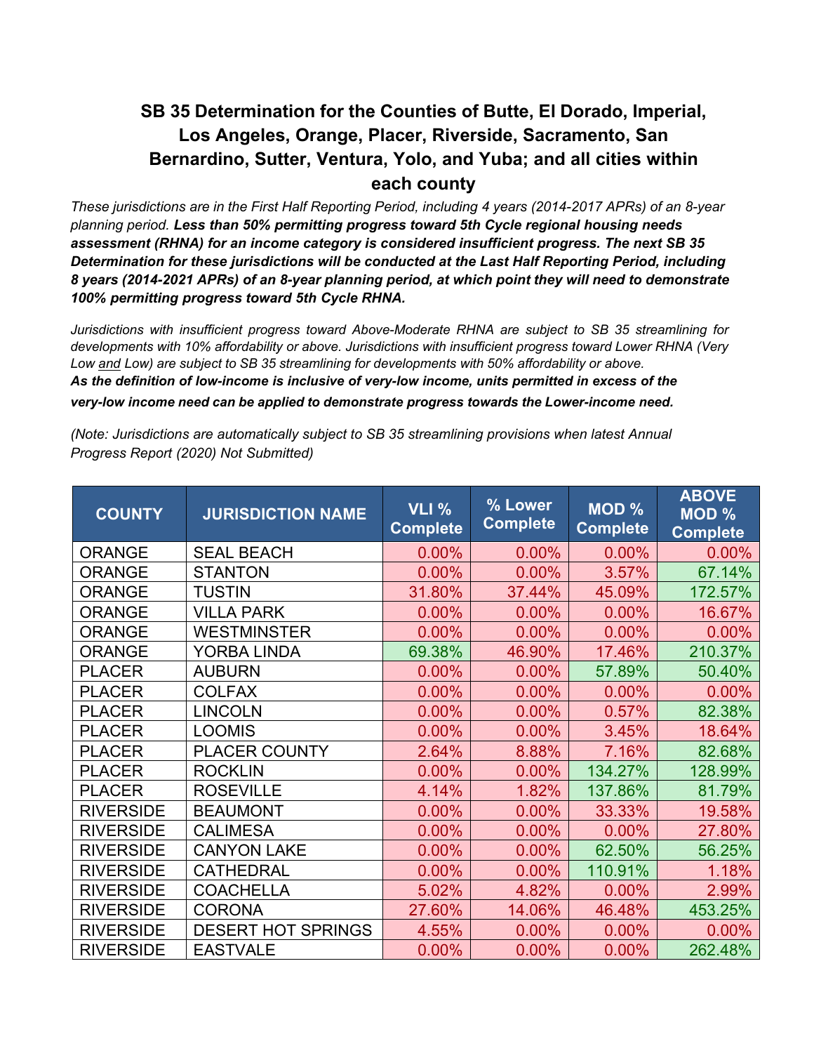# SB 35 Determination for the Counties of Butte, El Dorado, Imperial, Los Angeles, Orange, Placer, Riverside, Sacramento, San Bernardino, Sutter, Ventura, Yolo, and Yuba; and all cities within each county

*These jurisdictions are in the First Half Reporting Period, including 4 years (2014-2017 APRs) of an 8-year planning period.* ***Less than 50% permitting progress toward 5th Cycle regional housing needs assessment (RHNA) for an income category is considered insufficient progress. The next SB 35 Determination for these jurisdictions will be conducted at the Last Half Reporting Period, including 8 years (2014-2021 APRs) of an 8-year planning period, at which point they will need to demonstrate 100% permitting progress toward 5th Cycle RHNA.***

*Jurisdictions with insufficient progress toward Above-Moderate RHNA are subject to SB 35 streamlining for developments with 10% affordability or above. Jurisdictions with insufficient progress toward Lower RHNA (Very Low and Low) are subject to SB 35 streamlining for developments with 50% affordability or above.*
***As the definition of low-income is inclusive of very-low income, units permitted in excess of the very-low income need can be applied to demonstrate progress towards the Lower-income need.***

*(Note: Jurisdictions are automatically subject to SB 35 streamlining provisions when latest Annual Progress Report (2020) Not Submitted)*

| COUNTY | JURISDICTION NAME | VLI % Complete | % Lower Complete | MOD % Complete | ABOVE MOD % Complete |
|---|---|---|---|---|---|
| ORANGE | SEAL BEACH | 0.00% | 0.00% | 0.00% | 0.00% |
| ORANGE | STANTON | 0.00% | 0.00% | 3.57% | 67.14% |
| ORANGE | TUSTIN | 31.80% | 37.44% | 45.09% | 172.57% |
| ORANGE | VILLA PARK | 0.00% | 0.00% | 0.00% | 16.67% |
| ORANGE | WESTMINSTER | 0.00% | 0.00% | 0.00% | 0.00% |
| ORANGE | YORBA LINDA | 69.38% | 46.90% | 17.46% | 210.37% |
| PLACER | AUBURN | 0.00% | 0.00% | 57.89% | 50.40% |
| PLACER | COLFAX | 0.00% | 0.00% | 0.00% | 0.00% |
| PLACER | LINCOLN | 0.00% | 0.00% | 0.57% | 82.38% |
| PLACER | LOOMIS | 0.00% | 0.00% | 3.45% | 18.64% |
| PLACER | PLACER COUNTY | 2.64% | 8.88% | 7.16% | 82.68% |
| PLACER | ROCKLIN | 0.00% | 0.00% | 134.27% | 128.99% |
| PLACER | ROSEVILLE | 4.14% | 1.82% | 137.86% | 81.79% |
| RIVERSIDE | BEAUMONT | 0.00% | 0.00% | 33.33% | 19.58% |
| RIVERSIDE | CALIMESA | 0.00% | 0.00% | 0.00% | 27.80% |
| RIVERSIDE | CANYON LAKE | 0.00% | 0.00% | 62.50% | 56.25% |
| RIVERSIDE | CATHEDRAL | 0.00% | 0.00% | 110.91% | 1.18% |
| RIVERSIDE | COACHELLA | 5.02% | 4.82% | 0.00% | 2.99% |
| RIVERSIDE | CORONA | 27.60% | 14.06% | 46.48% | 453.25% |
| RIVERSIDE | DESERT HOT SPRINGS | 4.55% | 0.00% | 0.00% | 0.00% |
| RIVERSIDE | EASTVALE | 0.00% | 0.00% | 0.00% | 262.48% |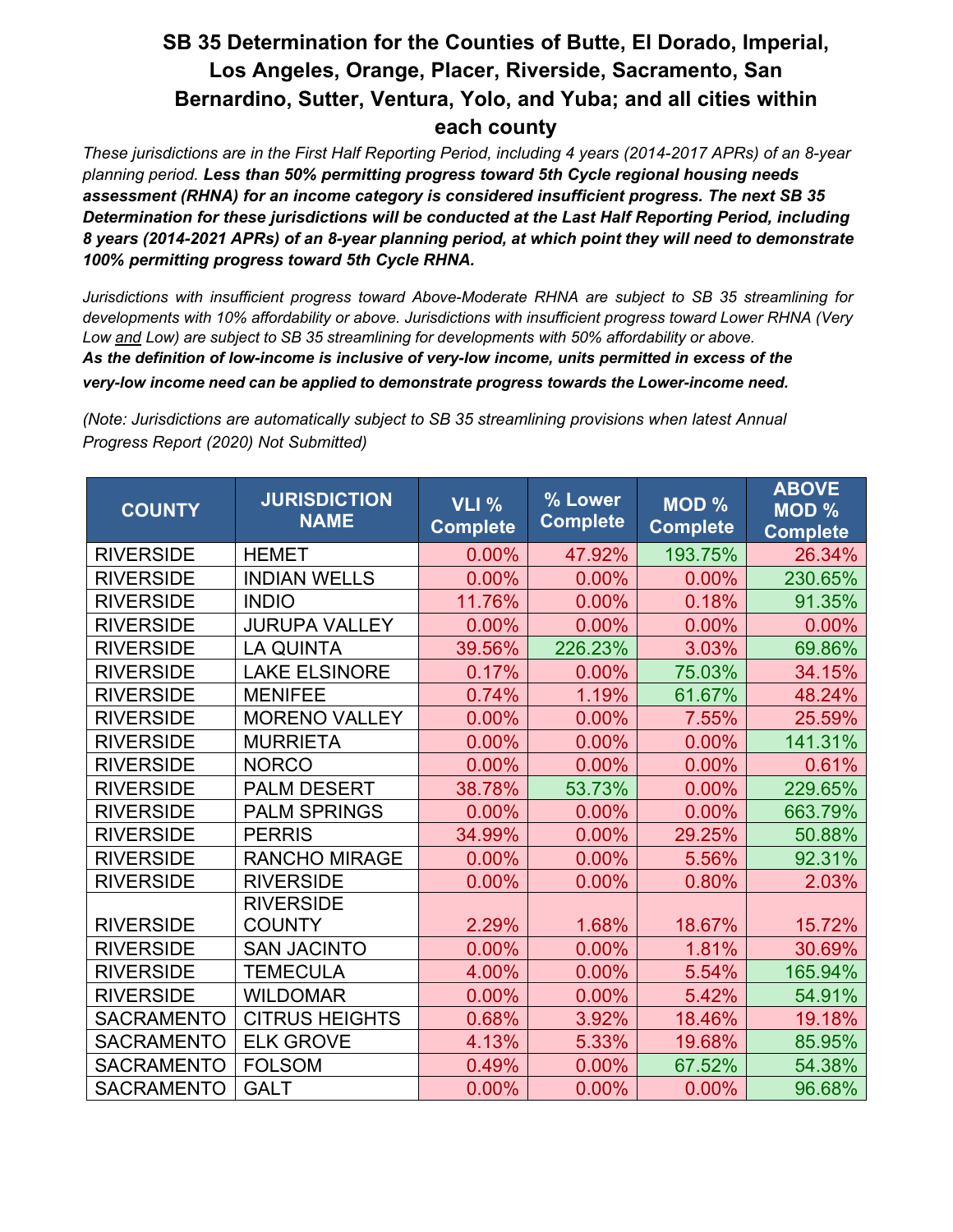# SB 35 Determination for the Counties of Butte, El Dorado, Imperial, Los Angeles, Orange, Placer, Riverside, Sacramento, San Bernardino, Sutter, Ventura, Yolo, and Yuba; and all cities within each county

*These jurisdictions are in the First Half Reporting Period, including 4 years (2014-2017 APRs) of an 8-year planning period.* ***Less than 50% permitting progress toward 5th Cycle regional housing needs assessment (RHNA) for an income category is considered insufficient progress. The next SB 35 Determination for these jurisdictions will be conducted at the Last Half Reporting Period, including 8 years (2014-2021 APRs) of an 8-year planning period, at which point they will need to demonstrate 100% permitting progress toward 5th Cycle RHNA.***

*Jurisdictions with insufficient progress toward Above-Moderate RHNA are subject to SB 35 streamlining for developments with 10% affordability or above. Jurisdictions with insufficient progress toward Lower RHNA (Very Low and Low) are subject to SB 35 streamlining for developments with 50% affordability or above.*
***As the definition of low-income is inclusive of very-low income, units permitted in excess of the very-low income need can be applied to demonstrate progress towards the Lower-income need.***

*(Note: Jurisdictions are automatically subject to SB 35 streamlining provisions when latest Annual Progress Report (2020) Not Submitted)*

| COUNTY | JURISDICTION NAME | VLI % Complete | % Lower Complete | MOD % Complete | ABOVE MOD % Complete |
|---|---|---|---|---|---|
| RIVERSIDE | HEMET | 0.00% | 47.92% | 193.75% | 26.34% |
| RIVERSIDE | INDIAN WELLS | 0.00% | 0.00% | 0.00% | 230.65% |
| RIVERSIDE | INDIO | 11.76% | 0.00% | 0.18% | 91.35% |
| RIVERSIDE | JURUPA VALLEY | 0.00% | 0.00% | 0.00% | 0.00% |
| RIVERSIDE | LA QUINTA | 39.56% | 226.23% | 3.03% | 69.86% |
| RIVERSIDE | LAKE ELSINORE | 0.17% | 0.00% | 75.03% | 34.15% |
| RIVERSIDE | MENIFEE | 0.74% | 1.19% | 61.67% | 48.24% |
| RIVERSIDE | MORENO VALLEY | 0.00% | 0.00% | 7.55% | 25.59% |
| RIVERSIDE | MURRIETA | 0.00% | 0.00% | 0.00% | 141.31% |
| RIVERSIDE | NORCO | 0.00% | 0.00% | 0.00% | 0.61% |
| RIVERSIDE | PALM DESERT | 38.78% | 53.73% | 0.00% | 229.65% |
| RIVERSIDE | PALM SPRINGS | 0.00% | 0.00% | 0.00% | 663.79% |
| RIVERSIDE | PERRIS | 34.99% | 0.00% | 29.25% | 50.88% |
| RIVERSIDE | RANCHO MIRAGE | 0.00% | 0.00% | 5.56% | 92.31% |
| RIVERSIDE | RIVERSIDE | 0.00% | 0.00% | 0.80% | 2.03% |
| RIVERSIDE | RIVERSIDE COUNTY | 2.29% | 1.68% | 18.67% | 15.72% |
| RIVERSIDE | SAN JACINTO | 0.00% | 0.00% | 1.81% | 30.69% |
| RIVERSIDE | TEMECULA | 4.00% | 0.00% | 5.54% | 165.94% |
| RIVERSIDE | WILDOMAR | 0.00% | 0.00% | 5.42% | 54.91% |
| SACRAMENTO | CITRUS HEIGHTS | 0.68% | 3.92% | 18.46% | 19.18% |
| SACRAMENTO | ELK GROVE | 4.13% | 5.33% | 19.68% | 85.95% |
| SACRAMENTO | FOLSOM | 0.49% | 0.00% | 67.52% | 54.38% |
| SACRAMENTO | GALT | 0.00% | 0.00% | 0.00% | 96.68% |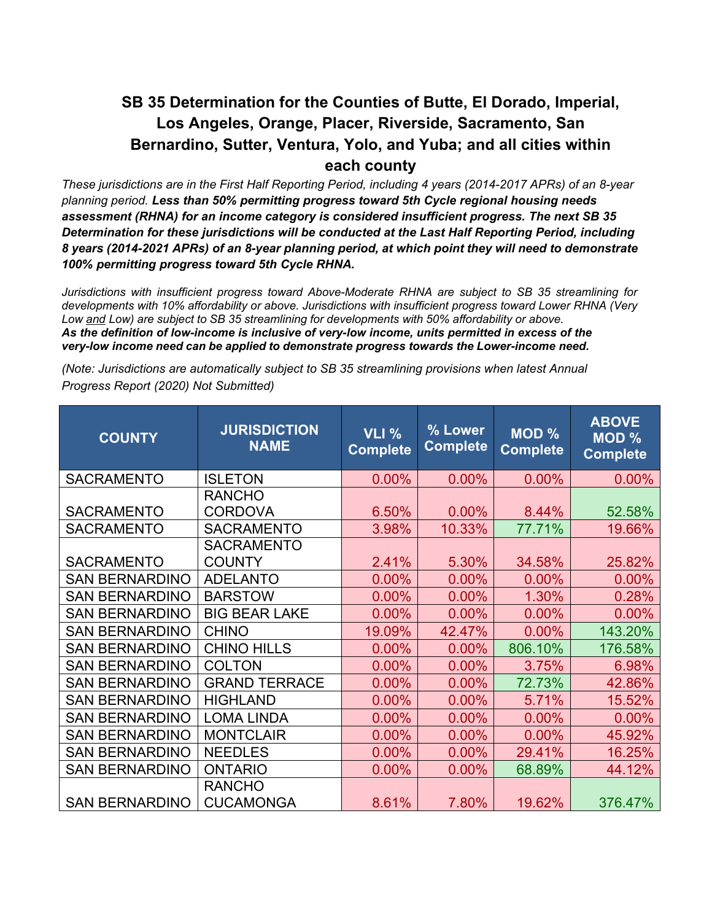# SB 35 Determination for the Counties of Butte, El Dorado, Imperial, Los Angeles, Orange, Placer, Riverside, Sacramento, San Bernardino, Sutter, Ventura, Yolo, and Yuba; and all cities within each county

*These jurisdictions are in the First Half Reporting Period, including 4 years (2014-2017 APRs) of an 8-year planning period.* ***Less than 50% permitting progress toward 5th Cycle regional housing needs assessment (RHNA) for an income category is considered insufficient progress. The next SB 35 Determination for these jurisdictions will be conducted at the Last Half Reporting Period, including 8 years (2014-2021 APRs) of an 8-year planning period, at which point they will need to demonstrate 100% permitting progress toward 5th Cycle RHNA.***

*Jurisdictions with insufficient progress toward Above-Moderate RHNA are subject to SB 35 streamlining for developments with 10% affordability or above. Jurisdictions with insufficient progress toward Lower RHNA (Very Low and Low) are subject to SB 35 streamlining for developments with 50% affordability or above.*
***As the definition of low-income is inclusive of very-low income, units permitted in excess of the very-low income need can be applied to demonstrate progress towards the Lower-income need.***

*(Note: Jurisdictions are automatically subject to SB 35 streamlining provisions when latest Annual Progress Report (2020) Not Submitted)*

| COUNTY | JURISDICTION NAME | VLI % Complete | % Lower Complete | MOD % Complete | ABOVE MOD % Complete |
|---|---|---|---|---|---|
| SACRAMENTO | ISLETON | 0.00% | 0.00% | 0.00% | 0.00% |
| SACRAMENTO | RANCHO CORDOVA | 6.50% | 0.00% | 8.44% | 52.58% |
| SACRAMENTO | SACRAMENTO | 3.98% | 10.33% | 77.71% | 19.66% |
| SACRAMENTO | SACRAMENTO COUNTY | 2.41% | 5.30% | 34.58% | 25.82% |
| SAN BERNARDINO | ADELANTO | 0.00% | 0.00% | 0.00% | 0.00% |
| SAN BERNARDINO | BARSTOW | 0.00% | 0.00% | 1.30% | 0.28% |
| SAN BERNARDINO | BIG BEAR LAKE | 0.00% | 0.00% | 0.00% | 0.00% |
| SAN BERNARDINO | CHINO | 19.09% | 42.47% | 0.00% | 143.20% |
| SAN BERNARDINO | CHINO HILLS | 0.00% | 0.00% | 806.10% | 176.58% |
| SAN BERNARDINO | COLTON | 0.00% | 0.00% | 3.75% | 6.98% |
| SAN BERNARDINO | GRAND TERRACE | 0.00% | 0.00% | 72.73% | 42.86% |
| SAN BERNARDINO | HIGHLAND | 0.00% | 0.00% | 5.71% | 15.52% |
| SAN BERNARDINO | LOMA LINDA | 0.00% | 0.00% | 0.00% | 0.00% |
| SAN BERNARDINO | MONTCLAIR | 0.00% | 0.00% | 0.00% | 45.92% |
| SAN BERNARDINO | NEEDLES | 0.00% | 0.00% | 29.41% | 16.25% |
| SAN BERNARDINO | ONTARIO | 0.00% | 0.00% | 68.89% | 44.12% |
| SAN BERNARDINO | RANCHO CUCAMONGA | 8.61% | 7.80% | 19.62% | 376.47% |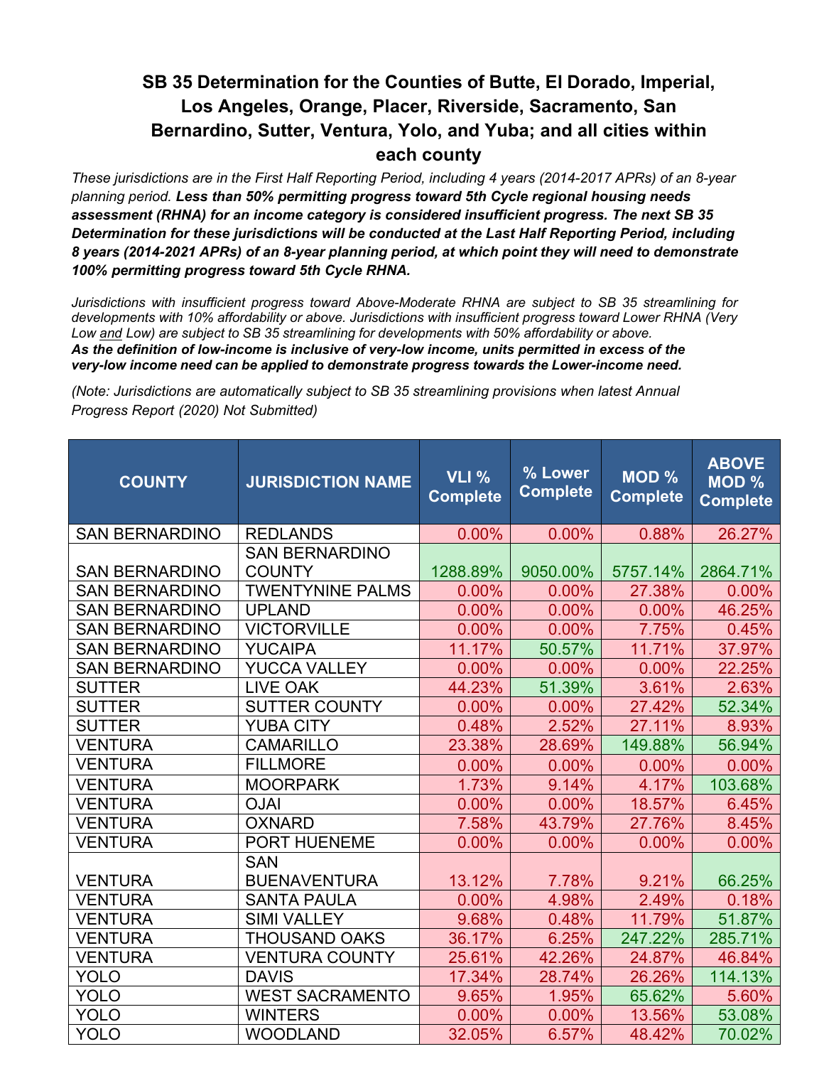# SB 35 Determination for the Counties of Butte, El Dorado, Imperial, Los Angeles, Orange, Placer, Riverside, Sacramento, San Bernardino, Sutter, Ventura, Yolo, and Yuba; and all cities within each county

*These jurisdictions are in the First Half Reporting Period, including 4 years (2014-2017 APRs) of an 8-year planning period.* ***Less than 50% permitting progress toward 5th Cycle regional housing needs assessment (RHNA) for an income category is considered insufficient progress. The next SB 35 Determination for these jurisdictions will be conducted at the Last Half Reporting Period, including 8 years (2014-2021 APRs) of an 8-year planning period, at which point they will need to demonstrate 100% permitting progress toward 5th Cycle RHNA.***

*Jurisdictions with insufficient progress toward Above-Moderate RHNA are subject to SB 35 streamlining for developments with 10% affordability or above. Jurisdictions with insufficient progress toward Lower RHNA (Very Low and Low) are subject to SB 35 streamlining for developments with 50% affordability or above.*
***As the definition of low-income is inclusive of very-low income, units permitted in excess of the very-low income need can be applied to demonstrate progress towards the Lower-income need.***

*(Note: Jurisdictions are automatically subject to SB 35 streamlining provisions when latest Annual Progress Report (2020) Not Submitted)*

| COUNTY | JURISDICTION NAME | VLI % Complete | % Lower Complete | MOD % Complete | ABOVE MOD % Complete |
|---|---|---|---|---|---|
| SAN BERNARDINO | REDLANDS | 0.00% | 0.00% | 0.88% | 26.27% |
| SAN BERNARDINO | SAN BERNARDINO COUNTY | 1288.89% | 9050.00% | 5757.14% | 2864.71% |
| SAN BERNARDINO | TWENTYNINE PALMS | 0.00% | 0.00% | 27.38% | 0.00% |
| SAN BERNARDINO | UPLAND | 0.00% | 0.00% | 0.00% | 46.25% |
| SAN BERNARDINO | VICTORVILLE | 0.00% | 0.00% | 7.75% | 0.45% |
| SAN BERNARDINO | YUCAIPA | 11.17% | 50.57% | 11.71% | 37.97% |
| SAN BERNARDINO | YUCCA VALLEY | 0.00% | 0.00% | 0.00% | 22.25% |
| SUTTER | LIVE OAK | 44.23% | 51.39% | 3.61% | 2.63% |
| SUTTER | SUTTER COUNTY | 0.00% | 0.00% | 27.42% | 52.34% |
| SUTTER | YUBA CITY | 0.48% | 2.52% | 27.11% | 8.93% |
| VENTURA | CAMARILLO | 23.38% | 28.69% | 149.88% | 56.94% |
| VENTURA | FILLMORE | 0.00% | 0.00% | 0.00% | 0.00% |
| VENTURA | MOORPARK | 1.73% | 9.14% | 4.17% | 103.68% |
| VENTURA | OJAI | 0.00% | 0.00% | 18.57% | 6.45% |
| VENTURA | OXNARD | 7.58% | 43.79% | 27.76% | 8.45% |
| VENTURA | PORT HUENEME | 0.00% | 0.00% | 0.00% | 0.00% |
| VENTURA | SAN BUENAVENTURA | 13.12% | 7.78% | 9.21% | 66.25% |
| VENTURA | SANTA PAULA | 0.00% | 4.98% | 2.49% | 0.18% |
| VENTURA | SIMI VALLEY | 9.68% | 0.48% | 11.79% | 51.87% |
| VENTURA | THOUSAND OAKS | 36.17% | 6.25% | 247.22% | 285.71% |
| VENTURA | VENTURA COUNTY | 25.61% | 42.26% | 24.87% | 46.84% |
| YOLO | DAVIS | 17.34% | 28.74% | 26.26% | 114.13% |
| YOLO | WEST SACRAMENTO | 9.65% | 1.95% | 65.62% | 5.60% |
| YOLO | WINTERS | 0.00% | 0.00% | 13.56% | 53.08% |
| YOLO | WOODLAND | 32.05% | 6.57% | 48.42% | 70.02% |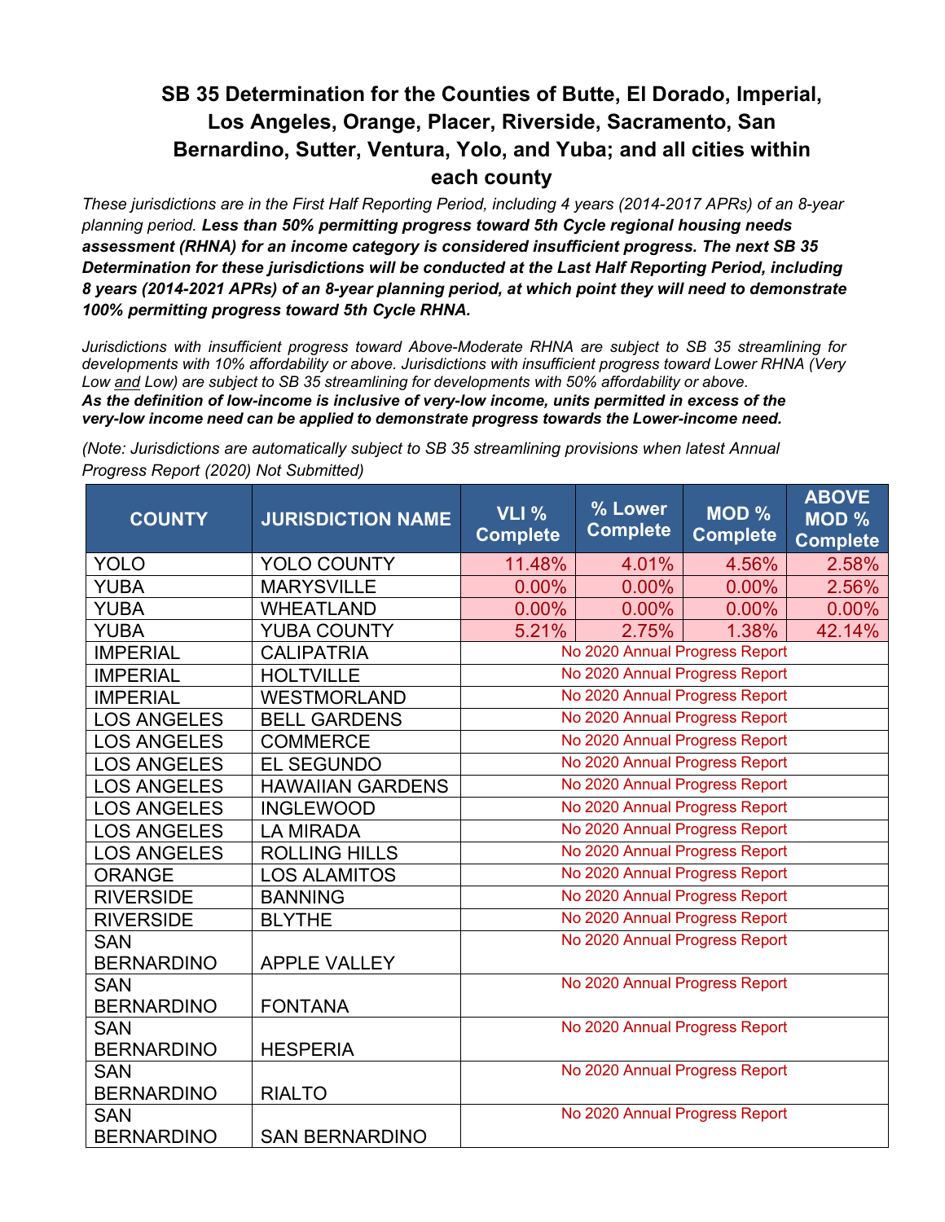# SB 35 Determination for the Counties of Butte, El Dorado, Imperial, Los Angeles, Orange, Placer, Riverside, Sacramento, San Bernardino, Sutter, Ventura, Yolo, and Yuba; and all cities within each county

*These jurisdictions are in the First Half Reporting Period, including 4 years (2014-2017 APRs) of an 8-year planning period.* ***Less than 50% permitting progress toward 5th Cycle regional housing needs assessment (RHNA) for an income category is considered insufficient progress. The next SB 35 Determination for these jurisdictions will be conducted at the Last Half Reporting Period, including 8 years (2014-2021 APRs) of an 8-year planning period, at which point they will need to demonstrate 100% permitting progress toward 5th Cycle RHNA.***

*Jurisdictions with insufficient progress toward Above-Moderate RHNA are subject to SB 35 streamlining for developments with 10% affordability or above. Jurisdictions with insufficient progress toward Lower RHNA (Very Low and Low) are subject to SB 35 streamlining for developments with 50% affordability or above.*
***As the definition of low-income is inclusive of very-low income, units permitted in excess of the very-low income need can be applied to demonstrate progress towards the Lower-income need.***

*(Note: Jurisdictions are automatically subject to SB 35 streamlining provisions when latest Annual Progress Report (2020) Not Submitted)*

| COUNTY | JURISDICTION NAME | VLI % Complete | % Lower Complete | MOD % Complete | ABOVE MOD % Complete |
|---|---|---|---|---|---|
| YOLO | YOLO COUNTY | 11.48% | 4.01% | 4.56% | 2.58% |
| YUBA | MARYSVILLE | 0.00% | 0.00% | 0.00% | 2.56% |
| YUBA | WHEATLAND | 0.00% | 0.00% | 0.00% | 0.00% |
| YUBA | YUBA COUNTY | 5.21% | 2.75% | 1.38% | 42.14% |
| IMPERIAL | CALIPATRIA | No 2020 Annual Progress Report | | | |
| IMPERIAL | HOLTVILLE | No 2020 Annual Progress Report | | | |
| IMPERIAL | WESTMORLAND | No 2020 Annual Progress Report | | | |
| LOS ANGELES | BELL GARDENS | No 2020 Annual Progress Report | | | |
| LOS ANGELES | COMMERCE | No 2020 Annual Progress Report | | | |
| LOS ANGELES | EL SEGUNDO | No 2020 Annual Progress Report | | | |
| LOS ANGELES | HAWAIIAN GARDENS | No 2020 Annual Progress Report | | | |
| LOS ANGELES | INGLEWOOD | No 2020 Annual Progress Report | | | |
| LOS ANGELES | LA MIRADA | No 2020 Annual Progress Report | | | |
| LOS ANGELES | ROLLING HILLS | No 2020 Annual Progress Report | | | |
| ORANGE | LOS ALAMITOS | No 2020 Annual Progress Report | | | |
| RIVERSIDE | BANNING | No 2020 Annual Progress Report | | | |
| RIVERSIDE | BLYTHE | No 2020 Annual Progress Report | | | |
| SAN BERNARDINO | APPLE VALLEY | No 2020 Annual Progress Report | | | |
| SAN BERNARDINO | FONTANA | No 2020 Annual Progress Report | | | |
| SAN BERNARDINO | HESPERIA | No 2020 Annual Progress Report | | | |
| SAN BERNARDINO | RIALTO | No 2020 Annual Progress Report | | | |
| SAN BERNARDINO | SAN BERNARDINO | No 2020 Annual Progress Report | | | |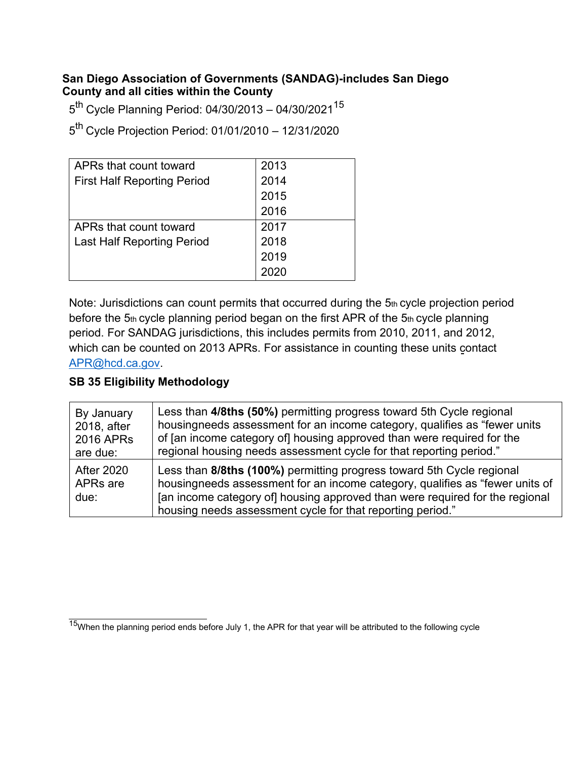**San Diego Association of Governments (SANDAG)-includes San Diego County and all cities within the County**

5th Cycle Planning Period: 04/30/2013 – 04/30/2021[15]

5th Cycle Projection Period: 01/01/2010 – 12/31/2020

| APRs that count toward First Half Reporting Period | 2013<br>2014<br>2015<br>2016 |
|---|---|
| APRs that count toward Last Half Reporting Period | 2017<br>2018<br>2019<br>2020 |

Note: Jurisdictions can count permits that occurred during the 5th cycle projection period before the 5th cycle planning period began on the first APR of the 5th cycle planning period. For SANDAG jurisdictions, this includes permits from 2010, 2011, and 2012, which can be counted on 2013 APRs. For assistance in counting these units contact APR@hcd.ca.gov.

**SB 35 Eligibility Methodology**

| By January 2018, after 2016 APRs are due: | Less than **4/8ths (50%)** permitting progress toward 5th Cycle regional housingneeds assessment for an income category, qualifies as "fewer units of [an income category of] housing approved than were required for the regional housing needs assessment cycle for that reporting period." |
|---|---|
| After 2020 APRs are due: | Less than **8/8ths (100%)** permitting progress toward 5th Cycle regional housingneeds assessment for an income category, qualifies as "fewer units of [an income category of] housing approved than were required for the regional housing needs assessment cycle for that reporting period." |

[15] When the planning period ends before July 1, the APR for that year will be attributed to the following cycle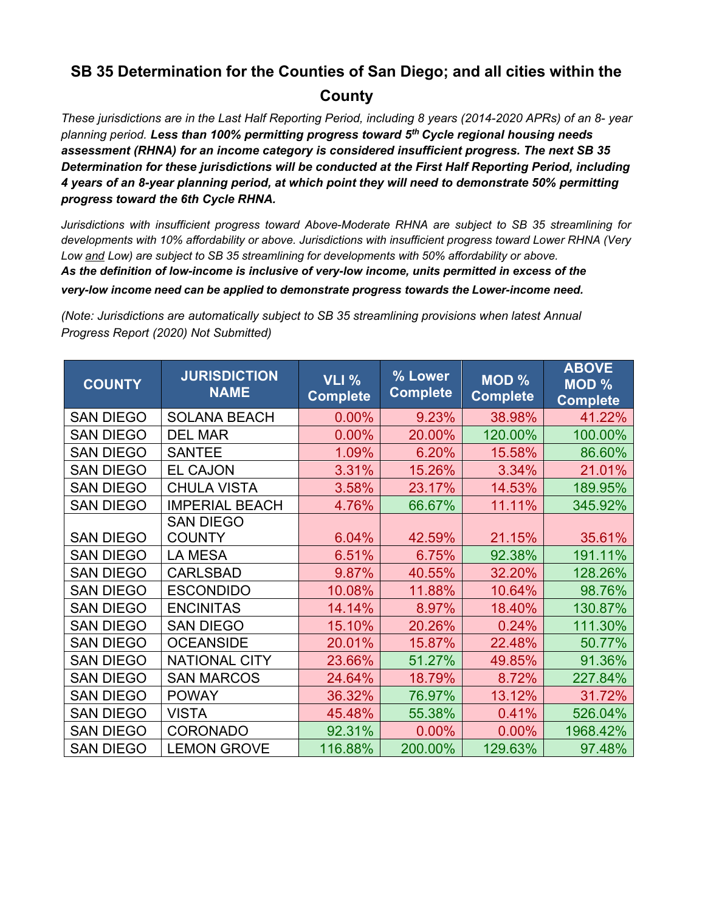## SB 35 Determination for the Counties of San Diego; and all cities within the County

*These jurisdictions are in the Last Half Reporting Period, including 8 years (2014-2020 APRs) of an 8- year planning period.* ***Less than 100% permitting progress toward 5th Cycle regional housing needs assessment (RHNA) for an income category is considered insufficient progress. The next SB 35 Determination for these jurisdictions will be conducted at the First Half Reporting Period, including 4 years of an 8-year planning period, at which point they will need to demonstrate 50% permitting progress toward the 6th Cycle RHNA.***

*Jurisdictions with insufficient progress toward Above-Moderate RHNA are subject to SB 35 streamlining for developments with 10% affordability or above. Jurisdictions with insufficient progress toward Lower RHNA (Very Low and Low) are subject to SB 35 streamlining for developments with 50% affordability or above.*

***As the definition of low-income is inclusive of very-low income, units permitted in excess of the very-low income need can be applied to demonstrate progress towards the Lower-income need.***

*(Note: Jurisdictions are automatically subject to SB 35 streamlining provisions when latest Annual Progress Report (2020) Not Submitted)*

| COUNTY | JURISDICTION NAME | VLI % Complete | % Lower Complete | MOD % Complete | ABOVE MOD % Complete |
|---|---|---|---|---|---|
| SAN DIEGO | SOLANA BEACH | 0.00% | 9.23% | 38.98% | 41.22% |
| SAN DIEGO | DEL MAR | 0.00% | 20.00% | 120.00% | 100.00% |
| SAN DIEGO | SANTEE | 1.09% | 6.20% | 15.58% | 86.60% |
| SAN DIEGO | EL CAJON | 3.31% | 15.26% | 3.34% | 21.01% |
| SAN DIEGO | CHULA VISTA | 3.58% | 23.17% | 14.53% | 189.95% |
| SAN DIEGO | IMPERIAL BEACH | 4.76% | 66.67% | 11.11% | 345.92% |
| SAN DIEGO | SAN DIEGO COUNTY | 6.04% | 42.59% | 21.15% | 35.61% |
| SAN DIEGO | LA MESA | 6.51% | 6.75% | 92.38% | 191.11% |
| SAN DIEGO | CARLSBAD | 9.87% | 40.55% | 32.20% | 128.26% |
| SAN DIEGO | ESCONDIDO | 10.08% | 11.88% | 10.64% | 98.76% |
| SAN DIEGO | ENCINITAS | 14.14% | 8.97% | 18.40% | 130.87% |
| SAN DIEGO | SAN DIEGO | 15.10% | 20.26% | 0.24% | 111.30% |
| SAN DIEGO | OCEANSIDE | 20.01% | 15.87% | 22.48% | 50.77% |
| SAN DIEGO | NATIONAL CITY | 23.66% | 51.27% | 49.85% | 91.36% |
| SAN DIEGO | SAN MARCOS | 24.64% | 18.79% | 8.72% | 227.84% |
| SAN DIEGO | POWAY | 36.32% | 76.97% | 13.12% | 31.72% |
| SAN DIEGO | VISTA | 45.48% | 55.38% | 0.41% | 526.04% |
| SAN DIEGO | CORONADO | 92.31% | 0.00% | 0.00% | 1968.42% |
| SAN DIEGO | LEMON GROVE | 116.88% | 200.00% | 129.63% | 97.48% |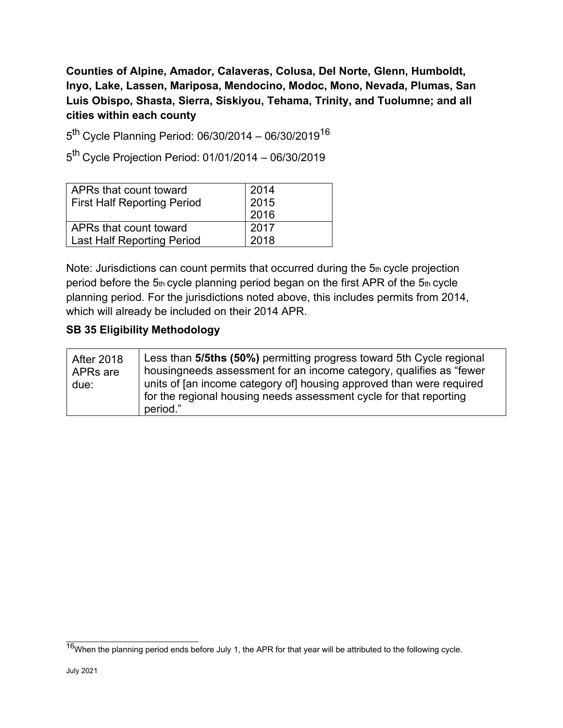**Counties of Alpine, Amador, Calaveras, Colusa, Del Norte, Glenn, Humboldt, Inyo, Lake, Lassen, Mariposa, Mendocino, Modoc, Mono, Nevada, Plumas, San Luis Obispo, Shasta, Sierra, Siskiyou, Tehama, Trinity, and Tuolumne; and all cities within each county**

5th Cycle Planning Period: 06/30/2014 – 06/30/2019[16]

5th Cycle Projection Period: 01/01/2014 – 06/30/2019

| APRs that count toward | |
|---|---|
| First Half Reporting Period | 2014<br>2015<br>2016 |
| Last Half Reporting Period | 2017<br>2018 |

Note: Jurisdictions can count permits that occurred during the 5th cycle projection period before the 5th cycle planning period began on the first APR of the 5th cycle planning period. For the jurisdictions noted above, this includes permits from 2014, which will already be included on their 2014 APR.

**SB 35 Eligibility Methodology**

| | |
|---|---|
| After 2018 APRs are due: | Less than **5/5ths (50%)** permitting progress toward 5th Cycle regional housingneeds assessment for an income category, qualifies as "fewer units of [an income category of] housing approved than were required for the regional housing needs assessment cycle for that reporting period." |

[16]When the planning period ends before July 1, the APR for that year will be attributed to the following cycle.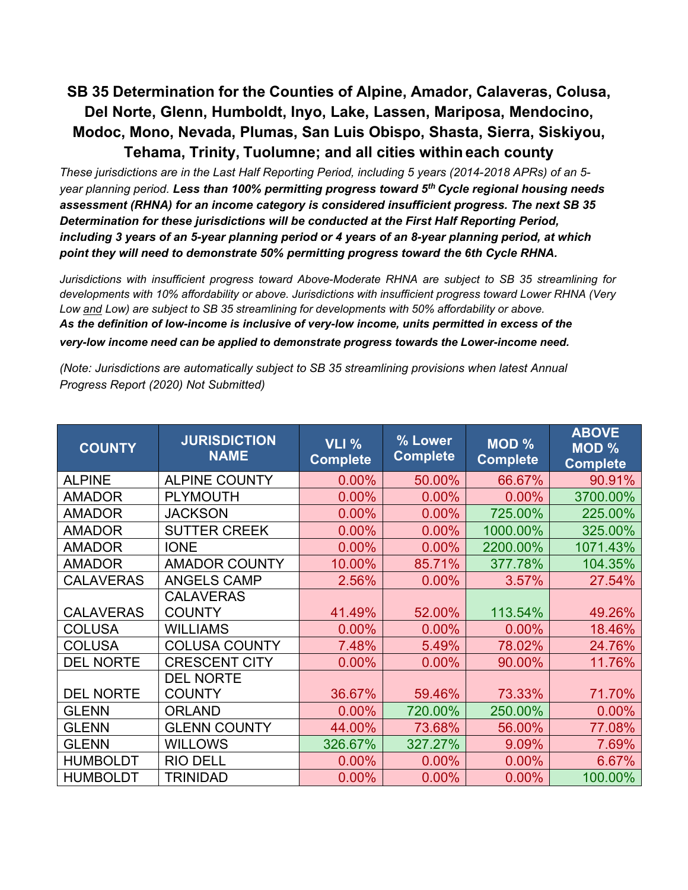## SB 35 Determination for the Counties of Alpine, Amador, Calaveras, Colusa, Del Norte, Glenn, Humboldt, Inyo, Lake, Lassen, Mariposa, Mendocino, Modoc, Mono, Nevada, Plumas, San Luis Obispo, Shasta, Sierra, Siskiyou, Tehama, Trinity, Tuolumne; and all cities within each county

*These jurisdictions are in the Last Half Reporting Period, including 5 years (2014-2018 APRs) of an 5-year planning period.* ***Less than 100% permitting progress toward 5th Cycle regional housing needs assessment (RHNA) for an income category is considered insufficient progress. The next SB 35 Determination for these jurisdictions will be conducted at the First Half Reporting Period, including 3 years of an 5-year planning period or 4 years of an 8-year planning period, at which point they will need to demonstrate 50% permitting progress toward the 6th Cycle RHNA.***

*Jurisdictions with insufficient progress toward Above-Moderate RHNA are subject to SB 35 streamlining for developments with 10% affordability or above. Jurisdictions with insufficient progress toward Lower RHNA (Very Low and Low) are subject to SB 35 streamlining for developments with 50% affordability or above.*
***As the definition of low-income is inclusive of very-low income, units permitted in excess of the very-low income need can be applied to demonstrate progress towards the Lower-income need.***

*(Note: Jurisdictions are automatically subject to SB 35 streamlining provisions when latest Annual Progress Report (2020) Not Submitted)*

| COUNTY | JURISDICTION NAME | VLI % Complete | % Lower Complete | MOD % Complete | ABOVE MOD % Complete |
|---|---|---|---|---|---|
| ALPINE | ALPINE COUNTY | 0.00% | 50.00% | 66.67% | 90.91% |
| AMADOR | PLYMOUTH | 0.00% | 0.00% | 0.00% | 3700.00% |
| AMADOR | JACKSON | 0.00% | 0.00% | 725.00% | 225.00% |
| AMADOR | SUTTER CREEK | 0.00% | 0.00% | 1000.00% | 325.00% |
| AMADOR | IONE | 0.00% | 0.00% | 2200.00% | 1071.43% |
| AMADOR | AMADOR COUNTY | 10.00% | 85.71% | 377.78% | 104.35% |
| CALAVERAS | ANGELS CAMP | 2.56% | 0.00% | 3.57% | 27.54% |
| CALAVERAS | CALAVERAS COUNTY | 41.49% | 52.00% | 113.54% | 49.26% |
| COLUSA | WILLIAMS | 0.00% | 0.00% | 0.00% | 18.46% |
| COLUSA | COLUSA COUNTY | 7.48% | 5.49% | 78.02% | 24.76% |
| DEL NORTE | CRESCENT CITY | 0.00% | 0.00% | 90.00% | 11.76% |
| DEL NORTE | DEL NORTE COUNTY | 36.67% | 59.46% | 73.33% | 71.70% |
| GLENN | ORLAND | 0.00% | 720.00% | 250.00% | 0.00% |
| GLENN | GLENN COUNTY | 44.00% | 73.68% | 56.00% | 77.08% |
| GLENN | WILLOWS | 326.67% | 327.27% | 9.09% | 7.69% |
| HUMBOLDT | RIO DELL | 0.00% | 0.00% | 0.00% | 6.67% |
| HUMBOLDT | TRINIDAD | 0.00% | 0.00% | 0.00% | 100.00% |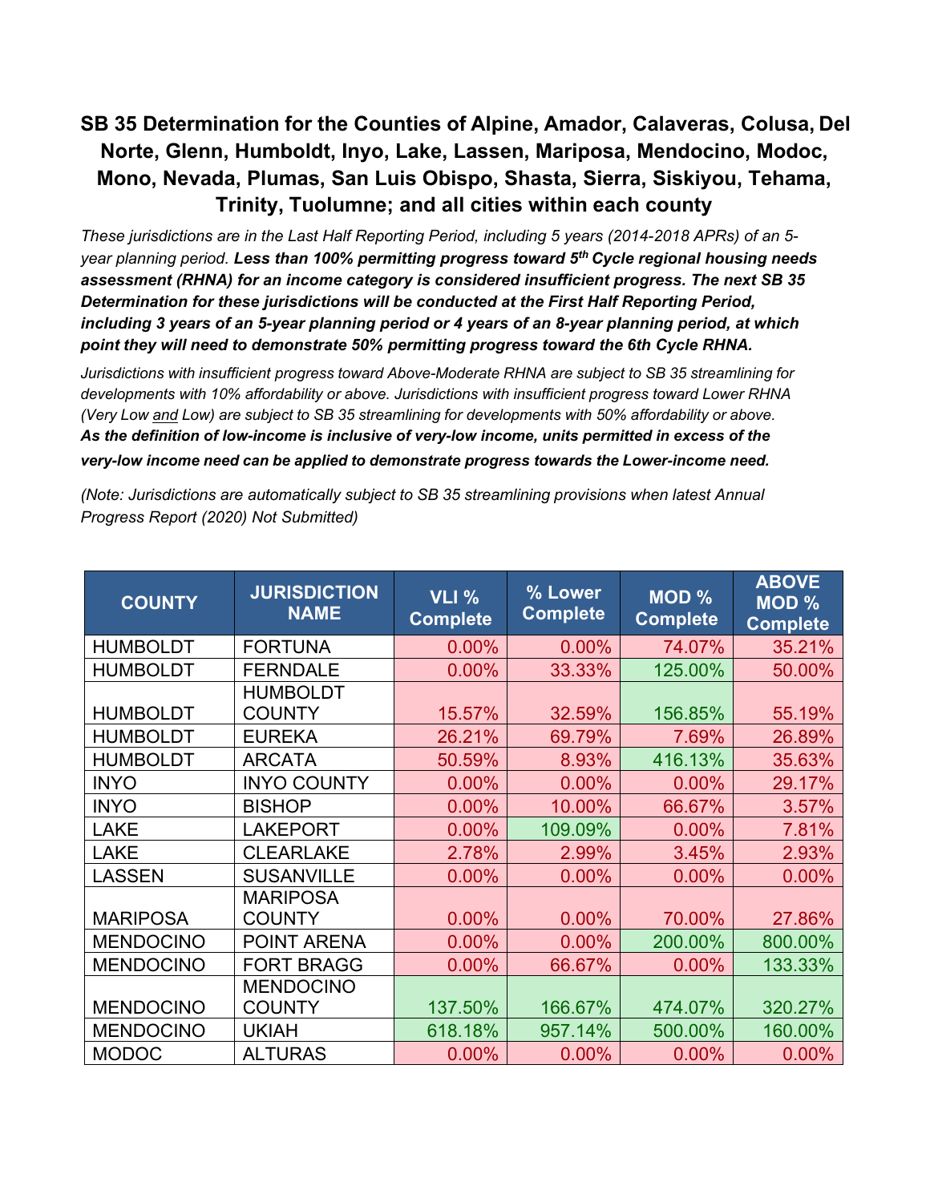## SB 35 Determination for the Counties of Alpine, Amador, Calaveras, Colusa, Del Norte, Glenn, Humboldt, Inyo, Lake, Lassen, Mariposa, Mendocino, Modoc, Mono, Nevada, Plumas, San Luis Obispo, Shasta, Sierra, Siskiyou, Tehama, Trinity, Tuolumne; and all cities within each county

*These jurisdictions are in the Last Half Reporting Period, including 5 years (2014-2018 APRs) of an 5-year planning period.* ***Less than 100% permitting progress toward 5th Cycle regional housing needs assessment (RHNA) for an income category is considered insufficient progress. The next SB 35 Determination for these jurisdictions will be conducted at the First Half Reporting Period, including 3 years of an 5-year planning period or 4 years of an 8-year planning period, at which point they will need to demonstrate 50% permitting progress toward the 6th Cycle RHNA.***

*Jurisdictions with insufficient progress toward Above-Moderate RHNA are subject to SB 35 streamlining for developments with 10% affordability or above. Jurisdictions with insufficient progress toward Lower RHNA (Very Low and Low) are subject to SB 35 streamlining for developments with 50% affordability or above.* ***As the definition of low-income is inclusive of very-low income, units permitted in excess of the very-low income need can be applied to demonstrate progress towards the Lower-income need.***

*(Note: Jurisdictions are automatically subject to SB 35 streamlining provisions when latest Annual Progress Report (2020) Not Submitted)*

| COUNTY | JURISDICTION NAME | VLI % Complete | % Lower Complete | MOD % Complete | ABOVE MOD % Complete |
|---|---|---|---|---|---|
| HUMBOLDT | FORTUNA | 0.00% | 0.00% | 74.07% | 35.21% |
| HUMBOLDT | FERNDALE | 0.00% | 33.33% | 125.00% | 50.00% |
| HUMBOLDT | HUMBOLDT COUNTY | 15.57% | 32.59% | 156.85% | 55.19% |
| HUMBOLDT | EUREKA | 26.21% | 69.79% | 7.69% | 26.89% |
| HUMBOLDT | ARCATA | 50.59% | 8.93% | 416.13% | 35.63% |
| INYO | INYO COUNTY | 0.00% | 0.00% | 0.00% | 29.17% |
| INYO | BISHOP | 0.00% | 10.00% | 66.67% | 3.57% |
| LAKE | LAKEPORT | 0.00% | 109.09% | 0.00% | 7.81% |
| LAKE | CLEARLAKE | 2.78% | 2.99% | 3.45% | 2.93% |
| LASSEN | SUSANVILLE | 0.00% | 0.00% | 0.00% | 0.00% |
| MARIPOSA | MARIPOSA COUNTY | 0.00% | 0.00% | 70.00% | 27.86% |
| MENDOCINO | POINT ARENA | 0.00% | 0.00% | 200.00% | 800.00% |
| MENDOCINO | FORT BRAGG | 0.00% | 66.67% | 0.00% | 133.33% |
| MENDOCINO | MENDOCINO COUNTY | 137.50% | 166.67% | 474.07% | 320.27% |
| MENDOCINO | UKIAH | 618.18% | 957.14% | 500.00% | 160.00% |
| MODOC | ALTURAS | 0.00% | 0.00% | 0.00% | 0.00% |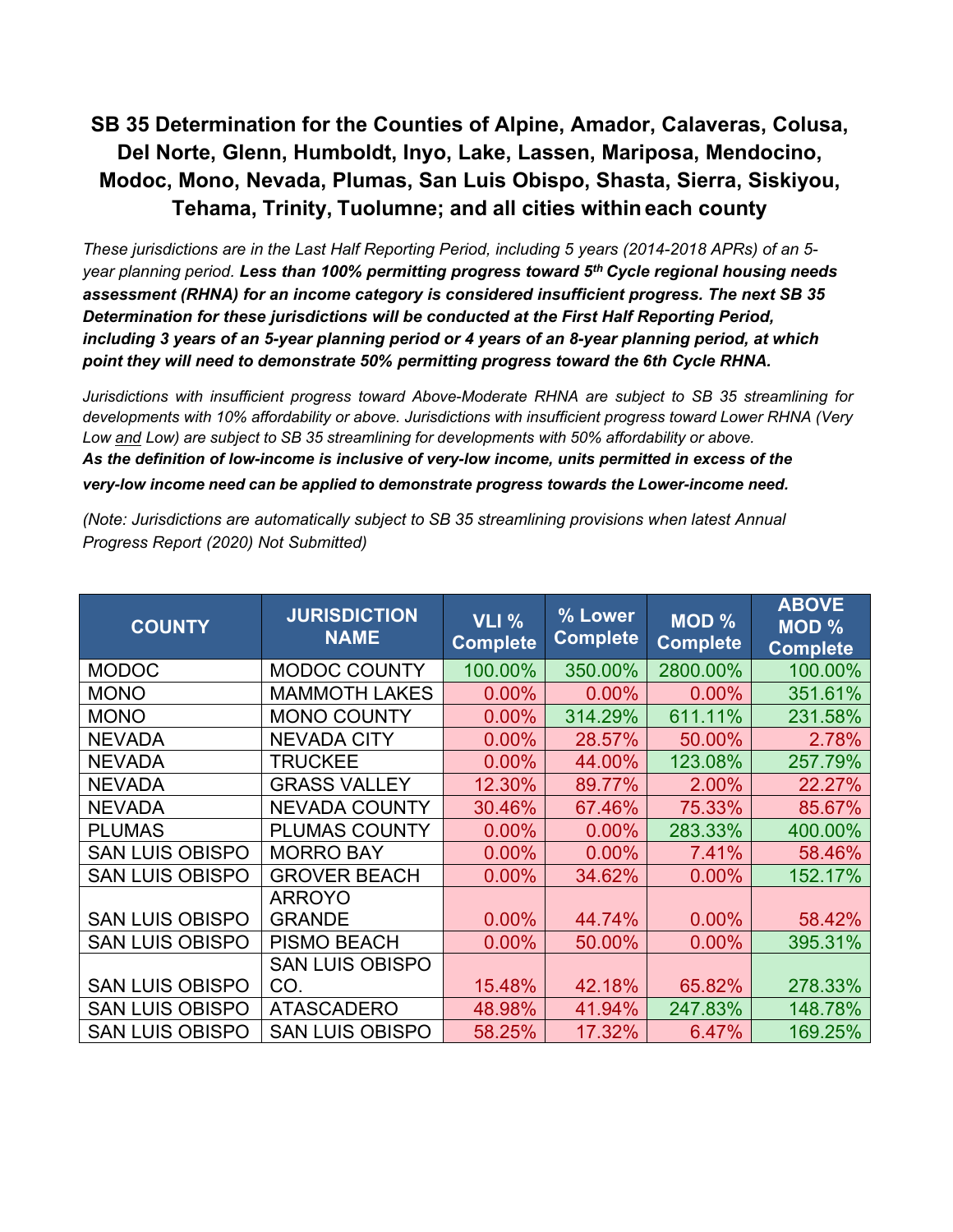# SB 35 Determination for the Counties of Alpine, Amador, Calaveras, Colusa, Del Norte, Glenn, Humboldt, Inyo, Lake, Lassen, Mariposa, Mendocino, Modoc, Mono, Nevada, Plumas, San Luis Obispo, Shasta, Sierra, Siskiyou, Tehama, Trinity, Tuolumne; and all cities within each county

*These jurisdictions are in the Last Half Reporting Period, including 5 years (2014-2018 APRs) of an 5-year planning period.* ***Less than 100% permitting progress toward 5th Cycle regional housing needs assessment (RHNA) for an income category is considered insufficient progress. The next SB 35 Determination for these jurisdictions will be conducted at the First Half Reporting Period, including 3 years of an 5-year planning period or 4 years of an 8-year planning period, at which point they will need to demonstrate 50% permitting progress toward the 6th Cycle RHNA.***

*Jurisdictions with insufficient progress toward Above-Moderate RHNA are subject to SB 35 streamlining for developments with 10% affordability or above. Jurisdictions with insufficient progress toward Lower RHNA (Very Low and Low) are subject to SB 35 streamlining for developments with 50% affordability or above.*
***As the definition of low-income is inclusive of very-low income, units permitted in excess of the very-low income need can be applied to demonstrate progress towards the Lower-income need.***

*(Note: Jurisdictions are automatically subject to SB 35 streamlining provisions when latest Annual Progress Report (2020) Not Submitted)*

| COUNTY | JURISDICTION NAME | VLI % Complete | % Lower Complete | MOD % Complete | ABOVE MOD % Complete |
|---|---|---|---|---|---|
| MODOC | MODOC COUNTY | 100.00% | 350.00% | 2800.00% | 100.00% |
| MONO | MAMMOTH LAKES | 0.00% | 0.00% | 0.00% | 351.61% |
| MONO | MONO COUNTY | 0.00% | 314.29% | 611.11% | 231.58% |
| NEVADA | NEVADA CITY | 0.00% | 28.57% | 50.00% | 2.78% |
| NEVADA | TRUCKEE | 0.00% | 44.00% | 123.08% | 257.79% |
| NEVADA | GRASS VALLEY | 12.30% | 89.77% | 2.00% | 22.27% |
| NEVADA | NEVADA COUNTY | 30.46% | 67.46% | 75.33% | 85.67% |
| PLUMAS | PLUMAS COUNTY | 0.00% | 0.00% | 283.33% | 400.00% |
| SAN LUIS OBISPO | MORRO BAY | 0.00% | 0.00% | 7.41% | 58.46% |
| SAN LUIS OBISPO | GROVER BEACH | 0.00% | 34.62% | 0.00% | 152.17% |
| SAN LUIS OBISPO | ARROYO GRANDE | 0.00% | 44.74% | 0.00% | 58.42% |
| SAN LUIS OBISPO | PISMO BEACH | 0.00% | 50.00% | 0.00% | 395.31% |
| SAN LUIS OBISPO | SAN LUIS OBISPO CO. | 15.48% | 42.18% | 65.82% | 278.33% |
| SAN LUIS OBISPO | ATASCADERO | 48.98% | 41.94% | 247.83% | 148.78% |
| SAN LUIS OBISPO | SAN LUIS OBISPO | 58.25% | 17.32% | 6.47% | 169.25% |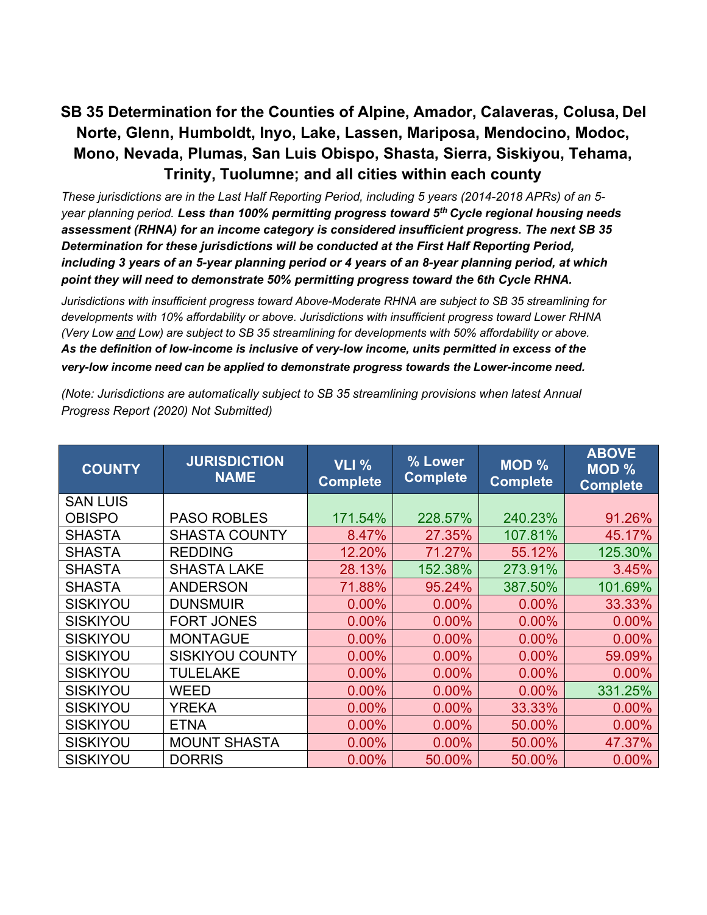## SB 35 Determination for the Counties of Alpine, Amador, Calaveras, Colusa, Del Norte, Glenn, Humboldt, Inyo, Lake, Lassen, Mariposa, Mendocino, Modoc, Mono, Nevada, Plumas, San Luis Obispo, Shasta, Sierra, Siskiyou, Tehama, Trinity, Tuolumne; and all cities within each county

*These jurisdictions are in the Last Half Reporting Period, including 5 years (2014-2018 APRs) of an 5-year planning period.* ***Less than 100% permitting progress toward 5th Cycle regional housing needs assessment (RHNA) for an income category is considered insufficient progress. The next SB 35 Determination for these jurisdictions will be conducted at the First Half Reporting Period, including 3 years of an 5-year planning period or 4 years of an 8-year planning period, at which point they will need to demonstrate 50% permitting progress toward the 6th Cycle RHNA.***

*Jurisdictions with insufficient progress toward Above-Moderate RHNA are subject to SB 35 streamlining for developments with 10% affordability or above. Jurisdictions with insufficient progress toward Lower RHNA (Very Low and Low) are subject to SB 35 streamlining for developments with 50% affordability or above.* ***As the definition of low-income is inclusive of very-low income, units permitted in excess of the very-low income need can be applied to demonstrate progress towards the Lower-income need.***

*(Note: Jurisdictions are automatically subject to SB 35 streamlining provisions when latest Annual Progress Report (2020) Not Submitted)*

| COUNTY | JURISDICTION NAME | VLI % Complete | % Lower Complete | MOD % Complete | ABOVE MOD % Complete |
|---|---|---|---|---|---|
| SAN LUIS OBISPO | PASO ROBLES | 171.54% | 228.57% | 240.23% | 91.26% |
| SHASTA | SHASTA COUNTY | 8.47% | 27.35% | 107.81% | 45.17% |
| SHASTA | REDDING | 12.20% | 71.27% | 55.12% | 125.30% |
| SHASTA | SHASTA LAKE | 28.13% | 152.38% | 273.91% | 3.45% |
| SHASTA | ANDERSON | 71.88% | 95.24% | 387.50% | 101.69% |
| SISKIYOU | DUNSMUIR | 0.00% | 0.00% | 0.00% | 33.33% |
| SISKIYOU | FORT JONES | 0.00% | 0.00% | 0.00% | 0.00% |
| SISKIYOU | MONTAGUE | 0.00% | 0.00% | 0.00% | 0.00% |
| SISKIYOU | SISKIYOU COUNTY | 0.00% | 0.00% | 0.00% | 59.09% |
| SISKIYOU | TULELAKE | 0.00% | 0.00% | 0.00% | 0.00% |
| SISKIYOU | WEED | 0.00% | 0.00% | 0.00% | 331.25% |
| SISKIYOU | YREKA | 0.00% | 0.00% | 33.33% | 0.00% |
| SISKIYOU | ETNA | 0.00% | 0.00% | 50.00% | 0.00% |
| SISKIYOU | MOUNT SHASTA | 0.00% | 0.00% | 50.00% | 47.37% |
| SISKIYOU | DORRIS | 0.00% | 50.00% | 50.00% | 0.00% |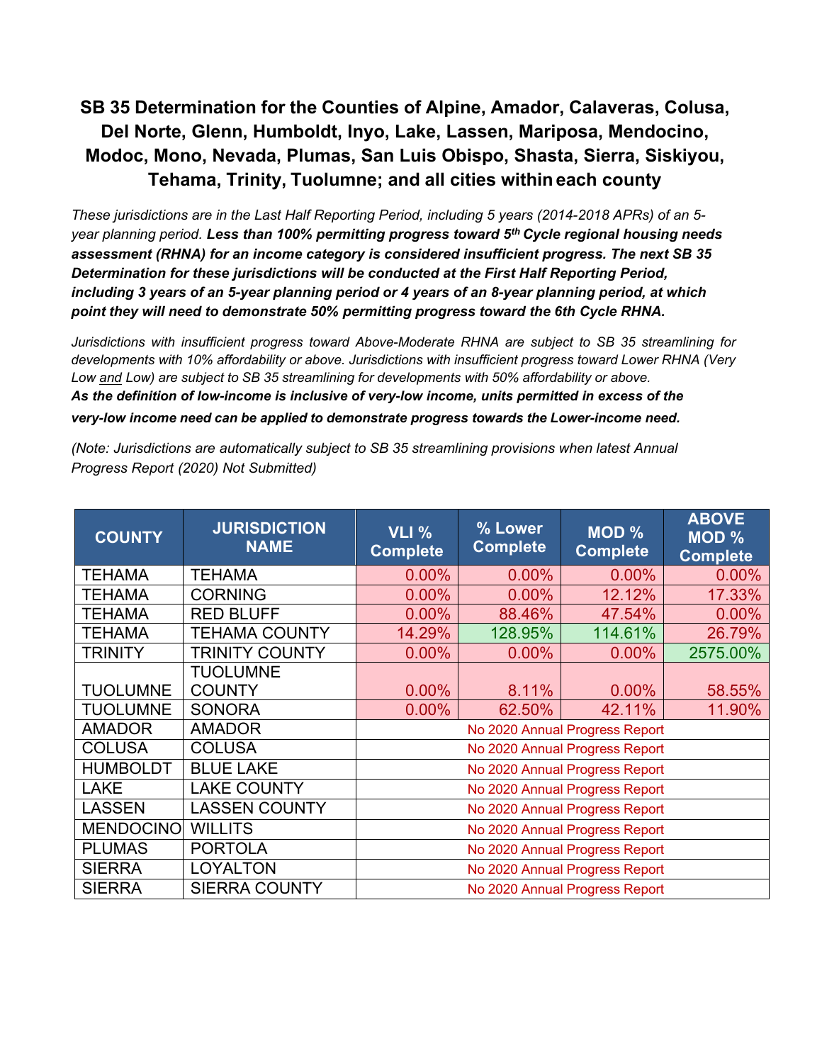# SB 35 Determination for the Counties of Alpine, Amador, Calaveras, Colusa, Del Norte, Glenn, Humboldt, Inyo, Lake, Lassen, Mariposa, Mendocino, Modoc, Mono, Nevada, Plumas, San Luis Obispo, Shasta, Sierra, Siskiyou, Tehama, Trinity, Tuolumne; and all cities within each county

*These jurisdictions are in the Last Half Reporting Period, including 5 years (2014-2018 APRs) of an 5-year planning period.* ***Less than 100% permitting progress toward 5th Cycle regional housing needs assessment (RHNA) for an income category is considered insufficient progress. The next SB 35 Determination for these jurisdictions will be conducted at the First Half Reporting Period, including 3 years of an 5-year planning period or 4 years of an 8-year planning period, at which point they will need to demonstrate 50% permitting progress toward the 6th Cycle RHNA.***

*Jurisdictions with insufficient progress toward Above-Moderate RHNA are subject to SB 35 streamlining for developments with 10% affordability or above. Jurisdictions with insufficient progress toward Lower RHNA (Very Low and Low) are subject to SB 35 streamlining for developments with 50% affordability or above.*
***As the definition of low-income is inclusive of very-low income, units permitted in excess of the very-low income need can be applied to demonstrate progress towards the Lower-income need.***

*(Note: Jurisdictions are automatically subject to SB 35 streamlining provisions when latest Annual Progress Report (2020) Not Submitted)*

| COUNTY | JURISDICTION NAME | VLI % Complete | % Lower Complete | MOD % Complete | ABOVE MOD % Complete |
|---|---|---|---|---|---|
| TEHAMA | TEHAMA | 0.00% | 0.00% | 0.00% | 0.00% |
| TEHAMA | CORNING | 0.00% | 0.00% | 12.12% | 17.33% |
| TEHAMA | RED BLUFF | 0.00% | 88.46% | 47.54% | 0.00% |
| TEHAMA | TEHAMA COUNTY | 14.29% | 128.95% | 114.61% | 26.79% |
| TRINITY | TRINITY COUNTY | 0.00% | 0.00% | 0.00% | 2575.00% |
| TUOLUMNE | TUOLUMNE COUNTY | 0.00% | 8.11% | 0.00% | 58.55% |
| TUOLUMNE | SONORA | 0.00% | 62.50% | 42.11% | 11.90% |
| AMADOR | AMADOR | No 2020 Annual Progress Report | | | |
| COLUSA | COLUSA | No 2020 Annual Progress Report | | | |
| HUMBOLDT | BLUE LAKE | No 2020 Annual Progress Report | | | |
| LAKE | LAKE COUNTY | No 2020 Annual Progress Report | | | |
| LASSEN | LASSEN COUNTY | No 2020 Annual Progress Report | | | |
| MENDOCINO | WILLITS | No 2020 Annual Progress Report | | | |
| PLUMAS | PORTOLA | No 2020 Annual Progress Report | | | |
| SIERRA | LOYALTON | No 2020 Annual Progress Report | | | |
| SIERRA | SIERRA COUNTY | No 2020 Annual Progress Report | | | |